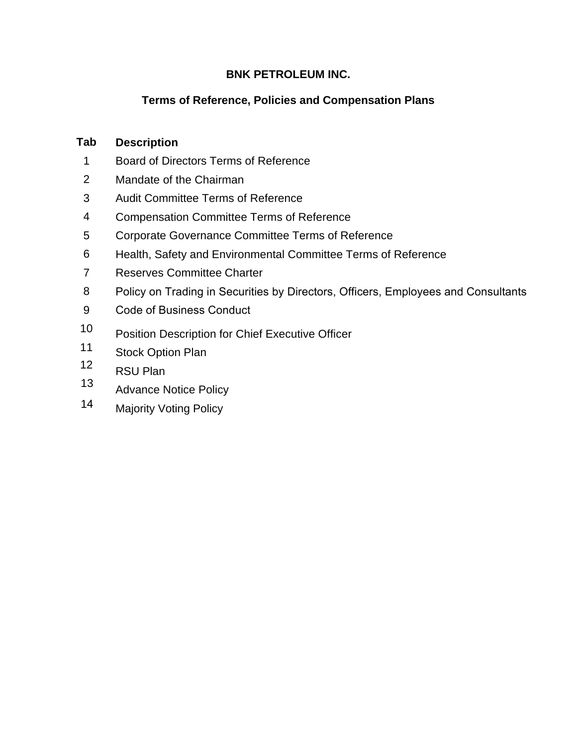# BNK PETROLEUM INC.

## Terms of Reference, Policies and Compensation Plans

| Tab | Description |
| --- | --- |
| 1 | Board of Directors Terms of Reference |
| 2 | Mandate of the Chairman |
| 3 | Audit Committee Terms of Reference |
| 4 | Compensation Committee Terms of Reference |
| 5 | Corporate Governance Committee Terms of Reference |
| 6 | Health, Safety and Environmental Committee Terms of Reference |
| 7 | Reserves Committee Charter |
| 8 | Policy on Trading in Securities by Directors, Officers, Employees and Consultants |
| 9 | Code of Business Conduct |
| 10 | Position Description for Chief Executive Officer |
| 11 | Stock Option Plan |
| 12 | RSU Plan |
| 13 | Advance Notice Policy |
| 14 | Majority Voting Policy |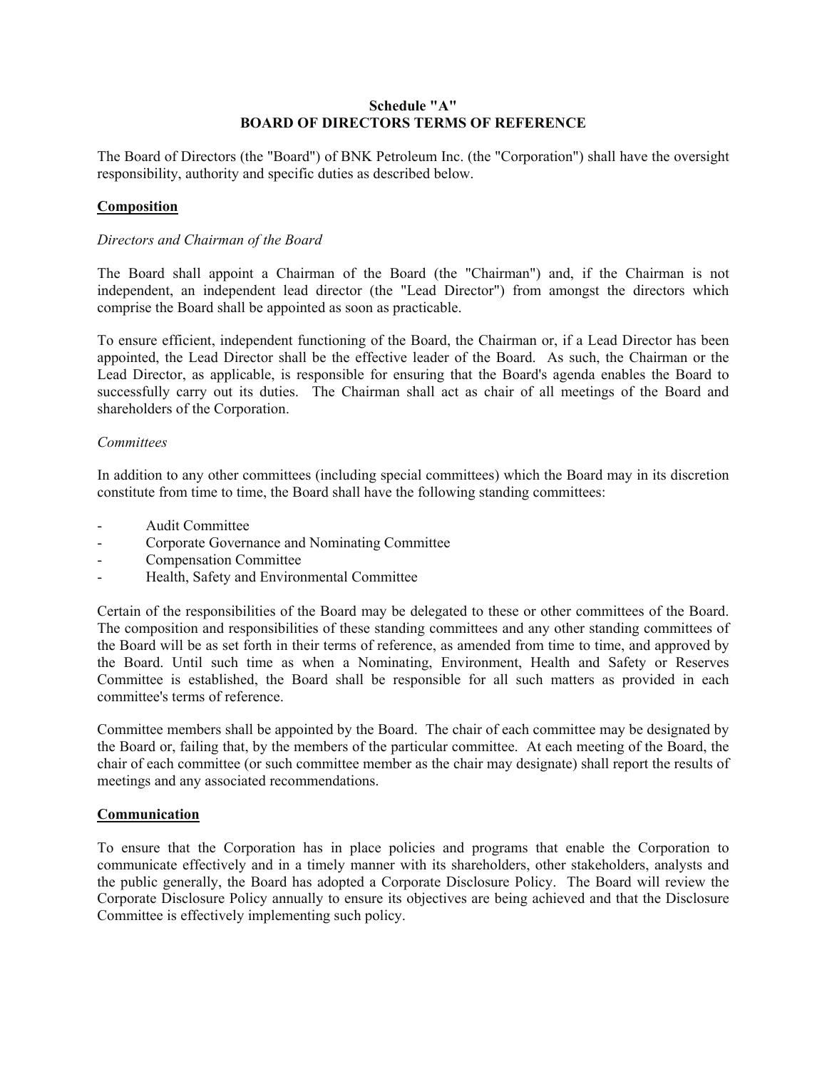**Schedule "A"**
**BOARD OF DIRECTORS TERMS OF REFERENCE**

The Board of Directors (the "Board") of BNK Petroleum Inc. (the "Corporation") shall have the oversight responsibility, authority and specific duties as described below.

**Composition**

*Directors and Chairman of the Board*

The Board shall appoint a Chairman of the Board (the "Chairman") and, if the Chairman is not independent, an independent lead director (the "Lead Director") from amongst the directors which comprise the Board shall be appointed as soon as practicable.

To ensure efficient, independent functioning of the Board, the Chairman or, if a Lead Director has been appointed, the Lead Director shall be the effective leader of the Board. As such, the Chairman or the Lead Director, as applicable, is responsible for ensuring that the Board's agenda enables the Board to successfully carry out its duties. The Chairman shall act as chair of all meetings of the Board and shareholders of the Corporation.

*Committees*

In addition to any other committees (including special committees) which the Board may in its discretion constitute from time to time, the Board shall have the following standing committees:

- Audit Committee
- Corporate Governance and Nominating Committee
- Compensation Committee
- Health, Safety and Environmental Committee

Certain of the responsibilities of the Board may be delegated to these or other committees of the Board. The composition and responsibilities of these standing committees and any other standing committees of the Board will be as set forth in their terms of reference, as amended from time to time, and approved by the Board. Until such time as when a Nominating, Environment, Health and Safety or Reserves Committee is established, the Board shall be responsible for all such matters as provided in each committee's terms of reference.

Committee members shall be appointed by the Board. The chair of each committee may be designated by the Board or, failing that, by the members of the particular committee. At each meeting of the Board, the chair of each committee (or such committee member as the chair may designate) shall report the results of meetings and any associated recommendations.

**Communication**

To ensure that the Corporation has in place policies and programs that enable the Corporation to communicate effectively and in a timely manner with its shareholders, other stakeholders, analysts and the public generally, the Board has adopted a Corporate Disclosure Policy. The Board will review the Corporate Disclosure Policy annually to ensure its objectives are being achieved and that the Disclosure Committee is effectively implementing such policy.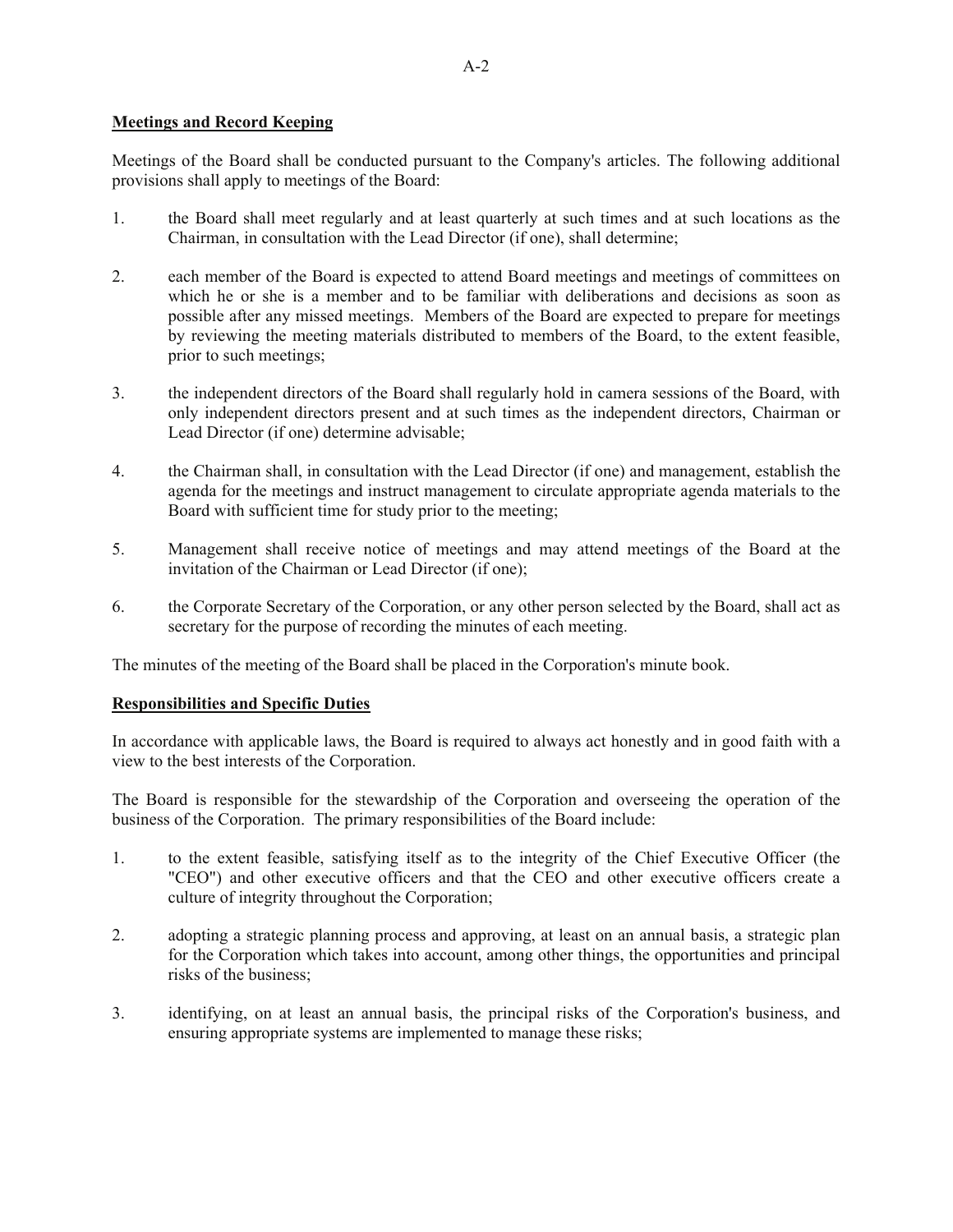**Meetings and Record Keeping**

Meetings of the Board shall be conducted pursuant to the Company's articles. The following additional provisions shall apply to meetings of the Board:

1. the Board shall meet regularly and at least quarterly at such times and at such locations as the Chairman, in consultation with the Lead Director (if one), shall determine;

2. each member of the Board is expected to attend Board meetings and meetings of committees on which he or she is a member and to be familiar with deliberations and decisions as soon as possible after any missed meetings. Members of the Board are expected to prepare for meetings by reviewing the meeting materials distributed to members of the Board, to the extent feasible, prior to such meetings;

3. the independent directors of the Board shall regularly hold in camera sessions of the Board, with only independent directors present and at such times as the independent directors, Chairman or Lead Director (if one) determine advisable;

4. the Chairman shall, in consultation with the Lead Director (if one) and management, establish the agenda for the meetings and instruct management to circulate appropriate agenda materials to the Board with sufficient time for study prior to the meeting;

5. Management shall receive notice of meetings and may attend meetings of the Board at the invitation of the Chairman or Lead Director (if one);

6. the Corporate Secretary of the Corporation, or any other person selected by the Board, shall act as secretary for the purpose of recording the minutes of each meeting.

The minutes of the meeting of the Board shall be placed in the Corporation's minute book.

**Responsibilities and Specific Duties**

In accordance with applicable laws, the Board is required to always act honestly and in good faith with a view to the best interests of the Corporation.

The Board is responsible for the stewardship of the Corporation and overseeing the operation of the business of the Corporation. The primary responsibilities of the Board include:

1. to the extent feasible, satisfying itself as to the integrity of the Chief Executive Officer (the "CEO") and other executive officers and that the CEO and other executive officers create a culture of integrity throughout the Corporation;

2. adopting a strategic planning process and approving, at least on an annual basis, a strategic plan for the Corporation which takes into account, among other things, the opportunities and principal risks of the business;

3. identifying, on at least an annual basis, the principal risks of the Corporation's business, and ensuring appropriate systems are implemented to manage these risks;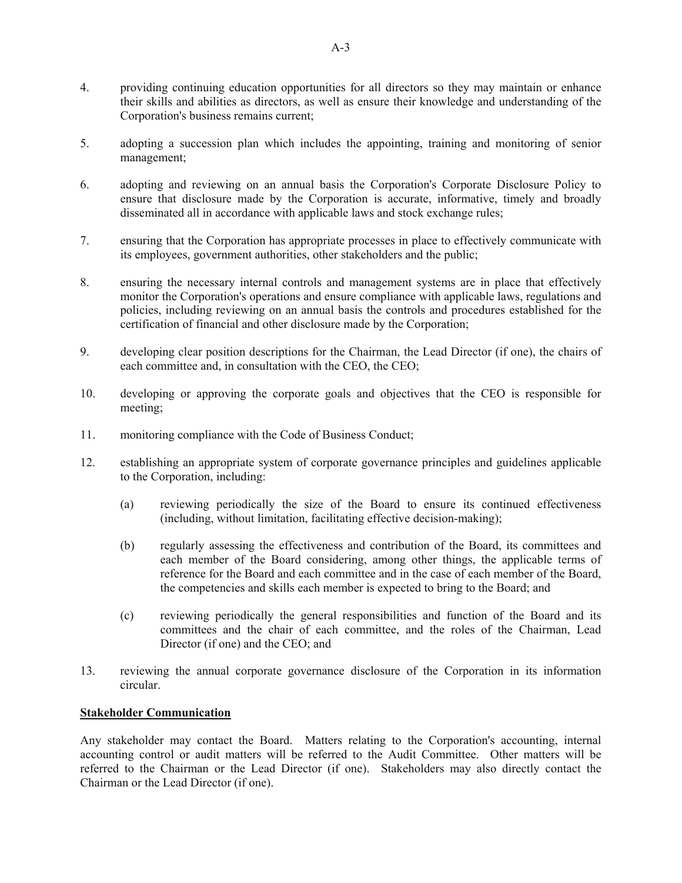4. providing continuing education opportunities for all directors so they may maintain or enhance their skills and abilities as directors, as well as ensure their knowledge and understanding of the Corporation's business remains current;

5. adopting a succession plan which includes the appointing, training and monitoring of senior management;

6. adopting and reviewing on an annual basis the Corporation's Corporate Disclosure Policy to ensure that disclosure made by the Corporation is accurate, informative, timely and broadly disseminated all in accordance with applicable laws and stock exchange rules;

7. ensuring that the Corporation has appropriate processes in place to effectively communicate with its employees, government authorities, other stakeholders and the public;

8. ensuring the necessary internal controls and management systems are in place that effectively monitor the Corporation's operations and ensure compliance with applicable laws, regulations and policies, including reviewing on an annual basis the controls and procedures established for the certification of financial and other disclosure made by the Corporation;

9. developing clear position descriptions for the Chairman, the Lead Director (if one), the chairs of each committee and, in consultation with the CEO, the CEO;

10. developing or approving the corporate goals and objectives that the CEO is responsible for meeting;

11. monitoring compliance with the Code of Business Conduct;

12. establishing an appropriate system of corporate governance principles and guidelines applicable to the Corporation, including:

    (a) reviewing periodically the size of the Board to ensure its continued effectiveness (including, without limitation, facilitating effective decision-making);

    (b) regularly assessing the effectiveness and contribution of the Board, its committees and each member of the Board considering, among other things, the applicable terms of reference for the Board and each committee and in the case of each member of the Board, the competencies and skills each member is expected to bring to the Board; and

    (c) reviewing periodically the general responsibilities and function of the Board and its committees and the chair of each committee, and the roles of the Chairman, Lead Director (if one) and the CEO; and

13. reviewing the annual corporate governance disclosure of the Corporation in its information circular.

**Stakeholder Communication**

Any stakeholder may contact the Board. Matters relating to the Corporation's accounting, internal accounting control or audit matters will be referred to the Audit Committee. Other matters will be referred to the Chairman or the Lead Director (if one). Stakeholders may also directly contact the Chairman or the Lead Director (if one).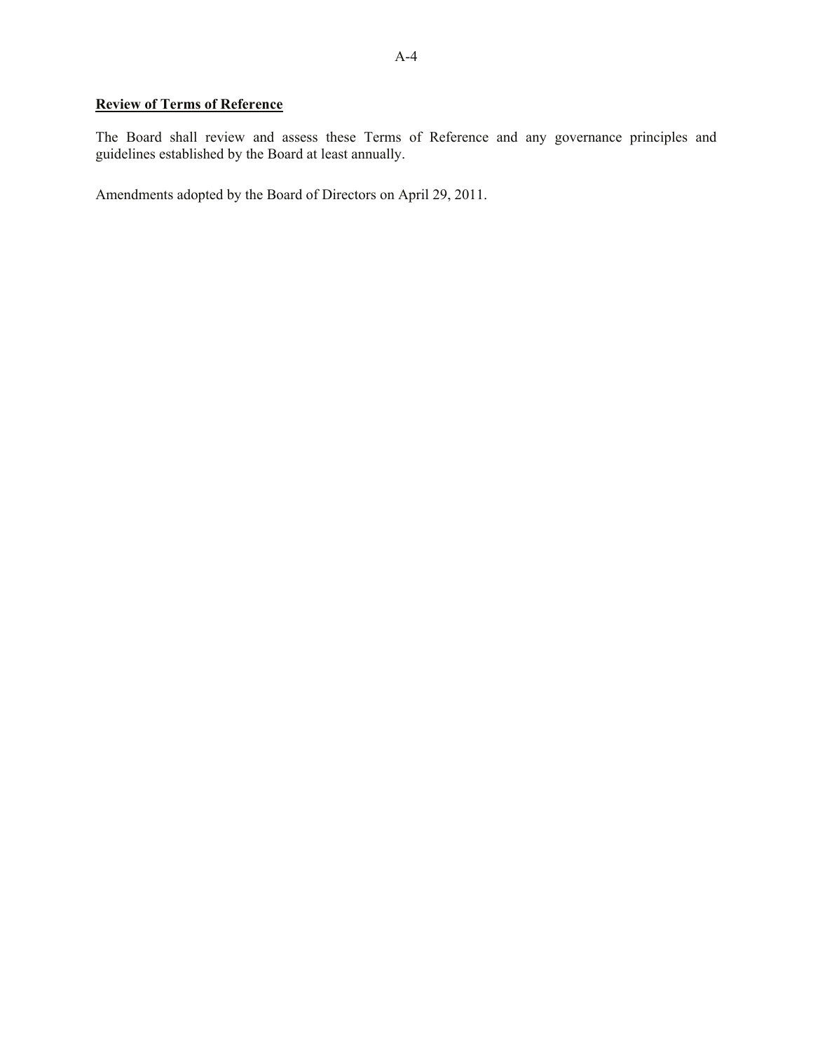**Review of Terms of Reference**

The Board shall review and assess these Terms of Reference and any governance principles and guidelines established by the Board at least annually.

Amendments adopted by the Board of Directors on April 29, 2011.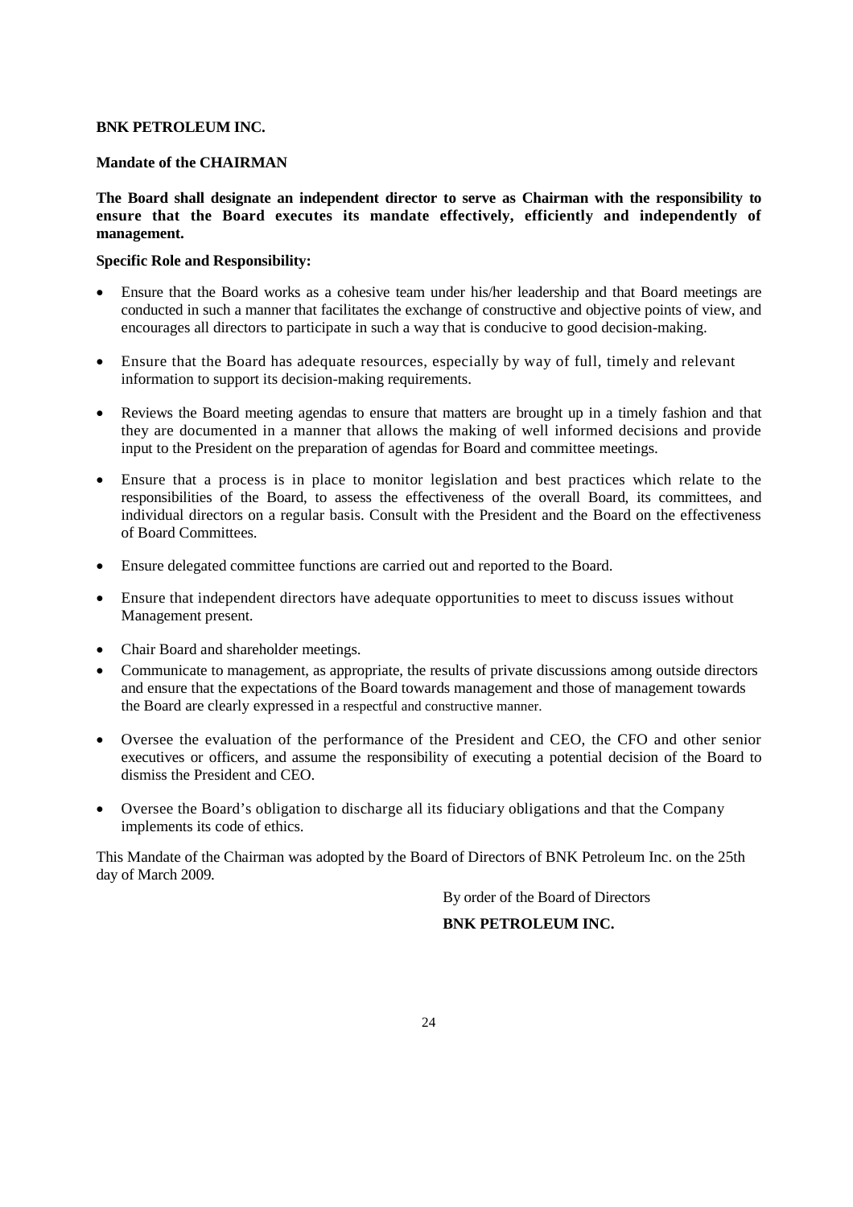**BNK PETROLEUM INC.**

**Mandate of the CHAIRMAN**

**The Board shall designate an independent director to serve as Chairman with the responsibility to ensure that the Board executes its mandate effectively, efficiently and independently of management.**

**Specific Role and Responsibility:**

- Ensure that the Board works as a cohesive team under his/her leadership and that Board meetings are conducted in such a manner that facilitates the exchange of constructive and objective points of view, and encourages all directors to participate in such a way that is conducive to good decision-making.
- Ensure that the Board has adequate resources, especially by way of full, timely and relevant information to support its decision-making requirements.
- Reviews the Board meeting agendas to ensure that matters are brought up in a timely fashion and that they are documented in a manner that allows the making of well informed decisions and provide input to the President on the preparation of agendas for Board and committee meetings.
- Ensure that a process is in place to monitor legislation and best practices which relate to the responsibilities of the Board, to assess the effectiveness of the overall Board, its committees, and individual directors on a regular basis. Consult with the President and the Board on the effectiveness of Board Committees.
- Ensure delegated committee functions are carried out and reported to the Board.
- Ensure that independent directors have adequate opportunities to meet to discuss issues without Management present.
- Chair Board and shareholder meetings.
- Communicate to management, as appropriate, the results of private discussions among outside directors and ensure that the expectations of the Board towards management and those of management towards the Board are clearly expressed in a respectful and constructive manner.
- Oversee the evaluation of the performance of the President and CEO, the CFO and other senior executives or officers, and assume the responsibility of executing a potential decision of the Board to dismiss the President and CEO.
- Oversee the Board's obligation to discharge all its fiduciary obligations and that the Company implements its code of ethics.

This Mandate of the Chairman was adopted by the Board of Directors of BNK Petroleum Inc. on the 25th day of March 2009.

By order of the Board of Directors

**BNK PETROLEUM INC.**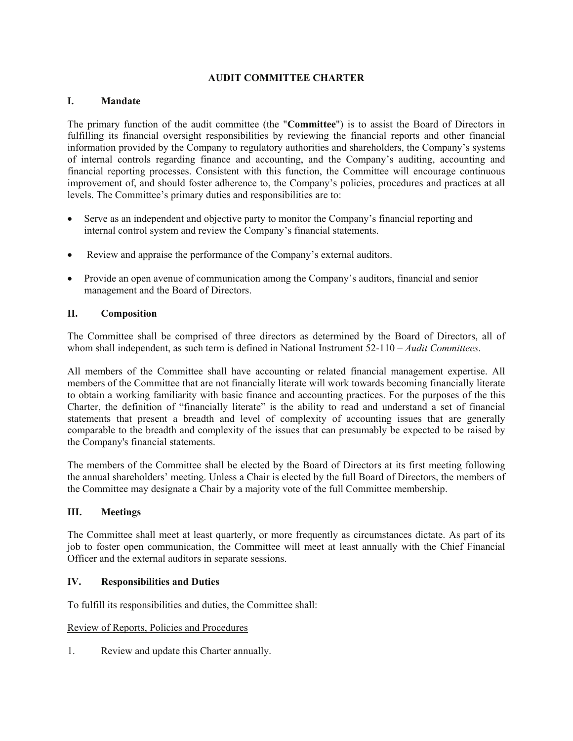# AUDIT COMMITTEE CHARTER

## I. Mandate

The primary function of the audit committee (the "**Committee**") is to assist the Board of Directors in fulfilling its financial oversight responsibilities by reviewing the financial reports and other financial information provided by the Company to regulatory authorities and shareholders, the Company's systems of internal controls regarding finance and accounting, and the Company's auditing, accounting and financial reporting processes. Consistent with this function, the Committee will encourage continuous improvement of, and should foster adherence to, the Company's policies, procedures and practices at all levels. The Committee's primary duties and responsibilities are to:

- Serve as an independent and objective party to monitor the Company's financial reporting and internal control system and review the Company's financial statements.
- Review and appraise the performance of the Company's external auditors.
- Provide an open avenue of communication among the Company's auditors, financial and senior management and the Board of Directors.

## II. Composition

The Committee shall be comprised of three directors as determined by the Board of Directors, all of whom shall independent, as such term is defined in National Instrument 52-110 – *Audit Committees*.

All members of the Committee shall have accounting or related financial management expertise. All members of the Committee that are not financially literate will work towards becoming financially literate to obtain a working familiarity with basic finance and accounting practices. For the purposes of the this Charter, the definition of "financially literate" is the ability to read and understand a set of financial statements that present a breadth and level of complexity of accounting issues that are generally comparable to the breadth and complexity of the issues that can presumably be expected to be raised by the Company's financial statements.

The members of the Committee shall be elected by the Board of Directors at its first meeting following the annual shareholders' meeting. Unless a Chair is elected by the full Board of Directors, the members of the Committee may designate a Chair by a majority vote of the full Committee membership.

## III. Meetings

The Committee shall meet at least quarterly, or more frequently as circumstances dictate. As part of its job to foster open communication, the Committee will meet at least annually with the Chief Financial Officer and the external auditors in separate sessions.

## IV. Responsibilities and Duties

To fulfill its responsibilities and duties, the Committee shall:

<u>Review of Reports, Policies and Procedures</u>

1. Review and update this Charter annually.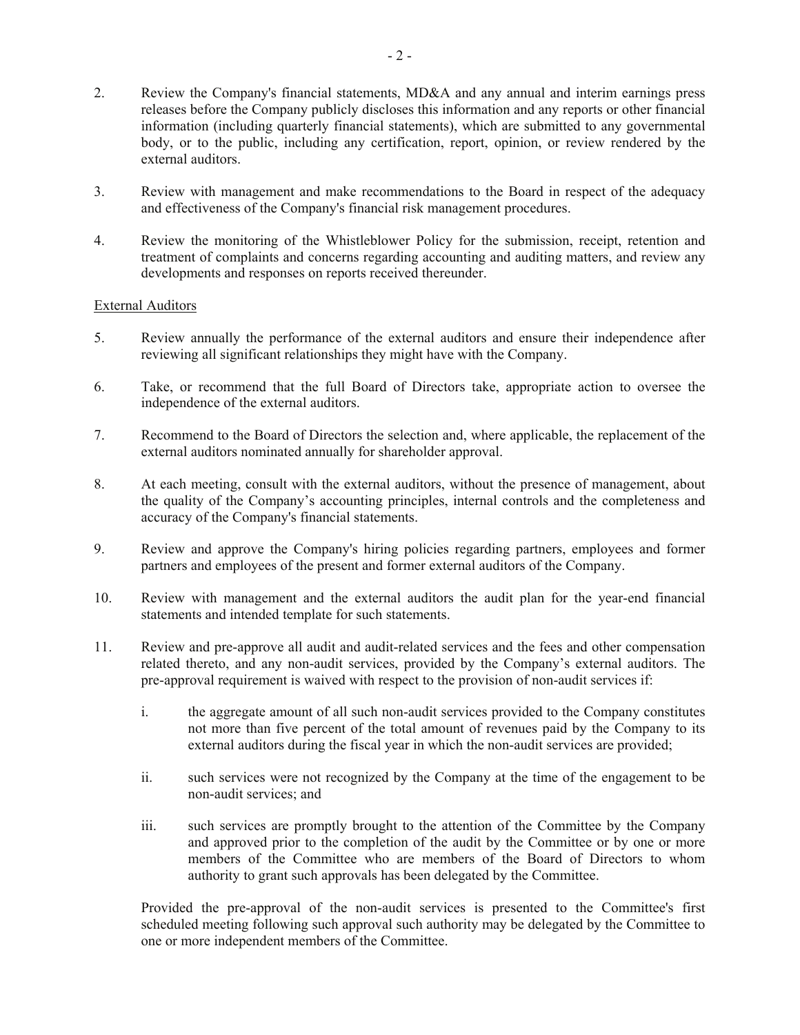2. Review the Company's financial statements, MD&A and any annual and interim earnings press releases before the Company publicly discloses this information and any reports or other financial information (including quarterly financial statements), which are submitted to any governmental body, or to the public, including any certification, report, opinion, or review rendered by the external auditors.

3. Review with management and make recommendations to the Board in respect of the adequacy and effectiveness of the Company's financial risk management procedures.

4. Review the monitoring of the Whistleblower Policy for the submission, receipt, retention and treatment of complaints and concerns regarding accounting and auditing matters, and review any developments and responses on reports received thereunder.

<u>External Auditors</u>

5. Review annually the performance of the external auditors and ensure their independence after reviewing all significant relationships they might have with the Company.

6. Take, or recommend that the full Board of Directors take, appropriate action to oversee the independence of the external auditors.

7. Recommend to the Board of Directors the selection and, where applicable, the replacement of the external auditors nominated annually for shareholder approval.

8. At each meeting, consult with the external auditors, without the presence of management, about the quality of the Company's accounting principles, internal controls and the completeness and accuracy of the Company's financial statements.

9. Review and approve the Company's hiring policies regarding partners, employees and former partners and employees of the present and former external auditors of the Company.

10. Review with management and the external auditors the audit plan for the year-end financial statements and intended template for such statements.

11. Review and pre-approve all audit and audit-related services and the fees and other compensation related thereto, and any non-audit services, provided by the Company's external auditors. The pre-approval requirement is waived with respect to the provision of non-audit services if:

    i. the aggregate amount of all such non-audit services provided to the Company constitutes not more than five percent of the total amount of revenues paid by the Company to its external auditors during the fiscal year in which the non-audit services are provided;

    ii. such services were not recognized by the Company at the time of the engagement to be non-audit services; and

    iii. such services are promptly brought to the attention of the Committee by the Company and approved prior to the completion of the audit by the Committee or by one or more members of the Committee who are members of the Board of Directors to whom authority to grant such approvals has been delegated by the Committee.

    Provided the pre-approval of the non-audit services is presented to the Committee's first scheduled meeting following such approval such authority may be delegated by the Committee to one or more independent members of the Committee.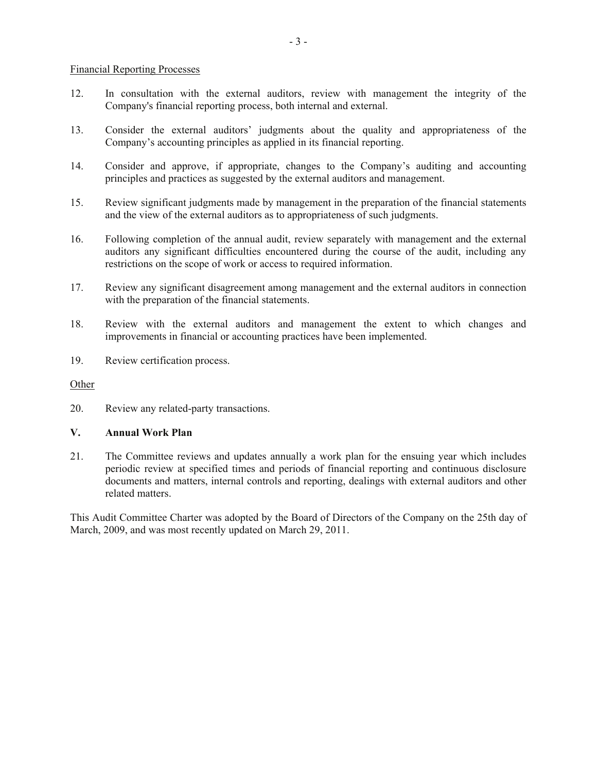Financial Reporting Processes

12. In consultation with the external auditors, review with management the integrity of the Company's financial reporting process, both internal and external.

13. Consider the external auditors' judgments about the quality and appropriateness of the Company's accounting principles as applied in its financial reporting.

14. Consider and approve, if appropriate, changes to the Company's auditing and accounting principles and practices as suggested by the external auditors and management.

15. Review significant judgments made by management in the preparation of the financial statements and the view of the external auditors as to appropriateness of such judgments.

16. Following completion of the annual audit, review separately with management and the external auditors any significant difficulties encountered during the course of the audit, including any restrictions on the scope of work or access to required information.

17. Review any significant disagreement among management and the external auditors in connection with the preparation of the financial statements.

18. Review with the external auditors and management the extent to which changes and improvements in financial or accounting practices have been implemented.

19. Review certification process.

Other

20. Review any related-party transactions.

## V. Annual Work Plan

21. The Committee reviews and updates annually a work plan for the ensuing year which includes periodic review at specified times and periods of financial reporting and continuous disclosure documents and matters, internal controls and reporting, dealings with external auditors and other related matters.

This Audit Committee Charter was adopted by the Board of Directors of the Company on the 25th day of March, 2009, and was most recently updated on March 29, 2011.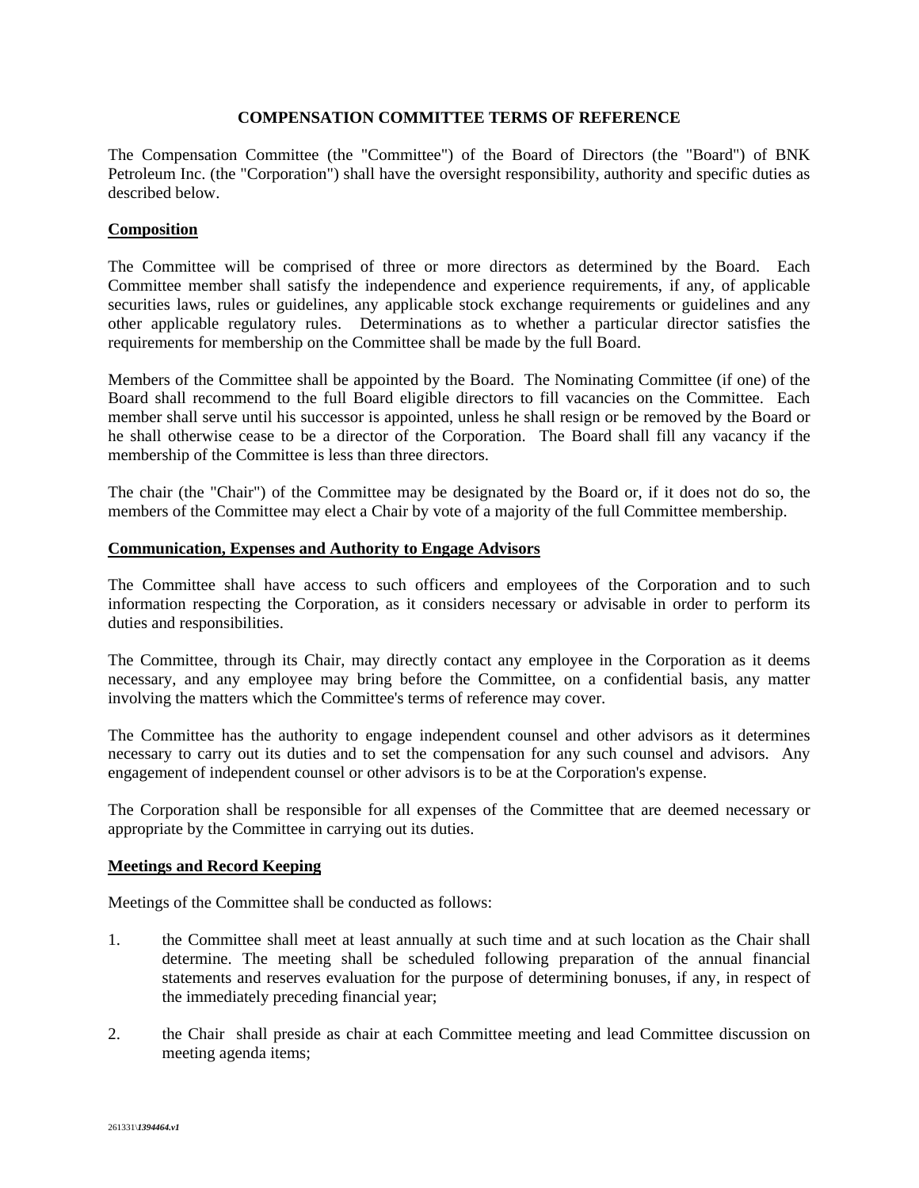# COMPENSATION COMMITTEE TERMS OF REFERENCE

The Compensation Committee (the "Committee") of the Board of Directors (the "Board") of BNK Petroleum Inc. (the "Corporation") shall have the oversight responsibility, authority and specific duties as described below.

## Composition

The Committee will be comprised of three or more directors as determined by the Board. Each Committee member shall satisfy the independence and experience requirements, if any, of applicable securities laws, rules or guidelines, any applicable stock exchange requirements or guidelines and any other applicable regulatory rules. Determinations as to whether a particular director satisfies the requirements for membership on the Committee shall be made by the full Board.

Members of the Committee shall be appointed by the Board. The Nominating Committee (if one) of the Board shall recommend to the full Board eligible directors to fill vacancies on the Committee. Each member shall serve until his successor is appointed, unless he shall resign or be removed by the Board or he shall otherwise cease to be a director of the Corporation. The Board shall fill any vacancy if the membership of the Committee is less than three directors.

The chair (the "Chair") of the Committee may be designated by the Board or, if it does not do so, the members of the Committee may elect a Chair by vote of a majority of the full Committee membership.

## Communication, Expenses and Authority to Engage Advisors

The Committee shall have access to such officers and employees of the Corporation and to such information respecting the Corporation, as it considers necessary or advisable in order to perform its duties and responsibilities.

The Committee, through its Chair, may directly contact any employee in the Corporation as it deems necessary, and any employee may bring before the Committee, on a confidential basis, any matter involving the matters which the Committee's terms of reference may cover.

The Committee has the authority to engage independent counsel and other advisors as it determines necessary to carry out its duties and to set the compensation for any such counsel and advisors. Any engagement of independent counsel or other advisors is to be at the Corporation's expense.

The Corporation shall be responsible for all expenses of the Committee that are deemed necessary or appropriate by the Committee in carrying out its duties.

## Meetings and Record Keeping

Meetings of the Committee shall be conducted as follows:

1. the Committee shall meet at least annually at such time and at such location as the Chair shall determine. The meeting shall be scheduled following preparation of the annual financial statements and reserves evaluation for the purpose of determining bonuses, if any, in respect of the immediately preceding financial year;

2. the Chair shall preside as chair at each Committee meeting and lead Committee discussion on meeting agenda items;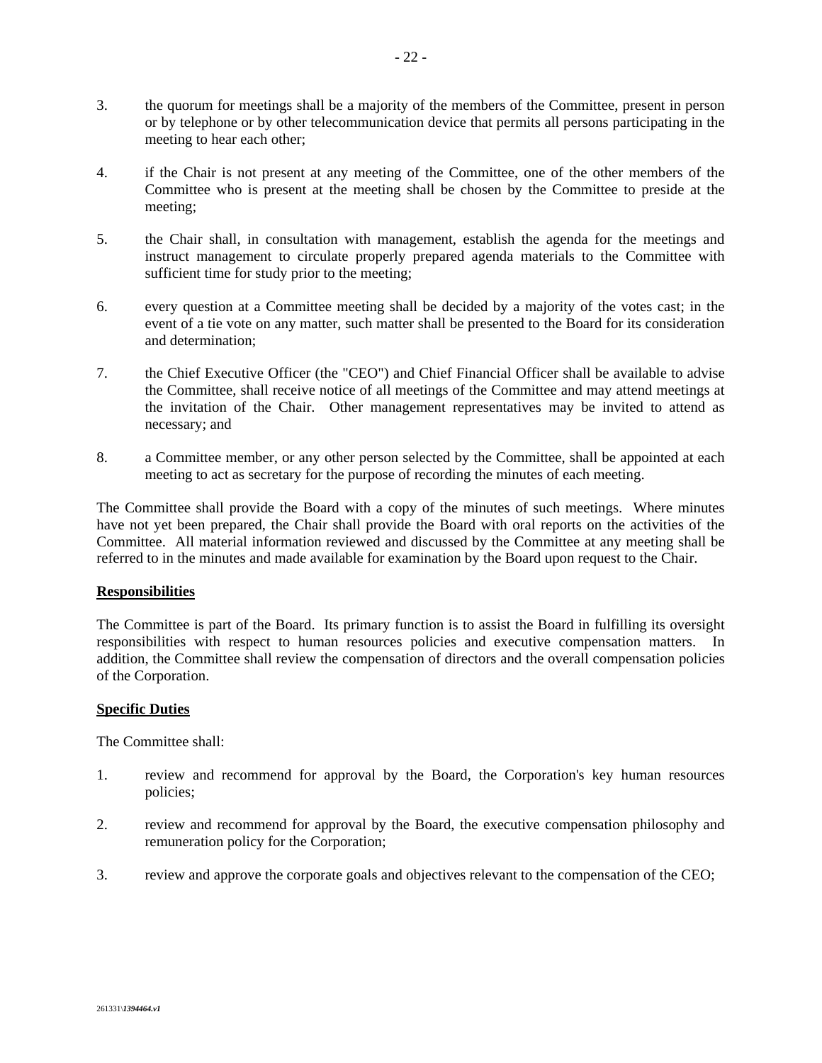3. the quorum for meetings shall be a majority of the members of the Committee, present in person or by telephone or by other telecommunication device that permits all persons participating in the meeting to hear each other;

4. if the Chair is not present at any meeting of the Committee, one of the other members of the Committee who is present at the meeting shall be chosen by the Committee to preside at the meeting;

5. the Chair shall, in consultation with management, establish the agenda for the meetings and instruct management to circulate properly prepared agenda materials to the Committee with sufficient time for study prior to the meeting;

6. every question at a Committee meeting shall be decided by a majority of the votes cast; in the event of a tie vote on any matter, such matter shall be presented to the Board for its consideration and determination;

7. the Chief Executive Officer (the "CEO") and Chief Financial Officer shall be available to advise the Committee, shall receive notice of all meetings of the Committee and may attend meetings at the invitation of the Chair. Other management representatives may be invited to attend as necessary; and

8. a Committee member, or any other person selected by the Committee, shall be appointed at each meeting to act as secretary for the purpose of recording the minutes of each meeting.

The Committee shall provide the Board with a copy of the minutes of such meetings. Where minutes have not yet been prepared, the Chair shall provide the Board with oral reports on the activities of the Committee. All material information reviewed and discussed by the Committee at any meeting shall be referred to in the minutes and made available for examination by the Board upon request to the Chair.

**Responsibilities**

The Committee is part of the Board. Its primary function is to assist the Board in fulfilling its oversight responsibilities with respect to human resources policies and executive compensation matters. In addition, the Committee shall review the compensation of directors and the overall compensation policies of the Corporation.

**Specific Duties**

The Committee shall:

1. review and recommend for approval by the Board, the Corporation's key human resources policies;

2. review and recommend for approval by the Board, the executive compensation philosophy and remuneration policy for the Corporation;

3. review and approve the corporate goals and objectives relevant to the compensation of the CEO;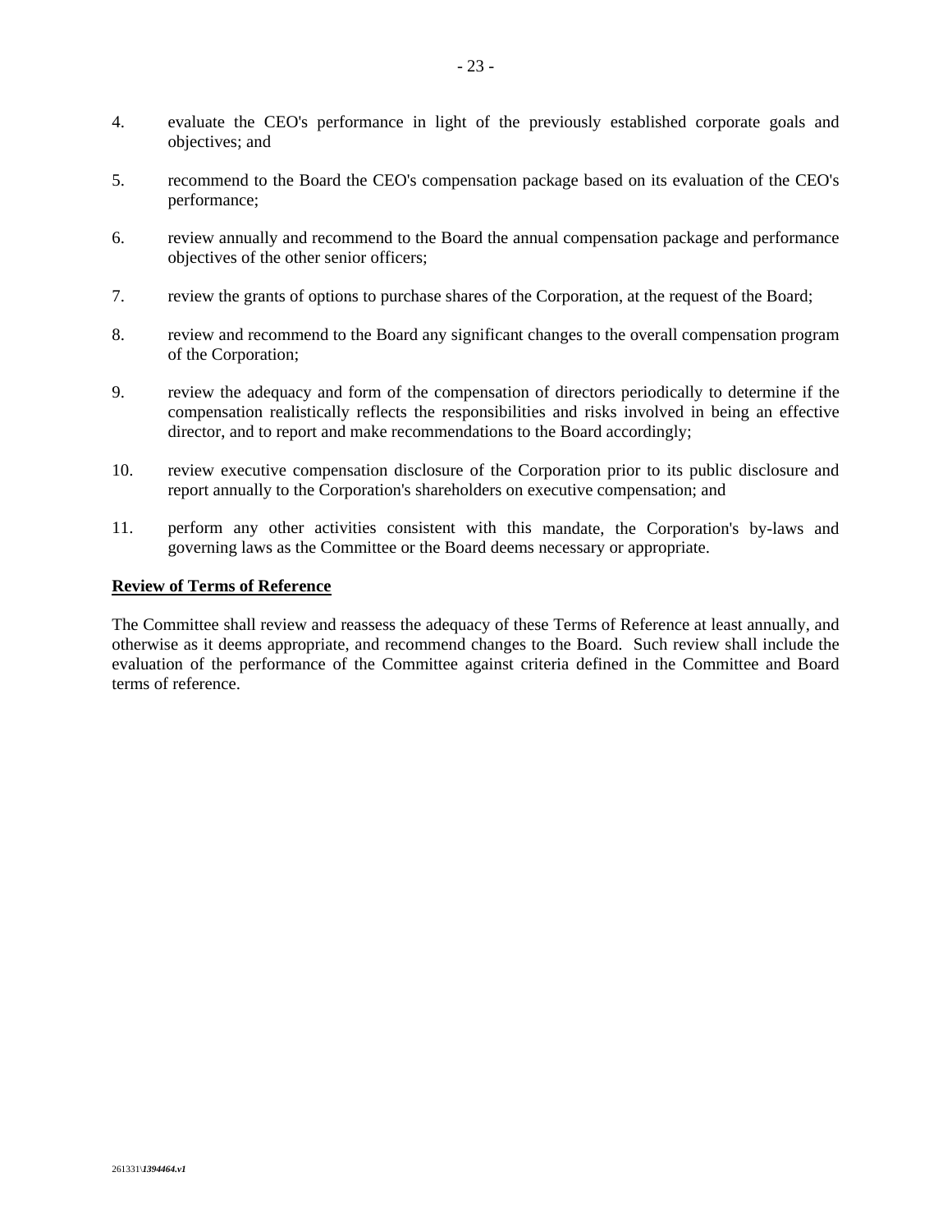4. evaluate the CEO's performance in light of the previously established corporate goals and objectives; and

5. recommend to the Board the CEO's compensation package based on its evaluation of the CEO's performance;

6. review annually and recommend to the Board the annual compensation package and performance objectives of the other senior officers;

7. review the grants of options to purchase shares of the Corporation, at the request of the Board;

8. review and recommend to the Board any significant changes to the overall compensation program of the Corporation;

9. review the adequacy and form of the compensation of directors periodically to determine if the compensation realistically reflects the responsibilities and risks involved in being an effective director, and to report and make recommendations to the Board accordingly;

10. review executive compensation disclosure of the Corporation prior to its public disclosure and report annually to the Corporation's shareholders on executive compensation; and

11. perform any other activities consistent with this mandate, the Corporation's by-laws and governing laws as the Committee or the Board deems necessary or appropriate.

**Review of Terms of Reference**

The Committee shall review and reassess the adequacy of these Terms of Reference at least annually, and otherwise as it deems appropriate, and recommend changes to the Board. Such review shall include the evaluation of the performance of the Committee against criteria defined in the Committee and Board terms of reference.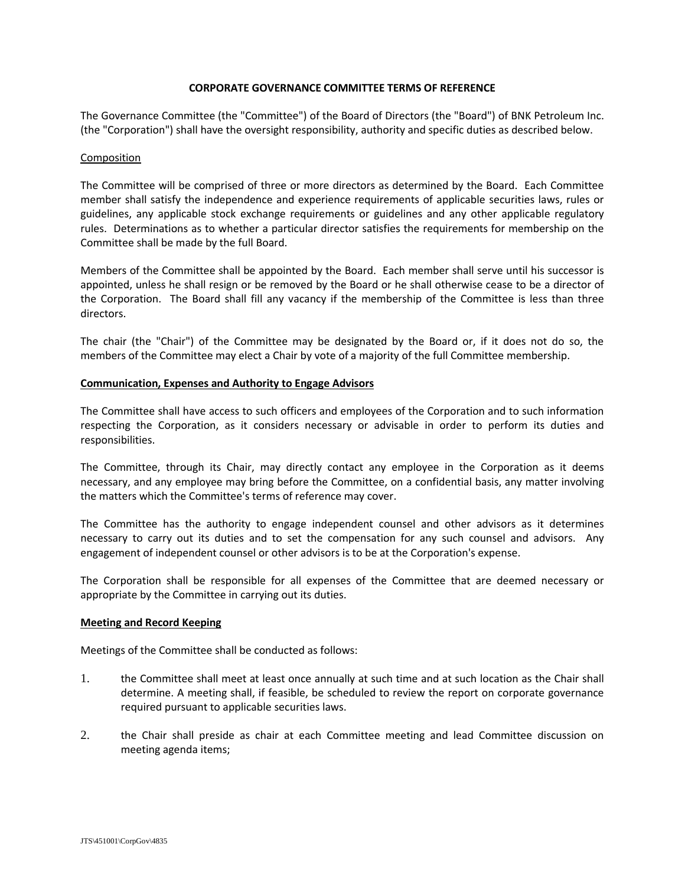**CORPORATE GOVERNANCE COMMITTEE TERMS OF REFERENCE**

The Governance Committee (the "Committee") of the Board of Directors (the "Board") of BNK Petroleum Inc. (the "Corporation") shall have the oversight responsibility, authority and specific duties as described below.

Composition

The Committee will be comprised of three or more directors as determined by the Board. Each Committee member shall satisfy the independence and experience requirements of applicable securities laws, rules or guidelines, any applicable stock exchange requirements or guidelines and any other applicable regulatory rules. Determinations as to whether a particular director satisfies the requirements for membership on the Committee shall be made by the full Board.

Members of the Committee shall be appointed by the Board. Each member shall serve until his successor is appointed, unless he shall resign or be removed by the Board or he shall otherwise cease to be a director of the Corporation. The Board shall fill any vacancy if the membership of the Committee is less than three directors.

The chair (the "Chair") of the Committee may be designated by the Board or, if it does not do so, the members of the Committee may elect a Chair by vote of a majority of the full Committee membership.

**Communication, Expenses and Authority to Engage Advisors**

The Committee shall have access to such officers and employees of the Corporation and to such information respecting the Corporation, as it considers necessary or advisable in order to perform its duties and responsibilities.

The Committee, through its Chair, may directly contact any employee in the Corporation as it deems necessary, and any employee may bring before the Committee, on a confidential basis, any matter involving the matters which the Committee's terms of reference may cover.

The Committee has the authority to engage independent counsel and other advisors as it determines necessary to carry out its duties and to set the compensation for any such counsel and advisors. Any engagement of independent counsel or other advisors is to be at the Corporation's expense.

The Corporation shall be responsible for all expenses of the Committee that are deemed necessary or appropriate by the Committee in carrying out its duties.

**Meeting and Record Keeping**

Meetings of the Committee shall be conducted as follows:

1. the Committee shall meet at least once annually at such time and at such location as the Chair shall determine. A meeting shall, if feasible, be scheduled to review the report on corporate governance required pursuant to applicable securities laws.
2. the Chair shall preside as chair at each Committee meeting and lead Committee discussion on meeting agenda items;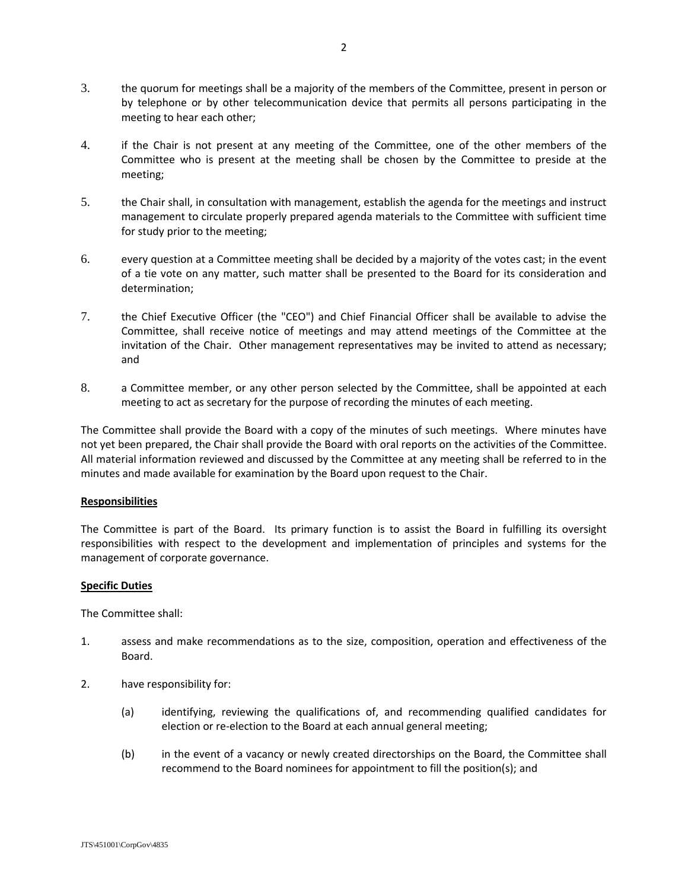3. the quorum for meetings shall be a majority of the members of the Committee, present in person or by telephone or by other telecommunication device that permits all persons participating in the meeting to hear each other;

4. if the Chair is not present at any meeting of the Committee, one of the other members of the Committee who is present at the meeting shall be chosen by the Committee to preside at the meeting;

5. the Chair shall, in consultation with management, establish the agenda for the meetings and instruct management to circulate properly prepared agenda materials to the Committee with sufficient time for study prior to the meeting;

6. every question at a Committee meeting shall be decided by a majority of the votes cast; in the event of a tie vote on any matter, such matter shall be presented to the Board for its consideration and determination;

7. the Chief Executive Officer (the "CEO") and Chief Financial Officer shall be available to advise the Committee, shall receive notice of meetings and may attend meetings of the Committee at the invitation of the Chair. Other management representatives may be invited to attend as necessary; and

8. a Committee member, or any other person selected by the Committee, shall be appointed at each meeting to act as secretary for the purpose of recording the minutes of each meeting.

The Committee shall provide the Board with a copy of the minutes of such meetings. Where minutes have not yet been prepared, the Chair shall provide the Board with oral reports on the activities of the Committee. All material information reviewed and discussed by the Committee at any meeting shall be referred to in the minutes and made available for examination by the Board upon request to the Chair.

**Responsibilities**

The Committee is part of the Board. Its primary function is to assist the Board in fulfilling its oversight responsibilities with respect to the development and implementation of principles and systems for the management of corporate governance.

**Specific Duties**

The Committee shall:

1. assess and make recommendations as to the size, composition, operation and effectiveness of the Board.

2. have responsibility for:

   (a) identifying, reviewing the qualifications of, and recommending qualified candidates for election or re-election to the Board at each annual general meeting;

   (b) in the event of a vacancy or newly created directorships on the Board, the Committee shall recommend to the Board nominees for appointment to fill the position(s); and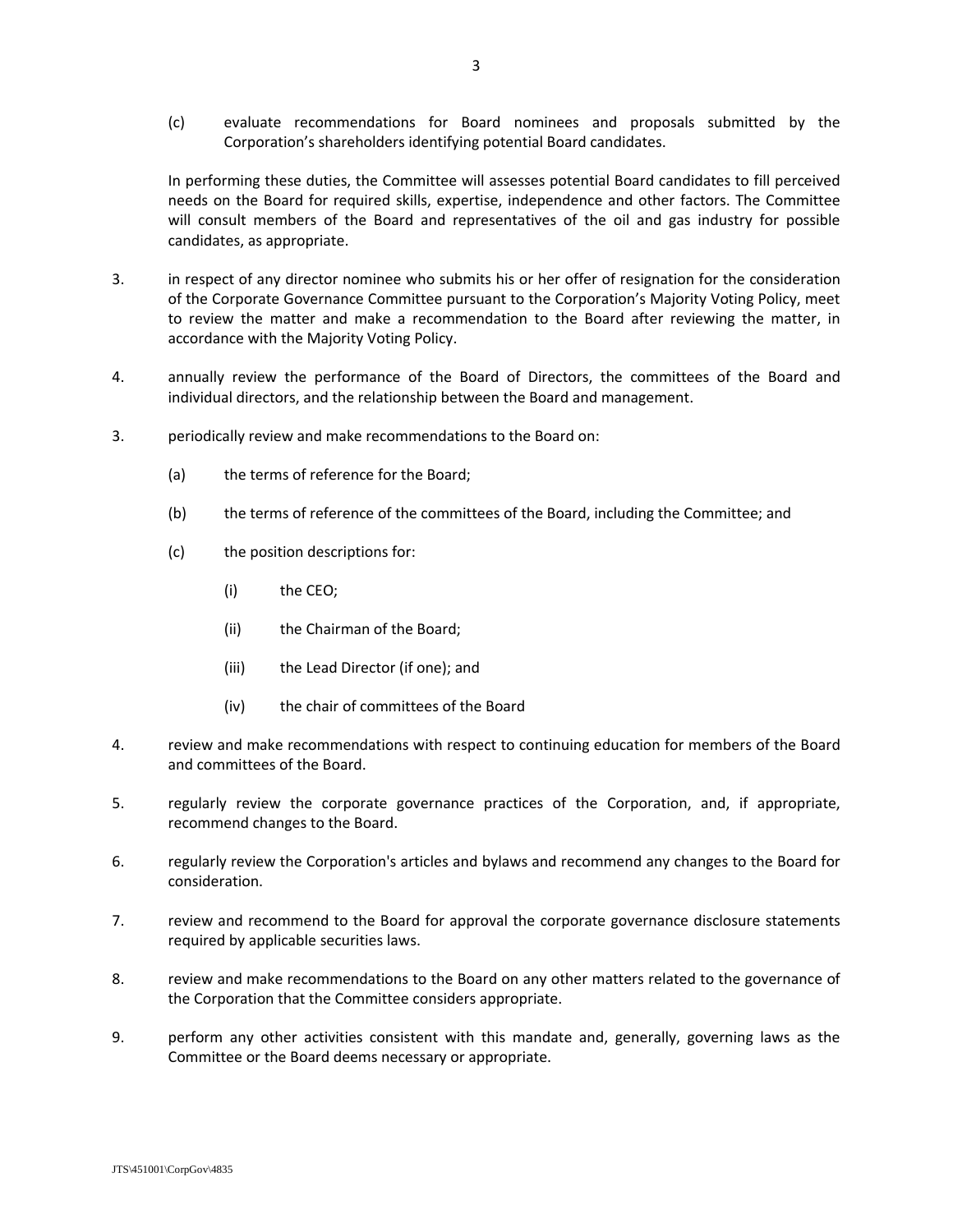(c) evaluate recommendations for Board nominees and proposals submitted by the Corporation's shareholders identifying potential Board candidates.

In performing these duties, the Committee will assesses potential Board candidates to fill perceived needs on the Board for required skills, expertise, independence and other factors. The Committee will consult members of the Board and representatives of the oil and gas industry for possible candidates, as appropriate.

3. in respect of any director nominee who submits his or her offer of resignation for the consideration of the Corporate Governance Committee pursuant to the Corporation's Majority Voting Policy, meet to review the matter and make a recommendation to the Board after reviewing the matter, in accordance with the Majority Voting Policy.

4. annually review the performance of the Board of Directors, the committees of the Board and individual directors, and the relationship between the Board and management.

3. periodically review and make recommendations to the Board on:

   (a) the terms of reference for the Board;

   (b) the terms of reference of the committees of the Board, including the Committee; and

   (c) the position descriptions for:

      (i) the CEO;

      (ii) the Chairman of the Board;

      (iii) the Lead Director (if one); and

      (iv) the chair of committees of the Board

4. review and make recommendations with respect to continuing education for members of the Board and committees of the Board.

5. regularly review the corporate governance practices of the Corporation, and, if appropriate, recommend changes to the Board.

6. regularly review the Corporation's articles and bylaws and recommend any changes to the Board for consideration.

7. review and recommend to the Board for approval the corporate governance disclosure statements required by applicable securities laws.

8. review and make recommendations to the Board on any other matters related to the governance of the Corporation that the Committee considers appropriate.

9. perform any other activities consistent with this mandate and, generally, governing laws as the Committee or the Board deems necessary or appropriate.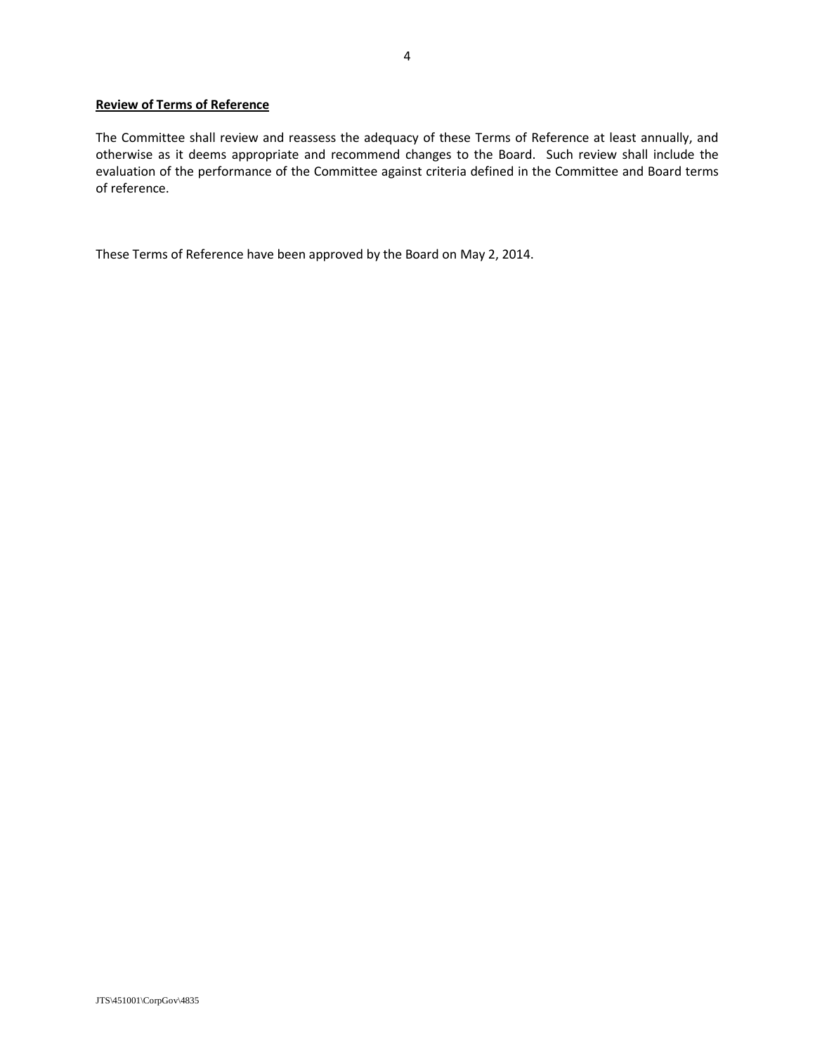**Review of Terms of Reference**

The Committee shall review and reassess the adequacy of these Terms of Reference at least annually, and otherwise as it deems appropriate and recommend changes to the Board. Such review shall include the evaluation of the performance of the Committee against criteria defined in the Committee and Board terms of reference.

These Terms of Reference have been approved by the Board on May 2, 2014.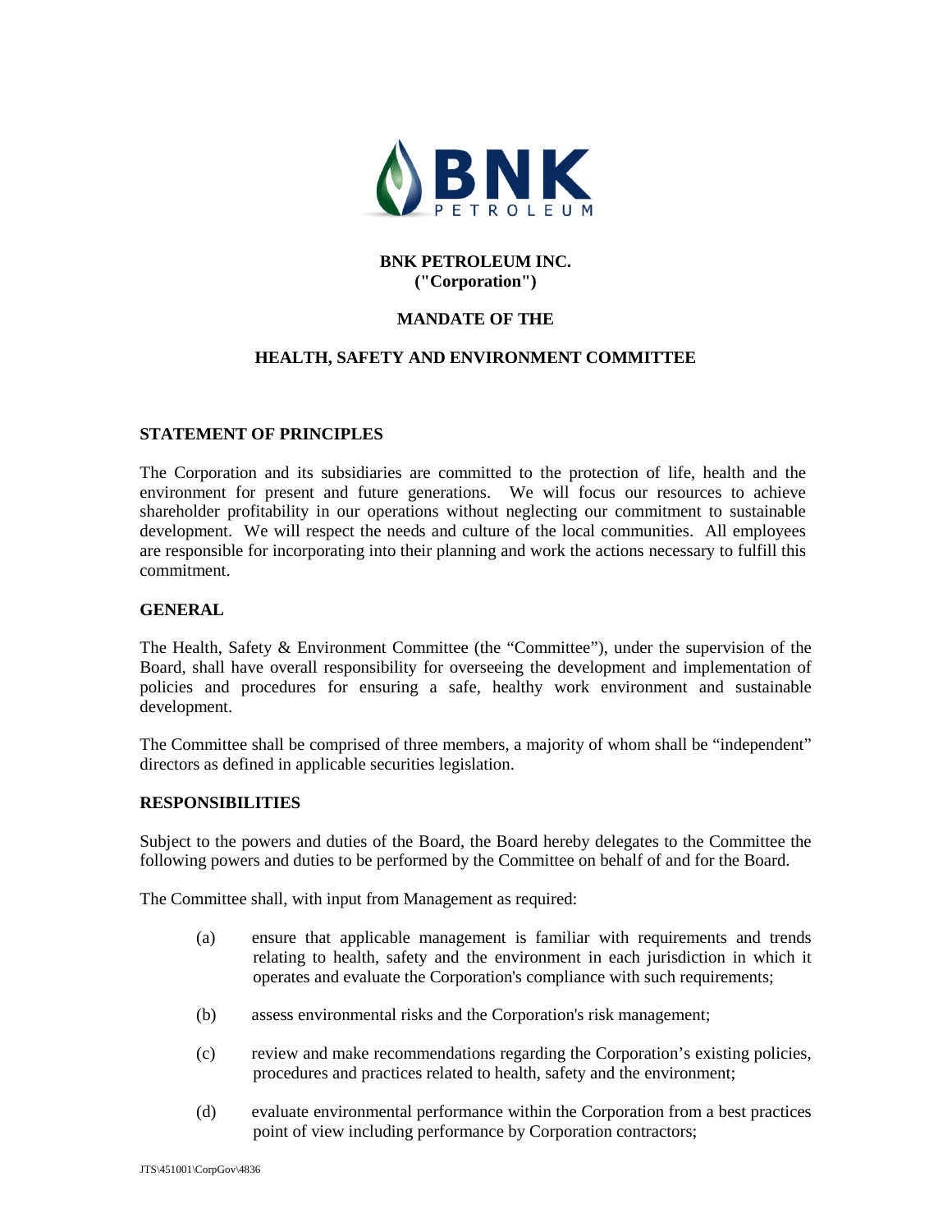**BNK PETROLEUM INC.**
**("Corporation")**

**MANDATE OF THE**

**HEALTH, SAFETY AND ENVIRONMENT COMMITTEE**

## STATEMENT OF PRINCIPLES

The Corporation and its subsidiaries are committed to the protection of life, health and the environment for present and future generations. We will focus our resources to achieve shareholder profitability in our operations without neglecting our commitment to sustainable development. We will respect the needs and culture of the local communities. All employees are responsible for incorporating into their planning and work the actions necessary to fulfill this commitment.

## GENERAL

The Health, Safety & Environment Committee (the "Committee"), under the supervision of the Board, shall have overall responsibility for overseeing the development and implementation of policies and procedures for ensuring a safe, healthy work environment and sustainable development.

The Committee shall be comprised of three members, a majority of whom shall be "independent" directors as defined in applicable securities legislation.

## RESPONSIBILITIES

Subject to the powers and duties of the Board, the Board hereby delegates to the Committee the following powers and duties to be performed by the Committee on behalf of and for the Board.

The Committee shall, with input from Management as required:

(a) ensure that applicable management is familiar with requirements and trends relating to health, safety and the environment in each jurisdiction in which it operates and evaluate the Corporation's compliance with such requirements;

(b) assess environmental risks and the Corporation's risk management;

(c) review and make recommendations regarding the Corporation's existing policies, procedures and practices related to health, safety and the environment;

(d) evaluate environmental performance within the Corporation from a best practices point of view including performance by Corporation contractors;

JTS\451001\CorpGov\4836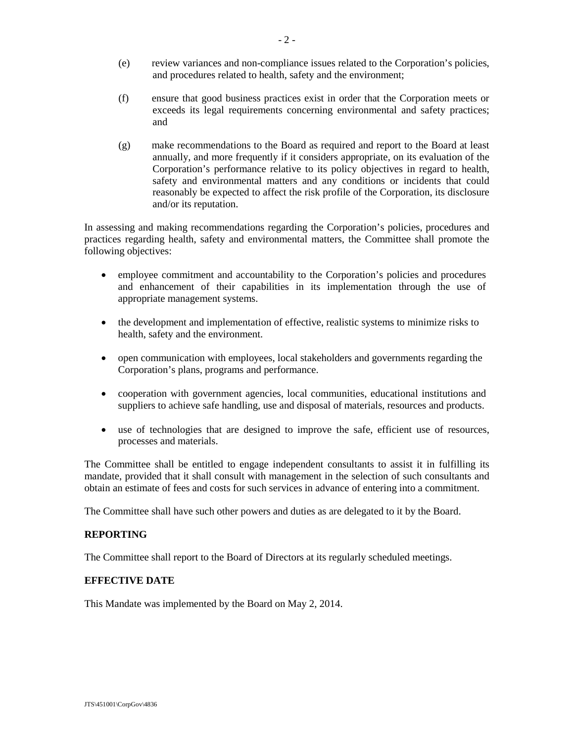(e) review variances and non-compliance issues related to the Corporation's policies, and procedures related to health, safety and the environment;

(f) ensure that good business practices exist in order that the Corporation meets or exceeds its legal requirements concerning environmental and safety practices; and

(g) make recommendations to the Board as required and report to the Board at least annually, and more frequently if it considers appropriate, on its evaluation of the Corporation's performance relative to its policy objectives in regard to health, safety and environmental matters and any conditions or incidents that could reasonably be expected to affect the risk profile of the Corporation, its disclosure and/or its reputation.

In assessing and making recommendations regarding the Corporation's policies, procedures and practices regarding health, safety and environmental matters, the Committee shall promote the following objectives:

- employee commitment and accountability to the Corporation's policies and procedures and enhancement of their capabilities in its implementation through the use of appropriate management systems.
- the development and implementation of effective, realistic systems to minimize risks to health, safety and the environment.
- open communication with employees, local stakeholders and governments regarding the Corporation's plans, programs and performance.
- cooperation with government agencies, local communities, educational institutions and suppliers to achieve safe handling, use and disposal of materials, resources and products.
- use of technologies that are designed to improve the safe, efficient use of resources, processes and materials.

The Committee shall be entitled to engage independent consultants to assist it in fulfilling its mandate, provided that it shall consult with management in the selection of such consultants and obtain an estimate of fees and costs for such services in advance of entering into a commitment.

The Committee shall have such other powers and duties as are delegated to it by the Board.

**REPORTING**

The Committee shall report to the Board of Directors at its regularly scheduled meetings.

**EFFECTIVE DATE**

This Mandate was implemented by the Board on May 2, 2014.

JTS\451001\CorpGov\4836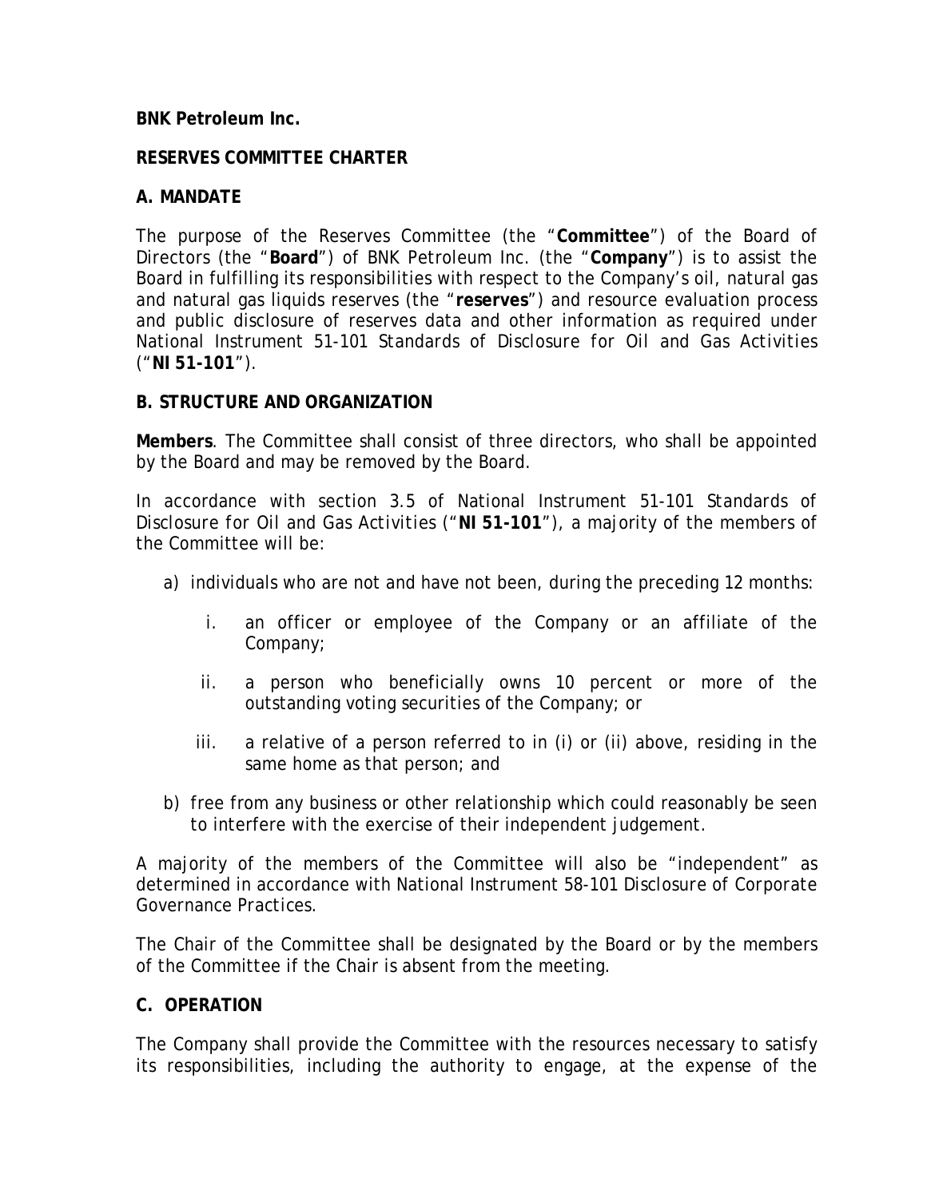**BNK Petroleum Inc.**

**RESERVES COMMITTEE CHARTER**

**A. MANDATE**

The purpose of the Reserves Committee (the "**Committee**") of the Board of Directors (the "**Board**") of BNK Petroleum Inc. (the "**Company**") is to assist the Board in fulfilling its responsibilities with respect to the Company's oil, natural gas and natural gas liquids reserves (the "**reserves**") and resource evaluation process and public disclosure of reserves data and other information as required under National Instrument 51-101 *Standards of Disclosure for Oil and Gas Activities* ("**NI 51-101**").

**B. STRUCTURE AND ORGANIZATION**

**Members**. The Committee shall consist of three directors, who shall be appointed by the Board and may be removed by the Board.

In accordance with section 3.5 of National Instrument 51-101 *Standards of Disclosure for Oil and Gas Activities* ("**NI 51-101**"), a majority of the members of the Committee will be:

a) individuals who are not and have not been, during the preceding 12 months:

   i. an officer or employee of the Company or an affiliate of the Company;

   ii. a person who beneficially owns 10 percent or more of the outstanding voting securities of the Company; or

   iii. a relative of a person referred to in (i) or (ii) above, residing in the same home as that person; and

b) free from any business or other relationship which could reasonably be seen to interfere with the exercise of their independent judgement.

A majority of the members of the Committee will also be "independent" as determined in accordance with National Instrument 58-101 *Disclosure of Corporate Governance Practices*.

The Chair of the Committee shall be designated by the Board or by the members of the Committee if the Chair is absent from the meeting.

**C. OPERATION**

The Company shall provide the Committee with the resources necessary to satisfy its responsibilities, including the authority to engage, at the expense of the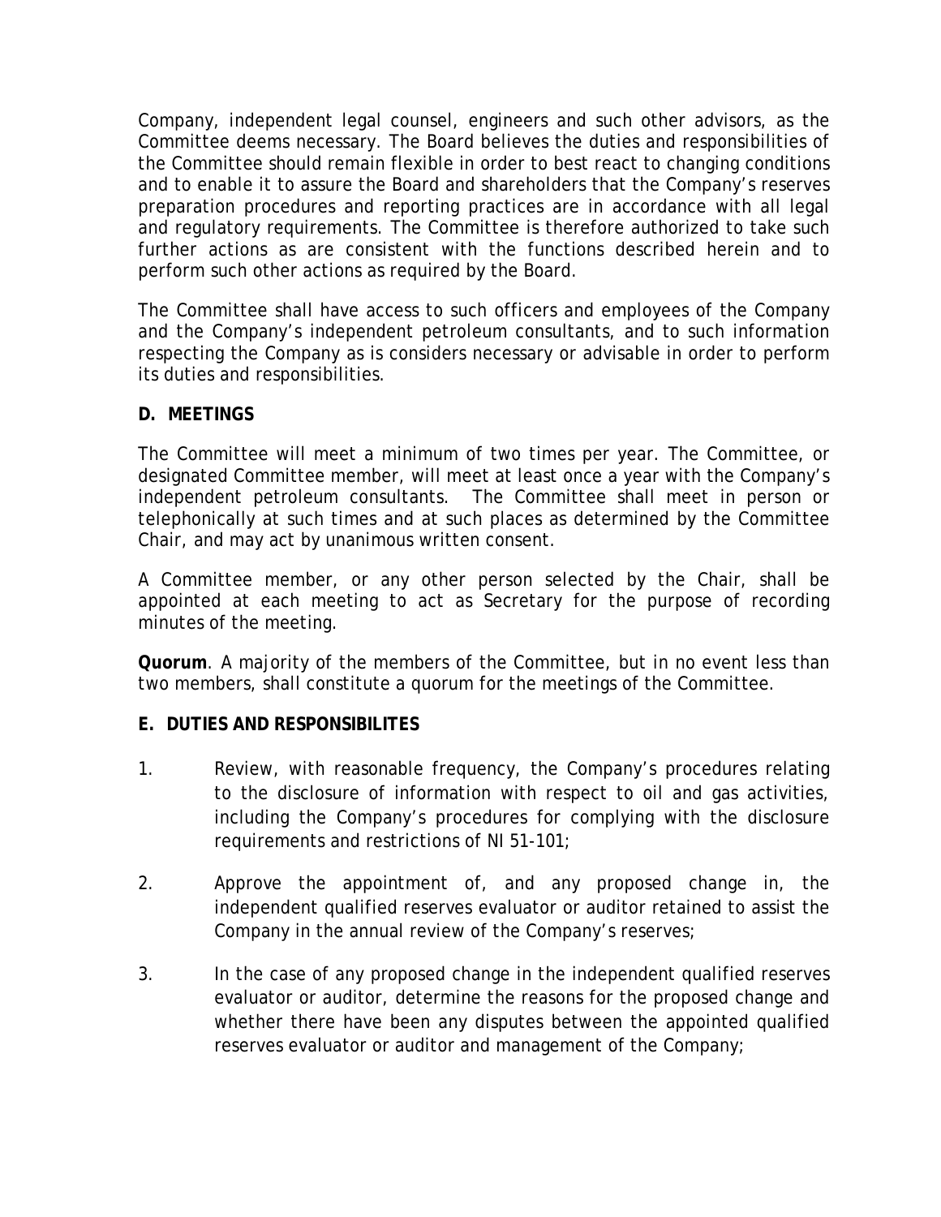Company, independent legal counsel, engineers and such other advisors, as the Committee deems necessary. The Board believes the duties and responsibilities of the Committee should remain flexible in order to best react to changing conditions and to enable it to assure the Board and shareholders that the Company's reserves preparation procedures and reporting practices are in accordance with all legal and regulatory requirements. The Committee is therefore authorized to take such further actions as are consistent with the functions described herein and to perform such other actions as required by the Board.

The Committee shall have access to such officers and employees of the Company and the Company's independent petroleum consultants, and to such information respecting the Company as is considers necessary or advisable in order to perform its duties and responsibilities.

## D. MEETINGS

The Committee will meet a minimum of two times per year. The Committee, or designated Committee member, will meet at least once a year with the Company's independent petroleum consultants. The Committee shall meet in person or telephonically at such times and at such places as determined by the Committee Chair, and may act by unanimous written consent.

A Committee member, or any other person selected by the Chair, shall be appointed at each meeting to act as Secretary for the purpose of recording minutes of the meeting.

**Quorum**. A majority of the members of the Committee, but in no event less than two members, shall constitute a quorum for the meetings of the Committee.

## E. DUTIES AND RESPONSIBILITES

1. Review, with reasonable frequency, the Company's procedures relating to the disclosure of information with respect to oil and gas activities, including the Company's procedures for complying with the disclosure requirements and restrictions of NI 51-101;

2. Approve the appointment of, and any proposed change in, the independent qualified reserves evaluator or auditor retained to assist the Company in the annual review of the Company's reserves;

3. In the case of any proposed change in the independent qualified reserves evaluator or auditor, determine the reasons for the proposed change and whether there have been any disputes between the appointed qualified reserves evaluator or auditor and management of the Company;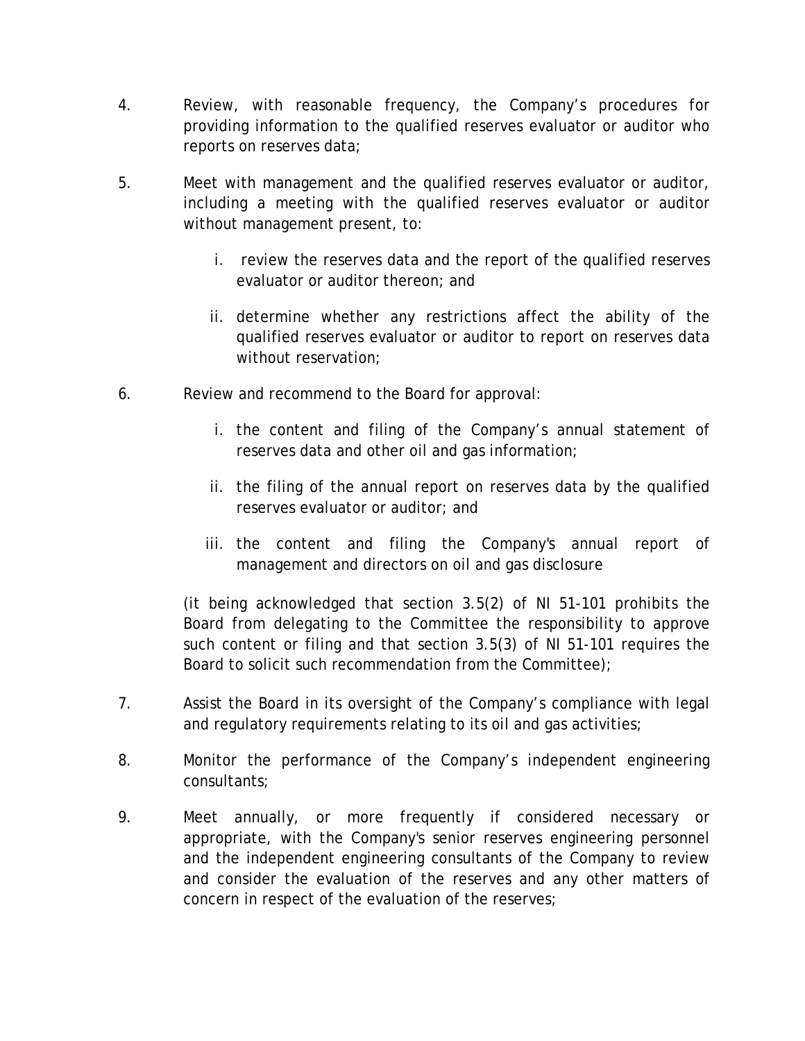4. Review, with reasonable frequency, the Company's procedures for providing information to the qualified reserves evaluator or auditor who reports on reserves data;

5. Meet with management and the qualified reserves evaluator or auditor, including a meeting with the qualified reserves evaluator or auditor without management present, to:

   i. review the reserves data and the report of the qualified reserves evaluator or auditor thereon; and

   ii. determine whether any restrictions affect the ability of the qualified reserves evaluator or auditor to report on reserves data without reservation;

6. Review and recommend to the Board for approval:

   i. the content and filing of the Company's annual statement of reserves data and other oil and gas information;

   ii. the filing of the annual report on reserves data by the qualified reserves evaluator or auditor; and

   iii. the content and filing the Company's annual report of management and directors on oil and gas disclosure

   (it being acknowledged that section 3.5(2) of NI 51-101 prohibits the Board from delegating to the Committee the responsibility to approve such content or filing and that section 3.5(3) of NI 51-101 requires the Board to solicit such recommendation from the Committee);

7. Assist the Board in its oversight of the Company's compliance with legal and regulatory requirements relating to its oil and gas activities;

8. Monitor the performance of the Company's independent engineering consultants;

9. Meet annually, or more frequently if considered necessary or appropriate, with the Company's senior reserves engineering personnel and the independent engineering consultants of the Company to review and consider the evaluation of the reserves and any other matters of concern in respect of the evaluation of the reserves;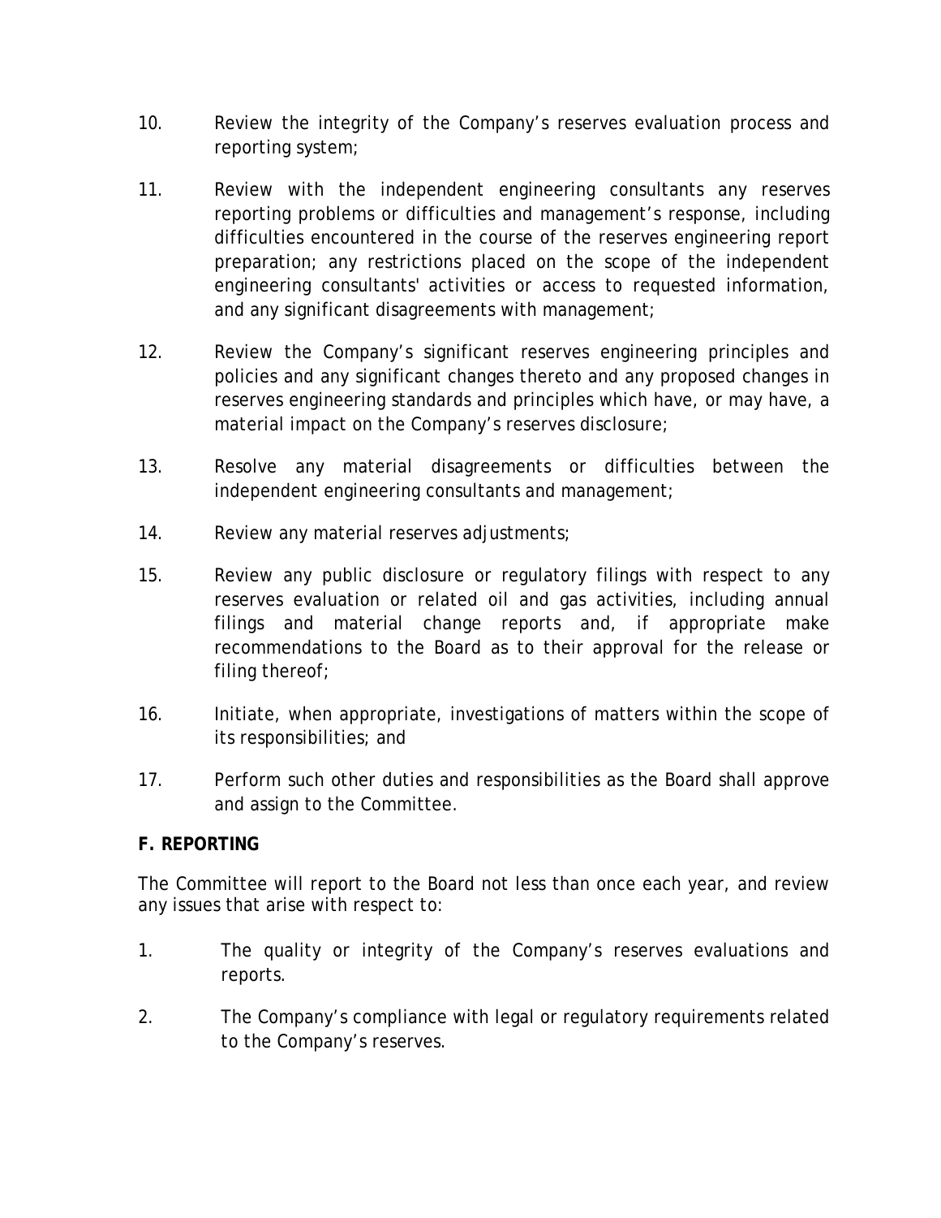10. Review the integrity of the Company's reserves evaluation process and reporting system;

11. Review with the independent engineering consultants any reserves reporting problems or difficulties and management's response, including difficulties encountered in the course of the reserves engineering report preparation; any restrictions placed on the scope of the independent engineering consultants' activities or access to requested information, and any significant disagreements with management;

12. Review the Company's significant reserves engineering principles and policies and any significant changes thereto and any proposed changes in reserves engineering standards and principles which have, or may have, a material impact on the Company's reserves disclosure;

13. Resolve any material disagreements or difficulties between the independent engineering consultants and management;

14. Review any material reserves adjustments;

15. Review any public disclosure or regulatory filings with respect to any reserves evaluation or related oil and gas activities, including annual filings and material change reports and, if appropriate make recommendations to the Board as to their approval for the release or filing thereof;

16. Initiate, when appropriate, investigations of matters within the scope of its responsibilities; and

17. Perform such other duties and responsibilities as the Board shall approve and assign to the Committee.

**F. REPORTING**

The Committee will report to the Board not less than once each year, and review any issues that arise with respect to:

1. The quality or integrity of the Company's reserves evaluations and reports.

2. The Company's compliance with legal or regulatory requirements related to the Company's reserves.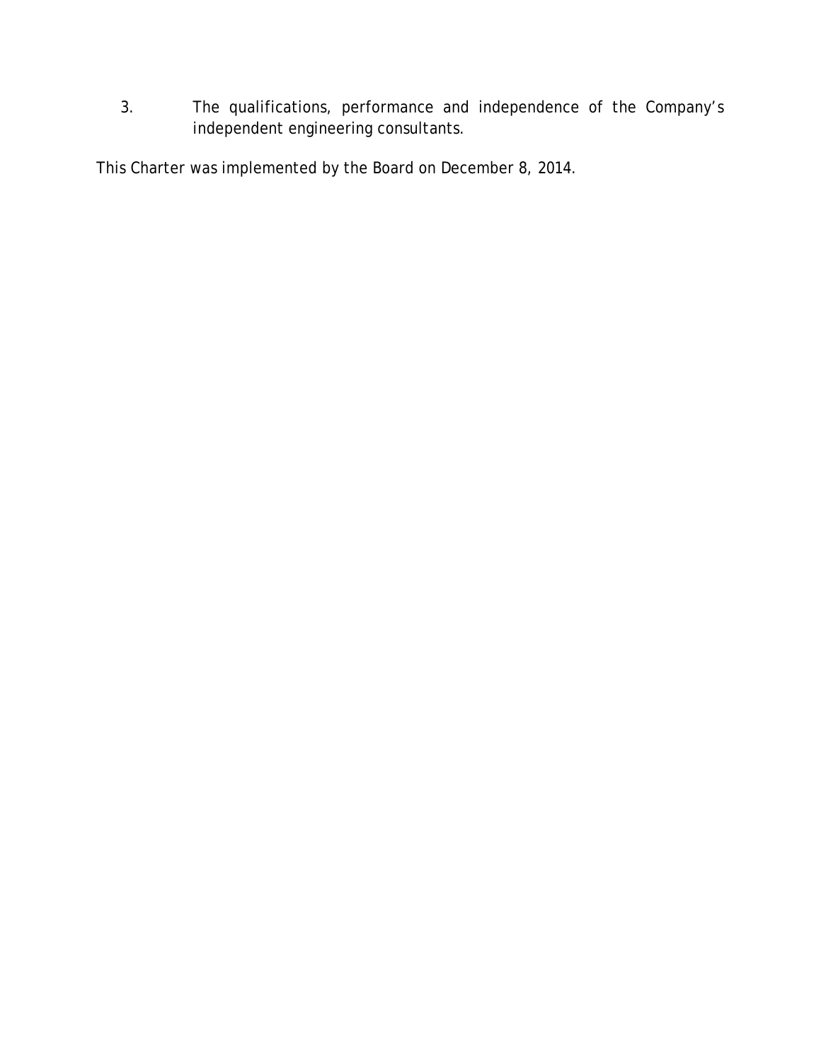3. The qualifications, performance and independence of the Company's independent engineering consultants.

This Charter was implemented by the Board on December 8, 2014.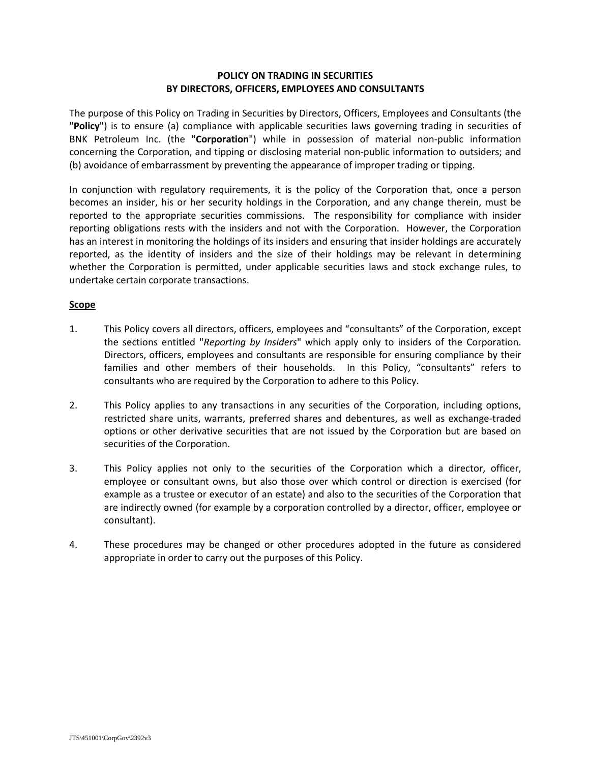# POLICY ON TRADING IN SECURITIES BY DIRECTORS, OFFICERS, EMPLOYEES AND CONSULTANTS

The purpose of this Policy on Trading in Securities by Directors, Officers, Employees and Consultants (the "**Policy**") is to ensure (a) compliance with applicable securities laws governing trading in securities of BNK Petroleum Inc. (the "**Corporation**") while in possession of material non-public information concerning the Corporation, and tipping or disclosing material non-public information to outsiders; and (b) avoidance of embarrassment by preventing the appearance of improper trading or tipping.

In conjunction with regulatory requirements, it is the policy of the Corporation that, once a person becomes an insider, his or her security holdings in the Corporation, and any change therein, must be reported to the appropriate securities commissions. The responsibility for compliance with insider reporting obligations rests with the insiders and not with the Corporation. However, the Corporation has an interest in monitoring the holdings of its insiders and ensuring that insider holdings are accurately reported, as the identity of insiders and the size of their holdings may be relevant in determining whether the Corporation is permitted, under applicable securities laws and stock exchange rules, to undertake certain corporate transactions.

## Scope

1. This Policy covers all directors, officers, employees and “consultants” of the Corporation, except the sections entitled "*Reporting by Insiders*" which apply only to insiders of the Corporation. Directors, officers, employees and consultants are responsible for ensuring compliance by their families and other members of their households. In this Policy, “consultants” refers to consultants who are required by the Corporation to adhere to this Policy.

2. This Policy applies to any transactions in any securities of the Corporation, including options, restricted share units, warrants, preferred shares and debentures, as well as exchange-traded options or other derivative securities that are not issued by the Corporation but are based on securities of the Corporation.

3. This Policy applies not only to the securities of the Corporation which a director, officer, employee or consultant owns, but also those over which control or direction is exercised (for example as a trustee or executor of an estate) and also to the securities of the Corporation that are indirectly owned (for example by a corporation controlled by a director, officer, employee or consultant).

4. These procedures may be changed or other procedures adopted in the future as considered appropriate in order to carry out the purposes of this Policy.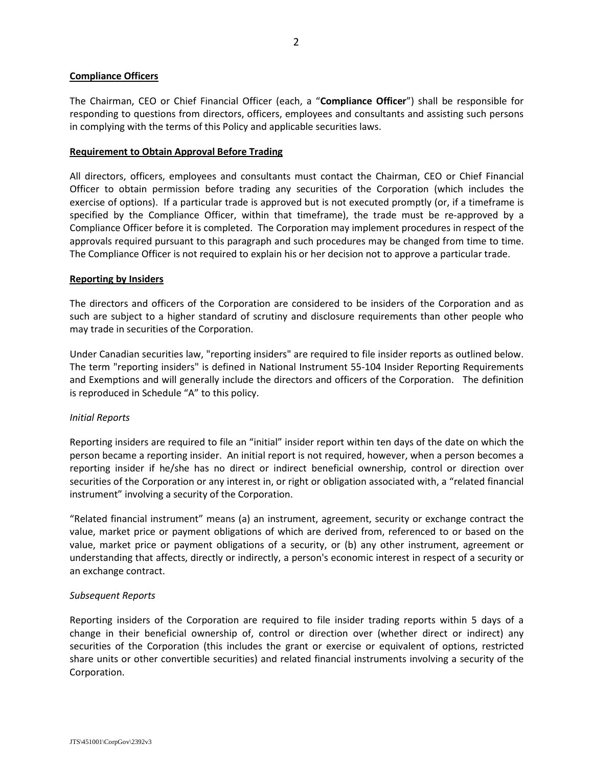**Compliance Officers**

The Chairman, CEO or Chief Financial Officer (each, a "**Compliance Officer**") shall be responsible for responding to questions from directors, officers, employees and consultants and assisting such persons in complying with the terms of this Policy and applicable securities laws.

**Requirement to Obtain Approval Before Trading**

All directors, officers, employees and consultants must contact the Chairman, CEO or Chief Financial Officer to obtain permission before trading any securities of the Corporation (which includes the exercise of options). If a particular trade is approved but is not executed promptly (or, if a timeframe is specified by the Compliance Officer, within that timeframe), the trade must be re-approved by a Compliance Officer before it is completed. The Corporation may implement procedures in respect of the approvals required pursuant to this paragraph and such procedures may be changed from time to time. The Compliance Officer is not required to explain his or her decision not to approve a particular trade.

**Reporting by Insiders**

The directors and officers of the Corporation are considered to be insiders of the Corporation and as such are subject to a higher standard of scrutiny and disclosure requirements than other people who may trade in securities of the Corporation.

Under Canadian securities law, "reporting insiders" are required to file insider reports as outlined below. The term "reporting insiders" is defined in National Instrument 55-104 Insider Reporting Requirements and Exemptions and will generally include the directors and officers of the Corporation. The definition is reproduced in Schedule "A" to this policy.

*Initial Reports*

Reporting insiders are required to file an "initial" insider report within ten days of the date on which the person became a reporting insider. An initial report is not required, however, when a person becomes a reporting insider if he/she has no direct or indirect beneficial ownership, control or direction over securities of the Corporation or any interest in, or right or obligation associated with, a "related financial instrument" involving a security of the Corporation.

"Related financial instrument" means (a) an instrument, agreement, security or exchange contract the value, market price or payment obligations of which are derived from, referenced to or based on the value, market price or payment obligations of a security, or (b) any other instrument, agreement or understanding that affects, directly or indirectly, a person's economic interest in respect of a security or an exchange contract.

*Subsequent Reports*

Reporting insiders of the Corporation are required to file insider trading reports within 5 days of a change in their beneficial ownership of, control or direction over (whether direct or indirect) any securities of the Corporation (this includes the grant or exercise or equivalent of options, restricted share units or other convertible securities) and related financial instruments involving a security of the Corporation.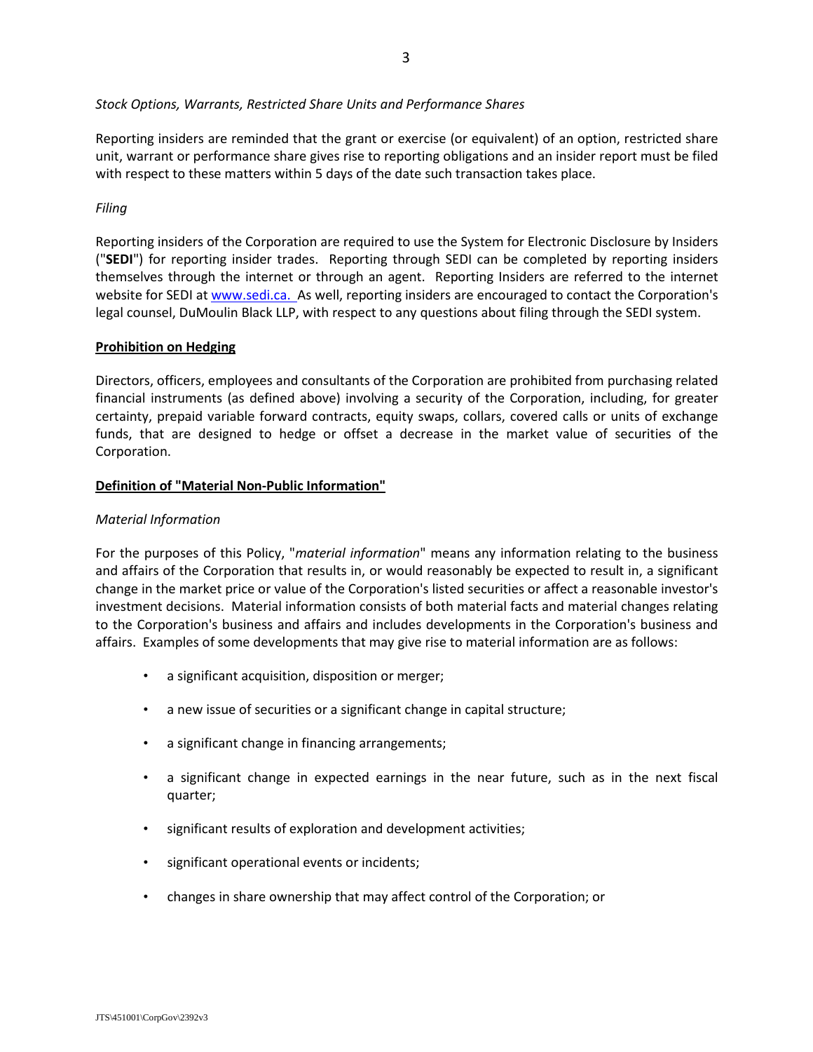*Stock Options, Warrants, Restricted Share Units and Performance Shares*

Reporting insiders are reminded that the grant or exercise (or equivalent) of an option, restricted share unit, warrant or performance share gives rise to reporting obligations and an insider report must be filed with respect to these matters within 5 days of the date such transaction takes place.

*Filing*

Reporting insiders of the Corporation are required to use the System for Electronic Disclosure by Insiders ("**SEDI**") for reporting insider trades. Reporting through SEDI can be completed by reporting insiders themselves through the internet or through an agent. Reporting Insiders are referred to the internet website for SEDI at www.sedi.ca. As well, reporting insiders are encouraged to contact the Corporation's legal counsel, DuMoulin Black LLP, with respect to any questions about filing through the SEDI system.

**Prohibition on Hedging**

Directors, officers, employees and consultants of the Corporation are prohibited from purchasing related financial instruments (as defined above) involving a security of the Corporation, including, for greater certainty, prepaid variable forward contracts, equity swaps, collars, covered calls or units of exchange funds, that are designed to hedge or offset a decrease in the market value of securities of the Corporation.

**Definition of "Material Non-Public Information"**

*Material Information*

For the purposes of this Policy, "*material information*" means any information relating to the business and affairs of the Corporation that results in, or would reasonably be expected to result in, a significant change in the market price or value of the Corporation's listed securities or affect a reasonable investor's investment decisions. Material information consists of both material facts and material changes relating to the Corporation's business and affairs and includes developments in the Corporation's business and affairs. Examples of some developments that may give rise to material information are as follows:

- a significant acquisition, disposition or merger;
- a new issue of securities or a significant change in capital structure;
- a significant change in financing arrangements;
- a significant change in expected earnings in the near future, such as in the next fiscal quarter;
- significant results of exploration and development activities;
- significant operational events or incidents;
- changes in share ownership that may affect control of the Corporation; or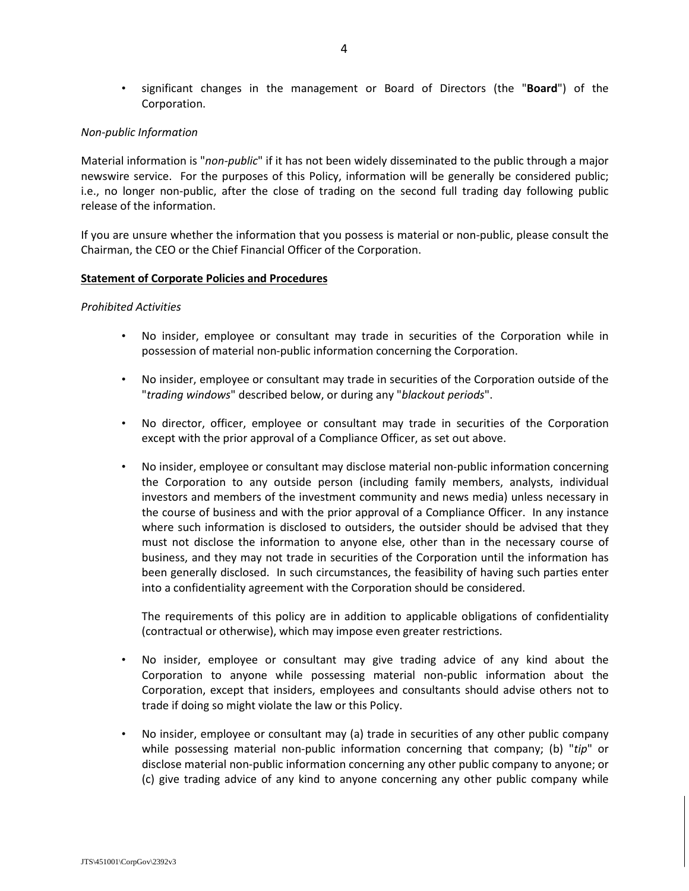- significant changes in the management or Board of Directors (the "**Board**") of the Corporation.

*Non-public Information*

Material information is "*non-public*" if it has not been widely disseminated to the public through a major newswire service. For the purposes of this Policy, information will be generally be considered public; i.e., no longer non-public, after the close of trading on the second full trading day following public release of the information.

If you are unsure whether the information that you possess is material or non-public, please consult the Chairman, the CEO or the Chief Financial Officer of the Corporation.

**<u>Statement of Corporate Policies and Procedures</u>**

*Prohibited Activities*

- No insider, employee or consultant may trade in securities of the Corporation while in possession of material non-public information concerning the Corporation.

- No insider, employee or consultant may trade in securities of the Corporation outside of the "*trading windows*" described below, or during any "*blackout periods*".

- No director, officer, employee or consultant may trade in securities of the Corporation except with the prior approval of a Compliance Officer, as set out above.

- No insider, employee or consultant may disclose material non-public information concerning the Corporation to any outside person (including family members, analysts, individual investors and members of the investment community and news media) unless necessary in the course of business and with the prior approval of a Compliance Officer. In any instance where such information is disclosed to outsiders, the outsider should be advised that they must not disclose the information to anyone else, other than in the necessary course of business, and they may not trade in securities of the Corporation until the information has been generally disclosed. In such circumstances, the feasibility of having such parties enter into a confidentiality agreement with the Corporation should be considered.

  The requirements of this policy are in addition to applicable obligations of confidentiality (contractual or otherwise), which may impose even greater restrictions.

- No insider, employee or consultant may give trading advice of any kind about the Corporation to anyone while possessing material non-public information about the Corporation, except that insiders, employees and consultants should advise others not to trade if doing so might violate the law or this Policy.

- No insider, employee or consultant may (a) trade in securities of any other public company while possessing material non-public information concerning that company; (b) "*tip*" or disclose material non-public information concerning any other public company to anyone; or (c) give trading advice of any kind to anyone concerning any other public company while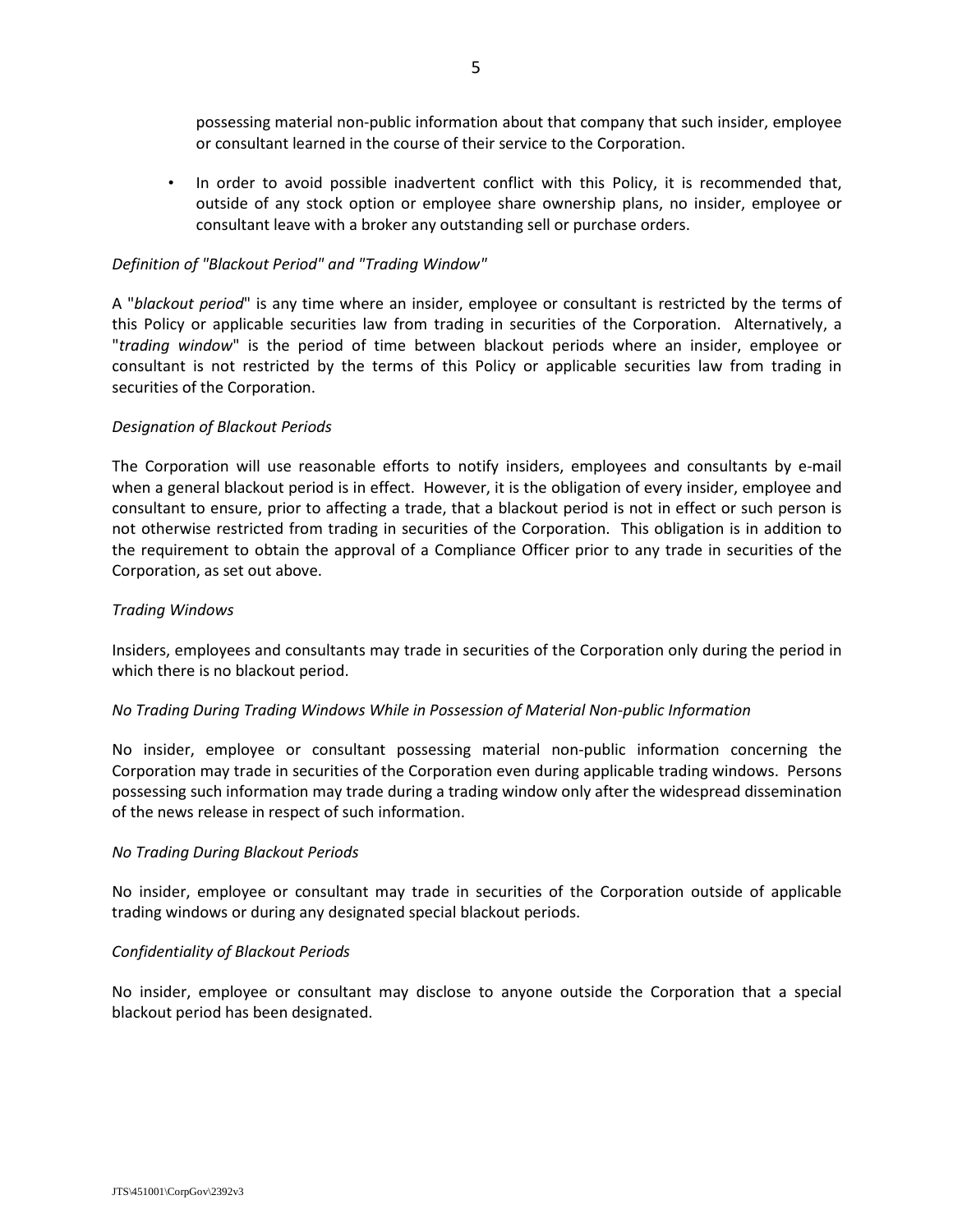possessing material non-public information about that company that such insider, employee or consultant learned in the course of their service to the Corporation.

- In order to avoid possible inadvertent conflict with this Policy, it is recommended that, outside of any stock option or employee share ownership plans, no insider, employee or consultant leave with a broker any outstanding sell or purchase orders.

*Definition of "Blackout Period" and "Trading Window"*

A "*blackout period*" is any time where an insider, employee or consultant is restricted by the terms of this Policy or applicable securities law from trading in securities of the Corporation. Alternatively, a "*trading window*" is the period of time between blackout periods where an insider, employee or consultant is not restricted by the terms of this Policy or applicable securities law from trading in securities of the Corporation.

*Designation of Blackout Periods*

The Corporation will use reasonable efforts to notify insiders, employees and consultants by e-mail when a general blackout period is in effect. However, it is the obligation of every insider, employee and consultant to ensure, prior to affecting a trade, that a blackout period is not in effect or such person is not otherwise restricted from trading in securities of the Corporation. This obligation is in addition to the requirement to obtain the approval of a Compliance Officer prior to any trade in securities of the Corporation, as set out above.

*Trading Windows*

Insiders, employees and consultants may trade in securities of the Corporation only during the period in which there is no blackout period.

*No Trading During Trading Windows While in Possession of Material Non-public Information*

No insider, employee or consultant possessing material non-public information concerning the Corporation may trade in securities of the Corporation even during applicable trading windows. Persons possessing such information may trade during a trading window only after the widespread dissemination of the news release in respect of such information.

*No Trading During Blackout Periods*

No insider, employee or consultant may trade in securities of the Corporation outside of applicable trading windows or during any designated special blackout periods.

*Confidentiality of Blackout Periods*

No insider, employee or consultant may disclose to anyone outside the Corporation that a special blackout period has been designated.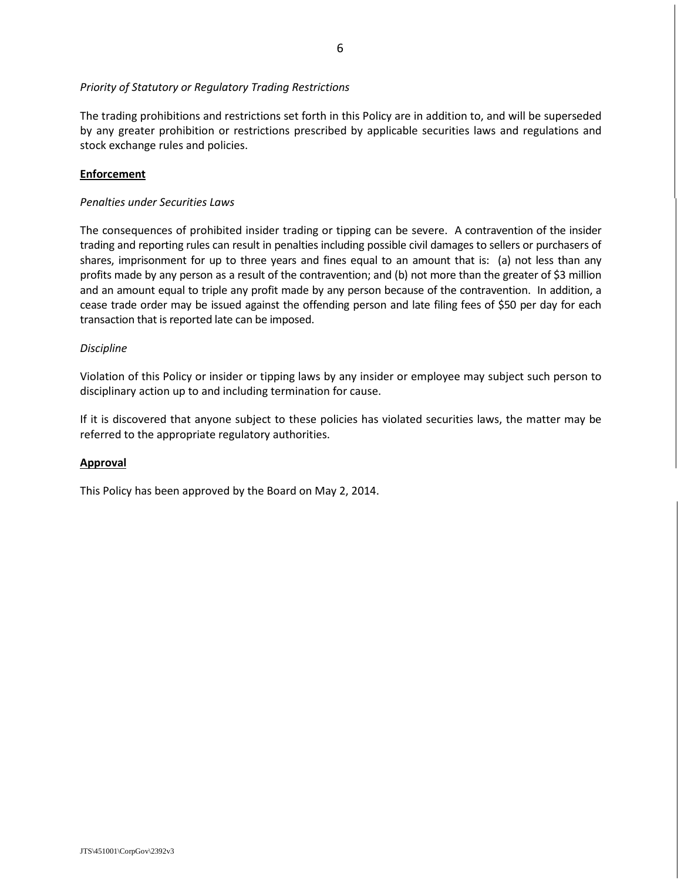*Priority of Statutory or Regulatory Trading Restrictions*

The trading prohibitions and restrictions set forth in this Policy are in addition to, and will be superseded by any greater prohibition or restrictions prescribed by applicable securities laws and regulations and stock exchange rules and policies.

**Enforcement**

*Penalties under Securities Laws*

The consequences of prohibited insider trading or tipping can be severe. A contravention of the insider trading and reporting rules can result in penalties including possible civil damages to sellers or purchasers of shares, imprisonment for up to three years and fines equal to an amount that is: (a) not less than any profits made by any person as a result of the contravention; and (b) not more than the greater of $3 million and an amount equal to triple any profit made by any person because of the contravention. In addition, a cease trade order may be issued against the offending person and late filing fees of $50 per day for each transaction that is reported late can be imposed.

*Discipline*

Violation of this Policy or insider or tipping laws by any insider or employee may subject such person to disciplinary action up to and including termination for cause.

If it is discovered that anyone subject to these policies has violated securities laws, the matter may be referred to the appropriate regulatory authorities.

**Approval**

This Policy has been approved by the Board on May 2, 2014.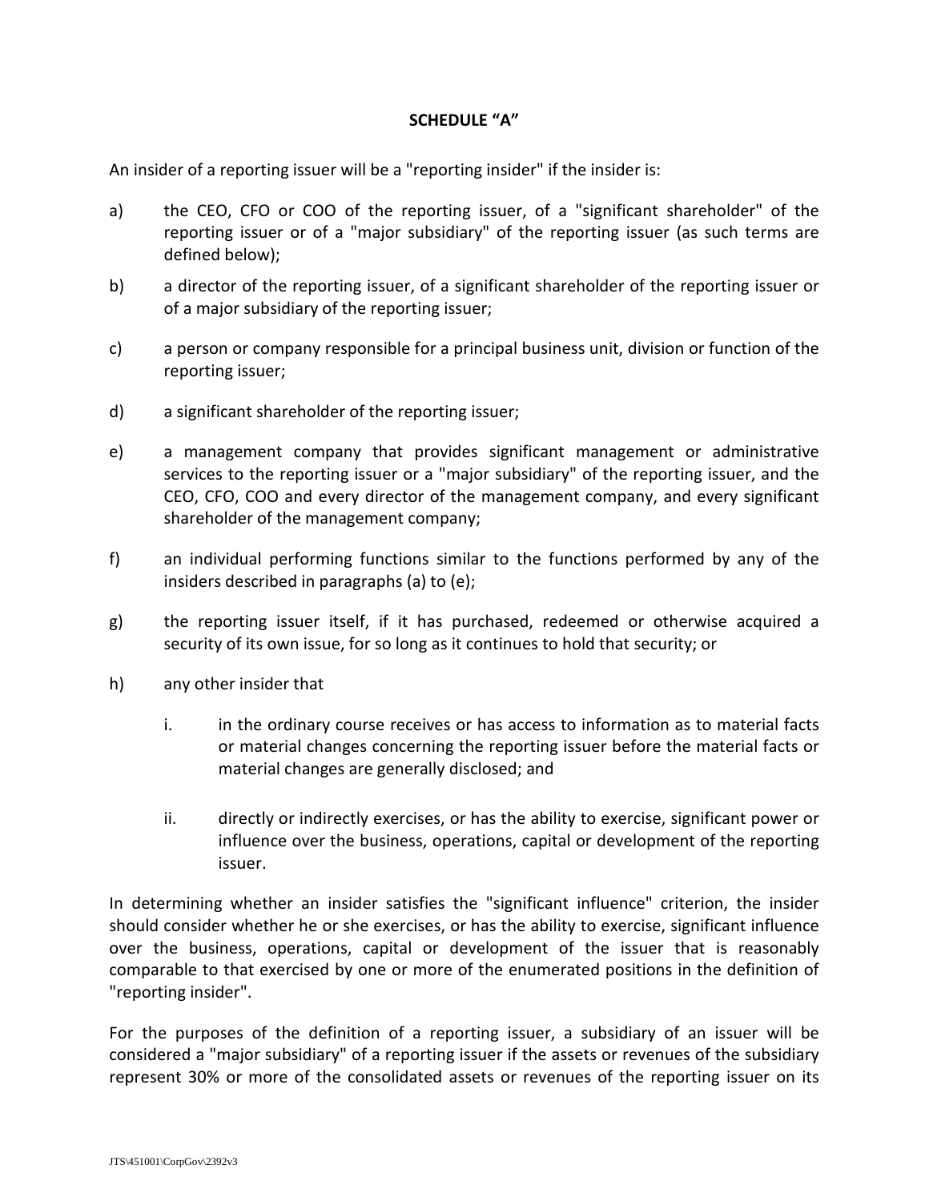## SCHEDULE "A"

An insider of a reporting issuer will be a "reporting insider" if the insider is:

a) the CEO, CFO or COO of the reporting issuer, of a "significant shareholder" of the reporting issuer or of a "major subsidiary" of the reporting issuer (as such terms are defined below);

b) a director of the reporting issuer, of a significant shareholder of the reporting issuer or of a major subsidiary of the reporting issuer;

c) a person or company responsible for a principal business unit, division or function of the reporting issuer;

d) a significant shareholder of the reporting issuer;

e) a management company that provides significant management or administrative services to the reporting issuer or a "major subsidiary" of the reporting issuer, and the CEO, CFO, COO and every director of the management company, and every significant shareholder of the management company;

f) an individual performing functions similar to the functions performed by any of the insiders described in paragraphs (a) to (e);

g) the reporting issuer itself, if it has purchased, redeemed or otherwise acquired a security of its own issue, for so long as it continues to hold that security; or

h) any other insider that

   i. in the ordinary course receives or has access to information as to material facts or material changes concerning the reporting issuer before the material facts or material changes are generally disclosed; and

   ii. directly or indirectly exercises, or has the ability to exercise, significant power or influence over the business, operations, capital or development of the reporting issuer.

In determining whether an insider satisfies the "significant influence" criterion, the insider should consider whether he or she exercises, or has the ability to exercise, significant influence over the business, operations, capital or development of the issuer that is reasonably comparable to that exercised by one or more of the enumerated positions in the definition of "reporting insider".

For the purposes of the definition of a reporting issuer, a subsidiary of an issuer will be considered a "major subsidiary" of a reporting issuer if the assets or revenues of the subsidiary represent 30% or more of the consolidated assets or revenues of the reporting issuer on its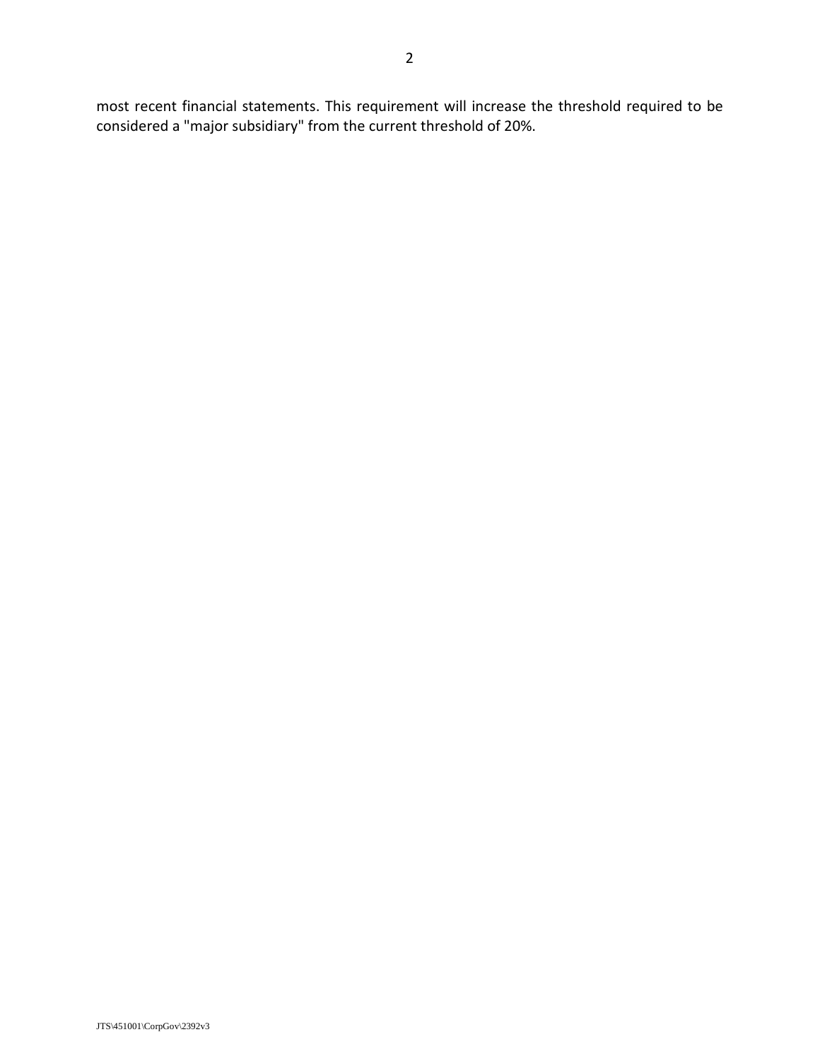most recent financial statements. This requirement will increase the threshold required to be considered a "major subsidiary" from the current threshold of 20%.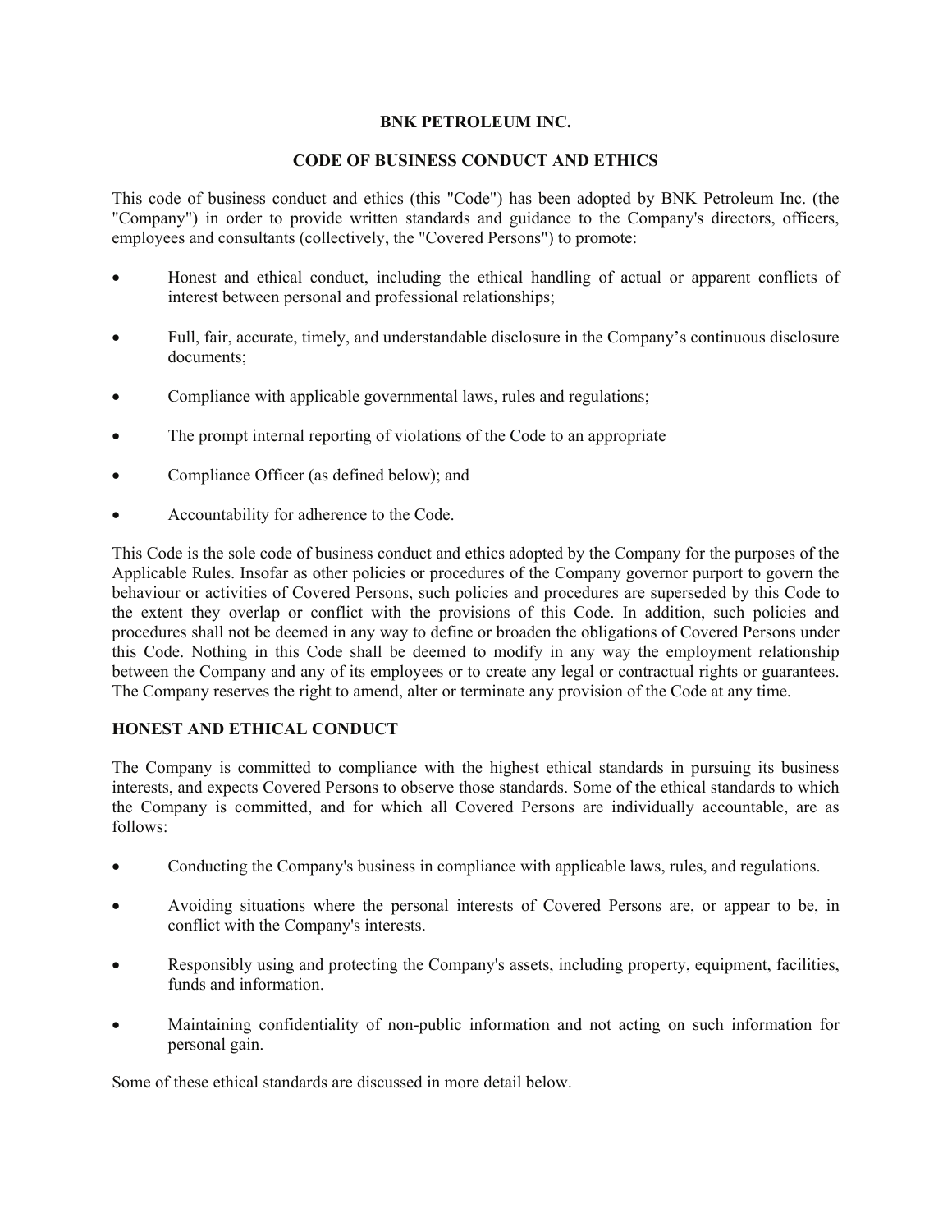**BNK PETROLEUM INC.**

**CODE OF BUSINESS CONDUCT AND ETHICS**

This code of business conduct and ethics (this "Code") has been adopted by BNK Petroleum Inc. (the "Company") in order to provide written standards and guidance to the Company's directors, officers, employees and consultants (collectively, the "Covered Persons") to promote:

- Honest and ethical conduct, including the ethical handling of actual or apparent conflicts of interest between personal and professional relationships;
- Full, fair, accurate, timely, and understandable disclosure in the Company's continuous disclosure documents;
- Compliance with applicable governmental laws, rules and regulations;
- The prompt internal reporting of violations of the Code to an appropriate
- Compliance Officer (as defined below); and
- Accountability for adherence to the Code.

This Code is the sole code of business conduct and ethics adopted by the Company for the purposes of the Applicable Rules. Insofar as other policies or procedures of the Company governor purport to govern the behaviour or activities of Covered Persons, such policies and procedures are superseded by this Code to the extent they overlap or conflict with the provisions of this Code. In addition, such policies and procedures shall not be deemed in any way to define or broaden the obligations of Covered Persons under this Code. Nothing in this Code shall be deemed to modify in any way the employment relationship between the Company and any of its employees or to create any legal or contractual rights or guarantees. The Company reserves the right to amend, alter or terminate any provision of the Code at any time.

**HONEST AND ETHICAL CONDUCT**

The Company is committed to compliance with the highest ethical standards in pursuing its business interests, and expects Covered Persons to observe those standards. Some of the ethical standards to which the Company is committed, and for which all Covered Persons are individually accountable, are as follows:

- Conducting the Company's business in compliance with applicable laws, rules, and regulations.
- Avoiding situations where the personal interests of Covered Persons are, or appear to be, in conflict with the Company's interests.
- Responsibly using and protecting the Company's assets, including property, equipment, facilities, funds and information.
- Maintaining confidentiality of non-public information and not acting on such information for personal gain.

Some of these ethical standards are discussed in more detail below.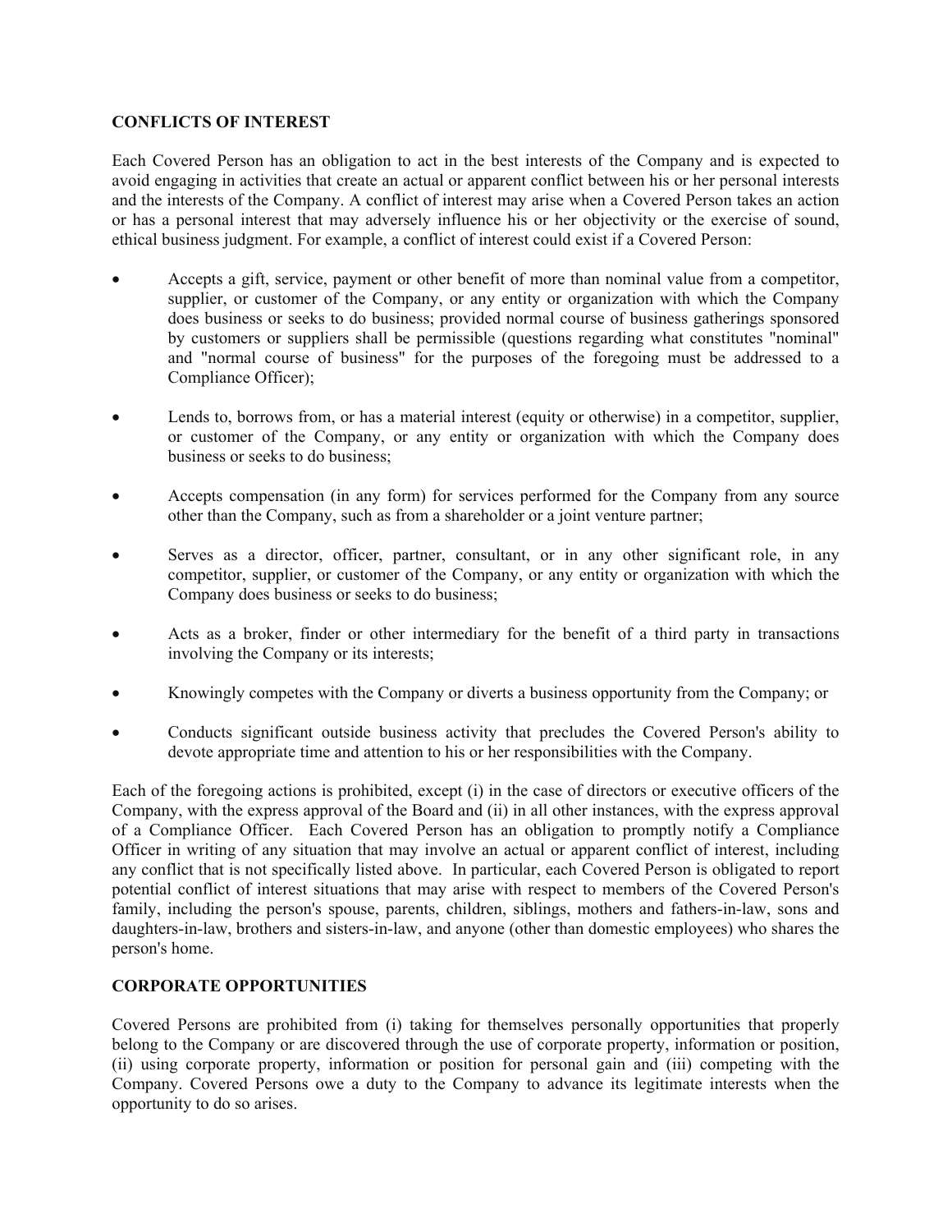## CONFLICTS OF INTEREST

Each Covered Person has an obligation to act in the best interests of the Company and is expected to avoid engaging in activities that create an actual or apparent conflict between his or her personal interests and the interests of the Company. A conflict of interest may arise when a Covered Person takes an action or has a personal interest that may adversely influence his or her objectivity or the exercise of sound, ethical business judgment. For example, a conflict of interest could exist if a Covered Person:

- Accepts a gift, service, payment or other benefit of more than nominal value from a competitor, supplier, or customer of the Company, or any entity or organization with which the Company does business or seeks to do business; provided normal course of business gatherings sponsored by customers or suppliers shall be permissible (questions regarding what constitutes "nominal" and "normal course of business" for the purposes of the foregoing must be addressed to a Compliance Officer);
- Lends to, borrows from, or has a material interest (equity or otherwise) in a competitor, supplier, or customer of the Company, or any entity or organization with which the Company does business or seeks to do business;
- Accepts compensation (in any form) for services performed for the Company from any source other than the Company, such as from a shareholder or a joint venture partner;
- Serves as a director, officer, partner, consultant, or in any other significant role, in any competitor, supplier, or customer of the Company, or any entity or organization with which the Company does business or seeks to do business;
- Acts as a broker, finder or other intermediary for the benefit of a third party in transactions involving the Company or its interests;
- Knowingly competes with the Company or diverts a business opportunity from the Company; or
- Conducts significant outside business activity that precludes the Covered Person's ability to devote appropriate time and attention to his or her responsibilities with the Company.

Each of the foregoing actions is prohibited, except (i) in the case of directors or executive officers of the Company, with the express approval of the Board and (ii) in all other instances, with the express approval of a Compliance Officer. Each Covered Person has an obligation to promptly notify a Compliance Officer in writing of any situation that may involve an actual or apparent conflict of interest, including any conflict that is not specifically listed above. In particular, each Covered Person is obligated to report potential conflict of interest situations that may arise with respect to members of the Covered Person's family, including the person's spouse, parents, children, siblings, mothers and fathers-in-law, sons and daughters-in-law, brothers and sisters-in-law, and anyone (other than domestic employees) who shares the person's home.

## CORPORATE OPPORTUNITIES

Covered Persons are prohibited from (i) taking for themselves personally opportunities that properly belong to the Company or are discovered through the use of corporate property, information or position, (ii) using corporate property, information or position for personal gain and (iii) competing with the Company. Covered Persons owe a duty to the Company to advance its legitimate interests when the opportunity to do so arises.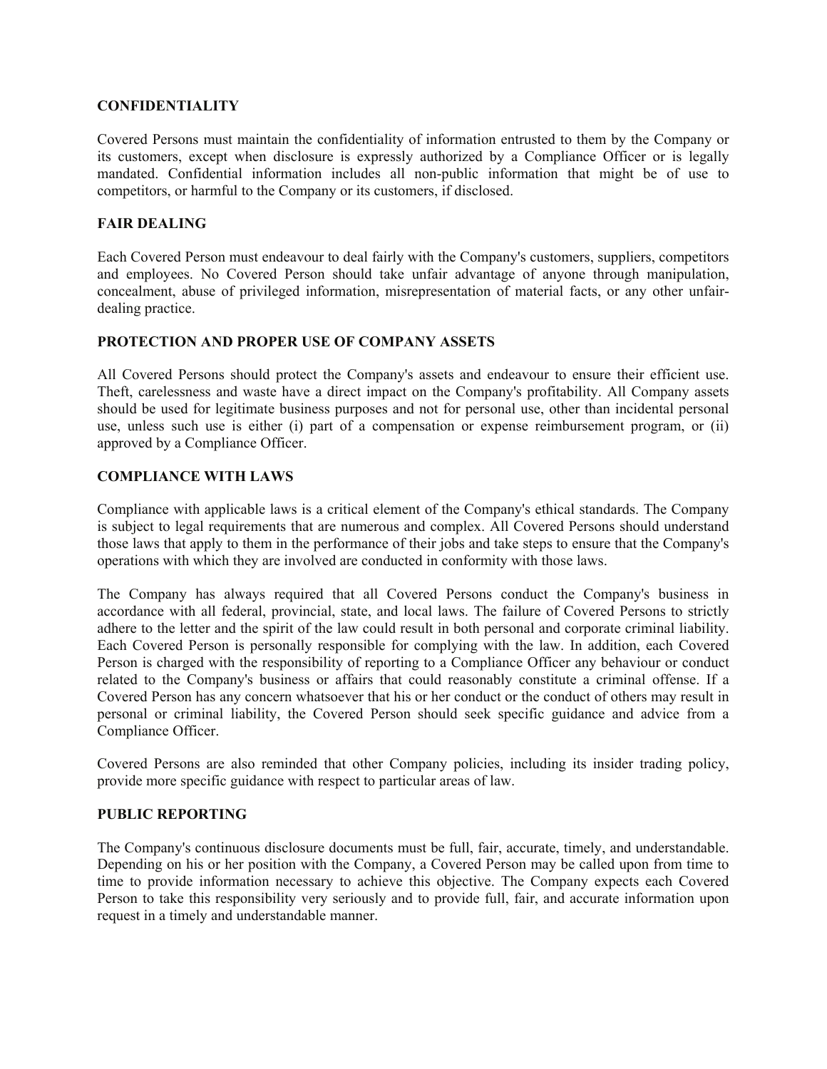## CONFIDENTIALITY

Covered Persons must maintain the confidentiality of information entrusted to them by the Company or its customers, except when disclosure is expressly authorized by a Compliance Officer or is legally mandated. Confidential information includes all non-public information that might be of use to competitors, or harmful to the Company or its customers, if disclosed.

## FAIR DEALING

Each Covered Person must endeavour to deal fairly with the Company's customers, suppliers, competitors and employees. No Covered Person should take unfair advantage of anyone through manipulation, concealment, abuse of privileged information, misrepresentation of material facts, or any other unfair-dealing practice.

## PROTECTION AND PROPER USE OF COMPANY ASSETS

All Covered Persons should protect the Company's assets and endeavour to ensure their efficient use. Theft, carelessness and waste have a direct impact on the Company's profitability. All Company assets should be used for legitimate business purposes and not for personal use, other than incidental personal use, unless such use is either (i) part of a compensation or expense reimbursement program, or (ii) approved by a Compliance Officer.

## COMPLIANCE WITH LAWS

Compliance with applicable laws is a critical element of the Company's ethical standards. The Company is subject to legal requirements that are numerous and complex. All Covered Persons should understand those laws that apply to them in the performance of their jobs and take steps to ensure that the Company's operations with which they are involved are conducted in conformity with those laws.

The Company has always required that all Covered Persons conduct the Company's business in accordance with all federal, provincial, state, and local laws. The failure of Covered Persons to strictly adhere to the letter and the spirit of the law could result in both personal and corporate criminal liability. Each Covered Person is personally responsible for complying with the law. In addition, each Covered Person is charged with the responsibility of reporting to a Compliance Officer any behaviour or conduct related to the Company's business or affairs that could reasonably constitute a criminal offense. If a Covered Person has any concern whatsoever that his or her conduct or the conduct of others may result in personal or criminal liability, the Covered Person should seek specific guidance and advice from a Compliance Officer.

Covered Persons are also reminded that other Company policies, including its insider trading policy, provide more specific guidance with respect to particular areas of law.

## PUBLIC REPORTING

The Company's continuous disclosure documents must be full, fair, accurate, timely, and understandable. Depending on his or her position with the Company, a Covered Person may be called upon from time to time to provide information necessary to achieve this objective. The Company expects each Covered Person to take this responsibility very seriously and to provide full, fair, and accurate information upon request in a timely and understandable manner.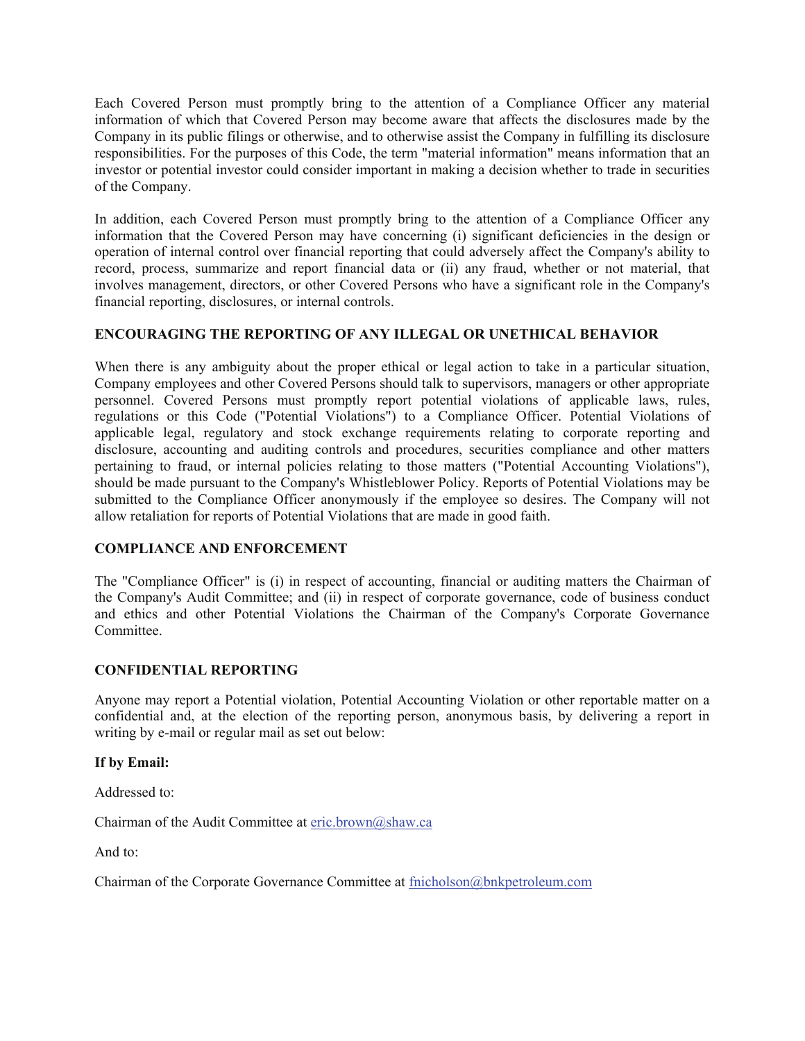Each Covered Person must promptly bring to the attention of a Compliance Officer any material information of which that Covered Person may become aware that affects the disclosures made by the Company in its public filings or otherwise, and to otherwise assist the Company in fulfilling its disclosure responsibilities. For the purposes of this Code, the term "material information" means information that an investor or potential investor could consider important in making a decision whether to trade in securities of the Company.

In addition, each Covered Person must promptly bring to the attention of a Compliance Officer any information that the Covered Person may have concerning (i) significant deficiencies in the design or operation of internal control over financial reporting that could adversely affect the Company's ability to record, process, summarize and report financial data or (ii) any fraud, whether or not material, that involves management, directors, or other Covered Persons who have a significant role in the Company's financial reporting, disclosures, or internal controls.

**ENCOURAGING THE REPORTING OF ANY ILLEGAL OR UNETHICAL BEHAVIOR**

When there is any ambiguity about the proper ethical or legal action to take in a particular situation, Company employees and other Covered Persons should talk to supervisors, managers or other appropriate personnel. Covered Persons must promptly report potential violations of applicable laws, rules, regulations or this Code ("Potential Violations") to a Compliance Officer. Potential Violations of applicable legal, regulatory and stock exchange requirements relating to corporate reporting and disclosure, accounting and auditing controls and procedures, securities compliance and other matters pertaining to fraud, or internal policies relating to those matters ("Potential Accounting Violations"), should be made pursuant to the Company's Whistleblower Policy. Reports of Potential Violations may be submitted to the Compliance Officer anonymously if the employee so desires. The Company will not allow retaliation for reports of Potential Violations that are made in good faith.

**COMPLIANCE AND ENFORCEMENT**

The "Compliance Officer" is (i) in respect of accounting, financial or auditing matters the Chairman of the Company's Audit Committee; and (ii) in respect of corporate governance, code of business conduct and ethics and other Potential Violations the Chairman of the Company's Corporate Governance Committee.

**CONFIDENTIAL REPORTING**

Anyone may report a Potential violation, Potential Accounting Violation or other reportable matter on a confidential and, at the election of the reporting person, anonymous basis, by delivering a report in writing by e-mail or regular mail as set out below:

**If by Email:**

Addressed to:

Chairman of the Audit Committee at eric.brown@shaw.ca

And to:

Chairman of the Corporate Governance Committee at fnicholson@bnkpetroleum.com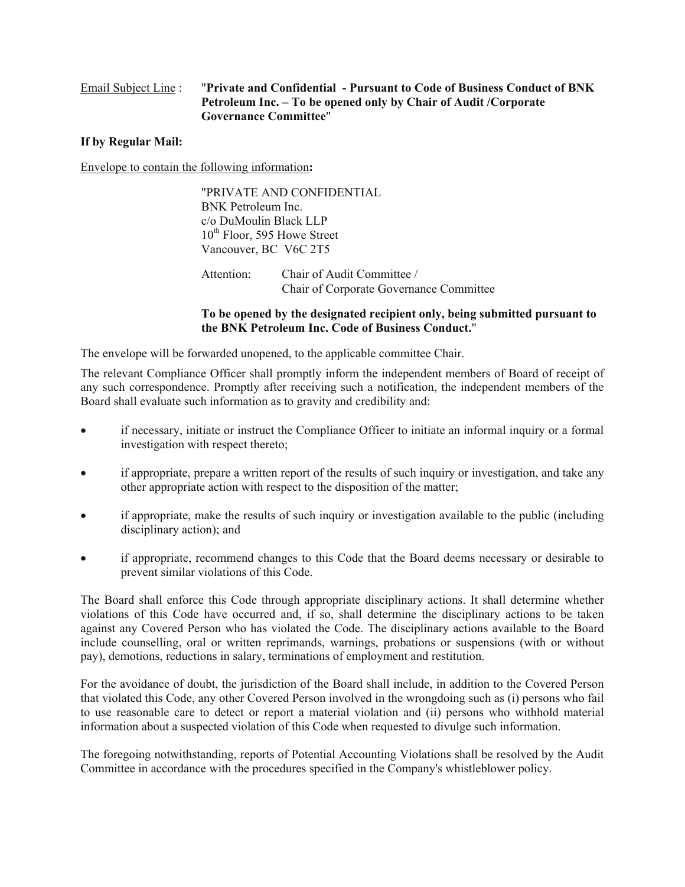Email Subject Line : "**Private and Confidential - Pursuant to Code of Business Conduct of BNK Petroleum Inc. – To be opened only by Chair of Audit /Corporate Governance Committee**"

**If by Regular Mail:**

Envelope to contain the following information**:**

> "PRIVATE AND CONFIDENTIAL
> BNK Petroleum Inc.
> c/o DuMoulin Black LLP
> 10th Floor, 595 Howe Street
> Vancouver, BC V6C 2T5
>
> Attention: Chair of Audit Committee /
> Chair of Corporate Governance Committee
>
> **To be opened by the designated recipient only, being submitted pursuant to the BNK Petroleum Inc. Code of Business Conduct.**"

The envelope will be forwarded unopened, to the applicable committee Chair.

The relevant Compliance Officer shall promptly inform the independent members of Board of receipt of any such correspondence. Promptly after receiving such a notification, the independent members of the Board shall evaluate such information as to gravity and credibility and:

- if necessary, initiate or instruct the Compliance Officer to initiate an informal inquiry or a formal investigation with respect thereto;
- if appropriate, prepare a written report of the results of such inquiry or investigation, and take any other appropriate action with respect to the disposition of the matter;
- if appropriate, make the results of such inquiry or investigation available to the public (including disciplinary action); and
- if appropriate, recommend changes to this Code that the Board deems necessary or desirable to prevent similar violations of this Code.

The Board shall enforce this Code through appropriate disciplinary actions. It shall determine whether violations of this Code have occurred and, if so, shall determine the disciplinary actions to be taken against any Covered Person who has violated the Code. The disciplinary actions available to the Board include counselling, oral or written reprimands, warnings, probations or suspensions (with or without pay), demotions, reductions in salary, terminations of employment and restitution.

For the avoidance of doubt, the jurisdiction of the Board shall include, in addition to the Covered Person that violated this Code, any other Covered Person involved in the wrongdoing such as (i) persons who fail to use reasonable care to detect or report a material violation and (ii) persons who withhold material information about a suspected violation of this Code when requested to divulge such information.

The foregoing notwithstanding, reports of Potential Accounting Violations shall be resolved by the Audit Committee in accordance with the procedures specified in the Company's whistleblower policy.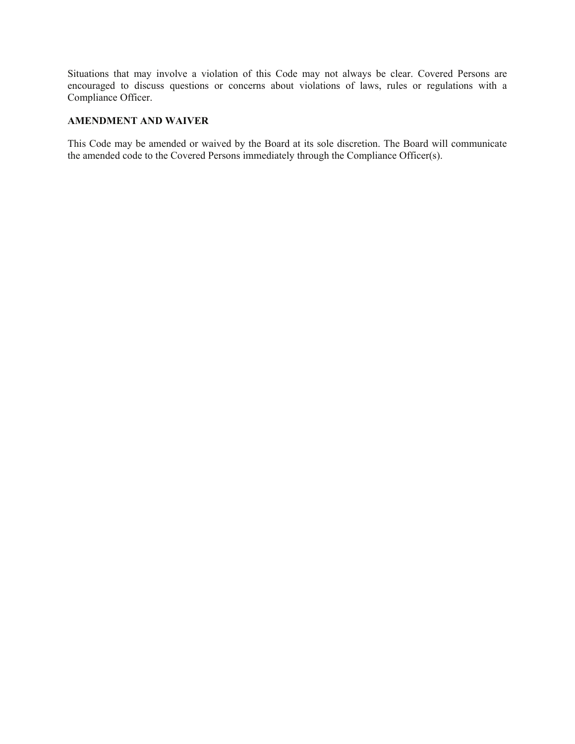Situations that may involve a violation of this Code may not always be clear. Covered Persons are encouraged to discuss questions or concerns about violations of laws, rules or regulations with a Compliance Officer.

**AMENDMENT AND WAIVER**

This Code may be amended or waived by the Board at its sole discretion. The Board will communicate the amended code to the Covered Persons immediately through the Compliance Officer(s).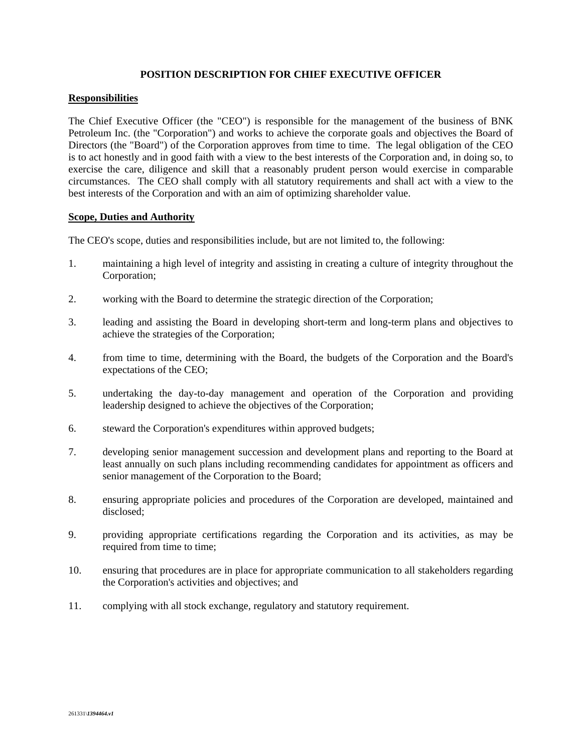# POSITION DESCRIPTION FOR CHIEF EXECUTIVE OFFICER

## Responsibilities

The Chief Executive Officer (the "CEO") is responsible for the management of the business of BNK Petroleum Inc. (the "Corporation") and works to achieve the corporate goals and objectives the Board of Directors (the "Board") of the Corporation approves from time to time. The legal obligation of the CEO is to act honestly and in good faith with a view to the best interests of the Corporation and, in doing so, to exercise the care, diligence and skill that a reasonably prudent person would exercise in comparable circumstances. The CEO shall comply with all statutory requirements and shall act with a view to the best interests of the Corporation and with an aim of optimizing shareholder value.

## Scope, Duties and Authority

The CEO's scope, duties and responsibilities include, but are not limited to, the following:

1. maintaining a high level of integrity and assisting in creating a culture of integrity throughout the Corporation;
2. working with the Board to determine the strategic direction of the Corporation;
3. leading and assisting the Board in developing short-term and long-term plans and objectives to achieve the strategies of the Corporation;
4. from time to time, determining with the Board, the budgets of the Corporation and the Board's expectations of the CEO;
5. undertaking the day-to-day management and operation of the Corporation and providing leadership designed to achieve the objectives of the Corporation;
6. steward the Corporation's expenditures within approved budgets;
7. developing senior management succession and development plans and reporting to the Board at least annually on such plans including recommending candidates for appointment as officers and senior management of the Corporation to the Board;
8. ensuring appropriate policies and procedures of the Corporation are developed, maintained and disclosed;
9. providing appropriate certifications regarding the Corporation and its activities, as may be required from time to time;
10. ensuring that procedures are in place for appropriate communication to all stakeholders regarding the Corporation's activities and objectives; and
11. complying with all stock exchange, regulatory and statutory requirement.

261331\*1394464.v1*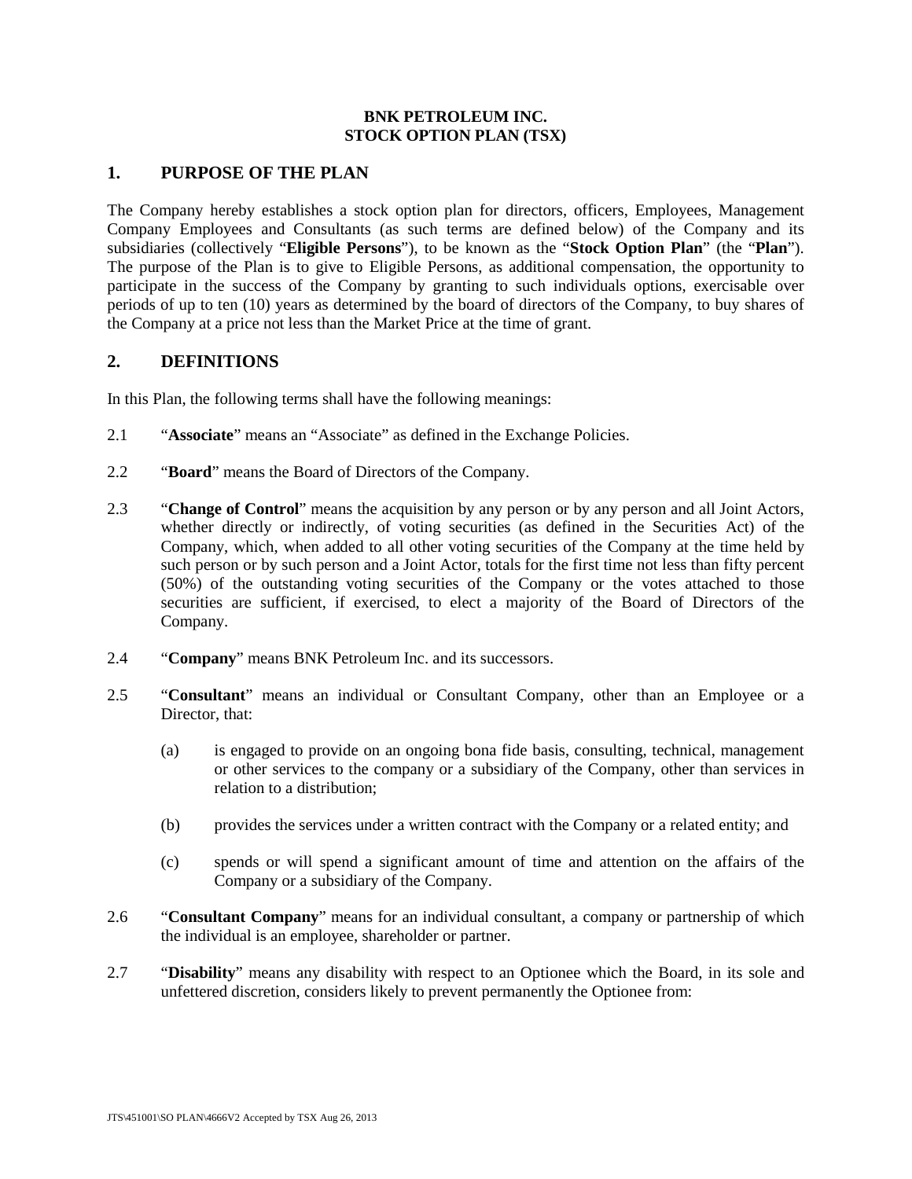**BNK PETROLEUM INC.**
**STOCK OPTION PLAN (TSX)**

## 1. PURPOSE OF THE PLAN

The Company hereby establishes a stock option plan for directors, officers, Employees, Management Company Employees and Consultants (as such terms are defined below) of the Company and its subsidiaries (collectively "**Eligible Persons**"), to be known as the "**Stock Option Plan**" (the "**Plan**"). The purpose of the Plan is to give to Eligible Persons, as additional compensation, the opportunity to participate in the success of the Company by granting to such individuals options, exercisable over periods of up to ten (10) years as determined by the board of directors of the Company, to buy shares of the Company at a price not less than the Market Price at the time of grant.

## 2. DEFINITIONS

In this Plan, the following terms shall have the following meanings:

2.1 "**Associate**" means an "Associate" as defined in the Exchange Policies.

2.2 "**Board**" means the Board of Directors of the Company.

2.3 "**Change of Control**" means the acquisition by any person or by any person and all Joint Actors, whether directly or indirectly, of voting securities (as defined in the Securities Act) of the Company, which, when added to all other voting securities of the Company at the time held by such person or by such person and a Joint Actor, totals for the first time not less than fifty percent (50%) of the outstanding voting securities of the Company or the votes attached to those securities are sufficient, if exercised, to elect a majority of the Board of Directors of the Company.

2.4 "**Company**" means BNK Petroleum Inc. and its successors.

2.5 "**Consultant**" means an individual or Consultant Company, other than an Employee or a Director, that:

(a) is engaged to provide on an ongoing bona fide basis, consulting, technical, management or other services to the company or a subsidiary of the Company, other than services in relation to a distribution;

(b) provides the services under a written contract with the Company or a related entity; and

(c) spends or will spend a significant amount of time and attention on the affairs of the Company or a subsidiary of the Company.

2.6 "**Consultant Company**" means for an individual consultant, a company or partnership of which the individual is an employee, shareholder or partner.

2.7 "**Disability**" means any disability with respect to an Optionee which the Board, in its sole and unfettered discretion, considers likely to prevent permanently the Optionee from: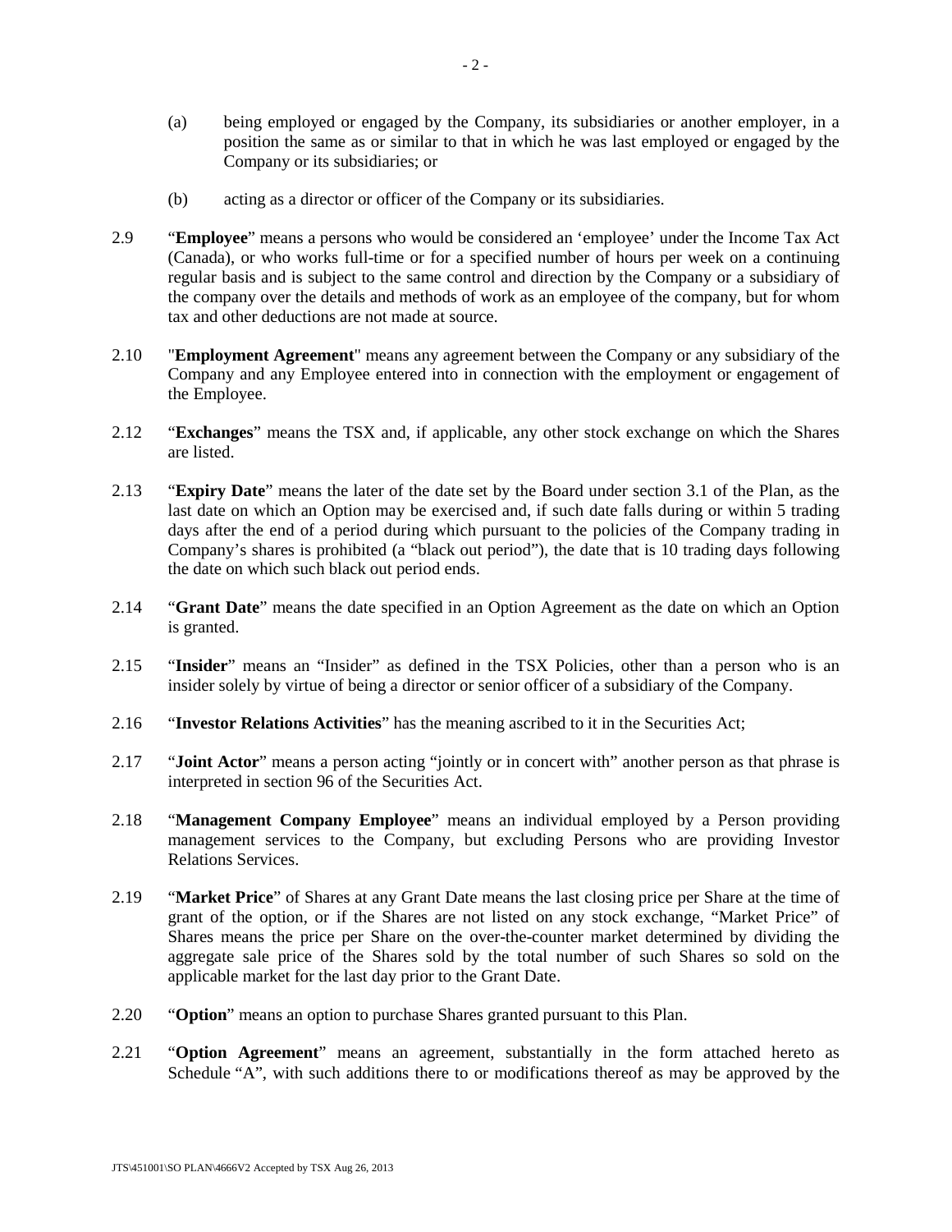(a) being employed or engaged by the Company, its subsidiaries or another employer, in a position the same as or similar to that in which he was last employed or engaged by the Company or its subsidiaries; or

(b) acting as a director or officer of the Company or its subsidiaries.

2.9 "**Employee**" means a persons who would be considered an 'employee' under the Income Tax Act (Canada), or who works full-time or for a specified number of hours per week on a continuing regular basis and is subject to the same control and direction by the Company or a subsidiary of the company over the details and methods of work as an employee of the company, but for whom tax and other deductions are not made at source.

2.10 "**Employment Agreement**" means any agreement between the Company or any subsidiary of the Company and any Employee entered into in connection with the employment or engagement of the Employee.

2.12 "**Exchanges**" means the TSX and, if applicable, any other stock exchange on which the Shares are listed.

2.13 "**Expiry Date**" means the later of the date set by the Board under section 3.1 of the Plan, as the last date on which an Option may be exercised and, if such date falls during or within 5 trading days after the end of a period during which pursuant to the policies of the Company trading in Company's shares is prohibited (a "black out period"), the date that is 10 trading days following the date on which such black out period ends.

2.14 "**Grant Date**" means the date specified in an Option Agreement as the date on which an Option is granted.

2.15 "**Insider**" means an "Insider" as defined in the TSX Policies, other than a person who is an insider solely by virtue of being a director or senior officer of a subsidiary of the Company.

2.16 "**Investor Relations Activities**" has the meaning ascribed to it in the Securities Act;

2.17 "**Joint Actor**" means a person acting "jointly or in concert with" another person as that phrase is interpreted in section 96 of the Securities Act.

2.18 "**Management Company Employee**" means an individual employed by a Person providing management services to the Company, but excluding Persons who are providing Investor Relations Services.

2.19 "**Market Price**" of Shares at any Grant Date means the last closing price per Share at the time of grant of the option, or if the Shares are not listed on any stock exchange, "Market Price" of Shares means the price per Share on the over-the-counter market determined by dividing the aggregate sale price of the Shares sold by the total number of such Shares so sold on the applicable market for the last day prior to the Grant Date.

2.20 "**Option**" means an option to purchase Shares granted pursuant to this Plan.

2.21 "**Option Agreement**" means an agreement, substantially in the form attached hereto as Schedule "A", with such additions there to or modifications thereof as may be approved by the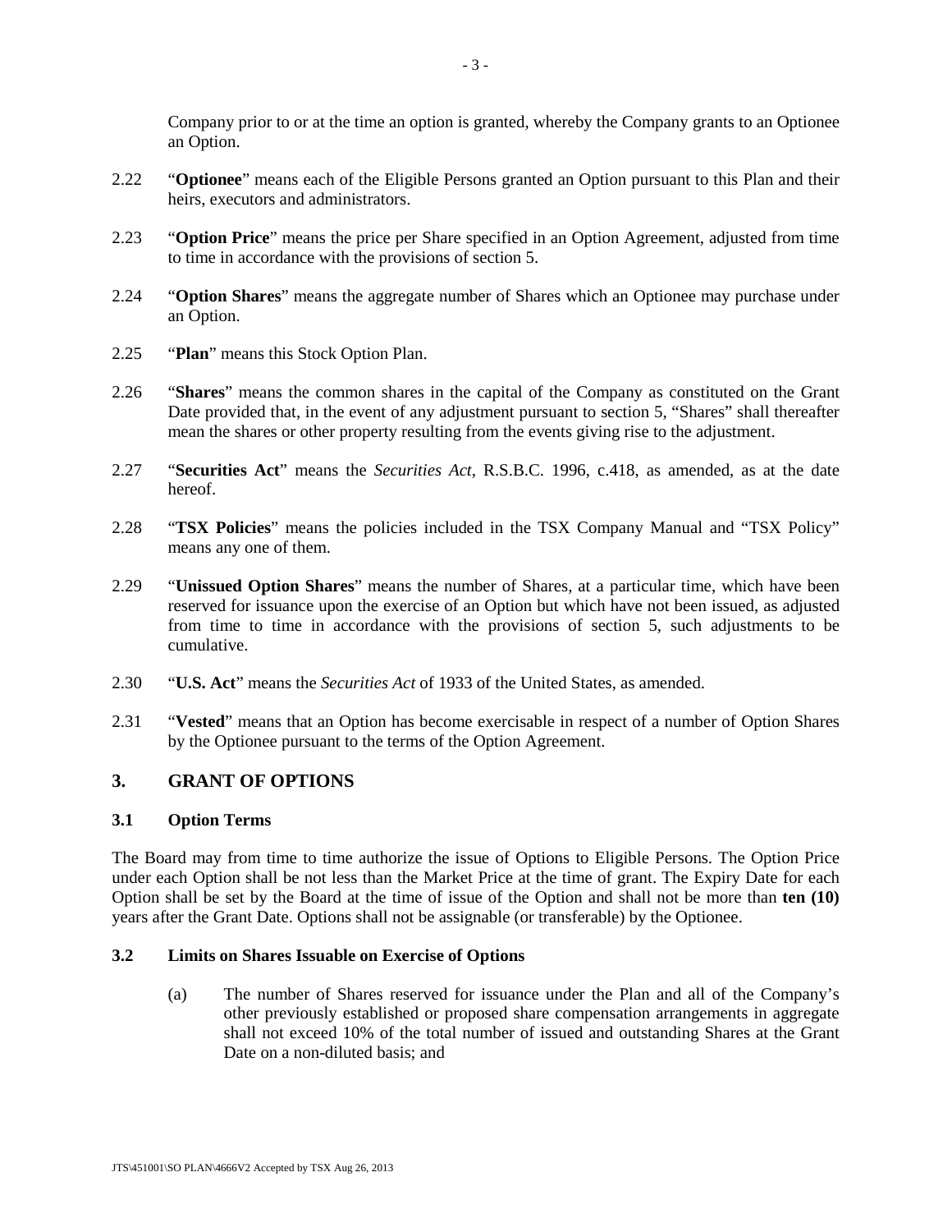Company prior to or at the time an option is granted, whereby the Company grants to an Optionee an Option.

2.22 "**Optionee**" means each of the Eligible Persons granted an Option pursuant to this Plan and their heirs, executors and administrators.

2.23 "**Option Price**" means the price per Share specified in an Option Agreement, adjusted from time to time in accordance with the provisions of section 5.

2.24 "**Option Shares**" means the aggregate number of Shares which an Optionee may purchase under an Option.

2.25 "**Plan**" means this Stock Option Plan.

2.26 "**Shares**" means the common shares in the capital of the Company as constituted on the Grant Date provided that, in the event of any adjustment pursuant to section 5, "Shares" shall thereafter mean the shares or other property resulting from the events giving rise to the adjustment.

2.27 "**Securities Act**" means the *Securities Act*, R.S.B.C. 1996, c.418, as amended, as at the date hereof.

2.28 "**TSX Policies**" means the policies included in the TSX Company Manual and "TSX Policy" means any one of them.

2.29 "**Unissued Option Shares**" means the number of Shares, at a particular time, which have been reserved for issuance upon the exercise of an Option but which have not been issued, as adjusted from time to time in accordance with the provisions of section 5, such adjustments to be cumulative.

2.30 "**U.S. Act**" means the *Securities Act* of 1933 of the United States, as amended.

2.31 "**Vested**" means that an Option has become exercisable in respect of a number of Option Shares by the Optionee pursuant to the terms of the Option Agreement.

## 3. GRANT OF OPTIONS

### 3.1 Option Terms

The Board may from time to time authorize the issue of Options to Eligible Persons. The Option Price under each Option shall be not less than the Market Price at the time of grant. The Expiry Date for each Option shall be set by the Board at the time of issue of the Option and shall not be more than **ten (10)** years after the Grant Date. Options shall not be assignable (or transferable) by the Optionee.

### 3.2 Limits on Shares Issuable on Exercise of Options

(a) The number of Shares reserved for issuance under the Plan and all of the Company's other previously established or proposed share compensation arrangements in aggregate shall not exceed 10% of the total number of issued and outstanding Shares at the Grant Date on a non-diluted basis; and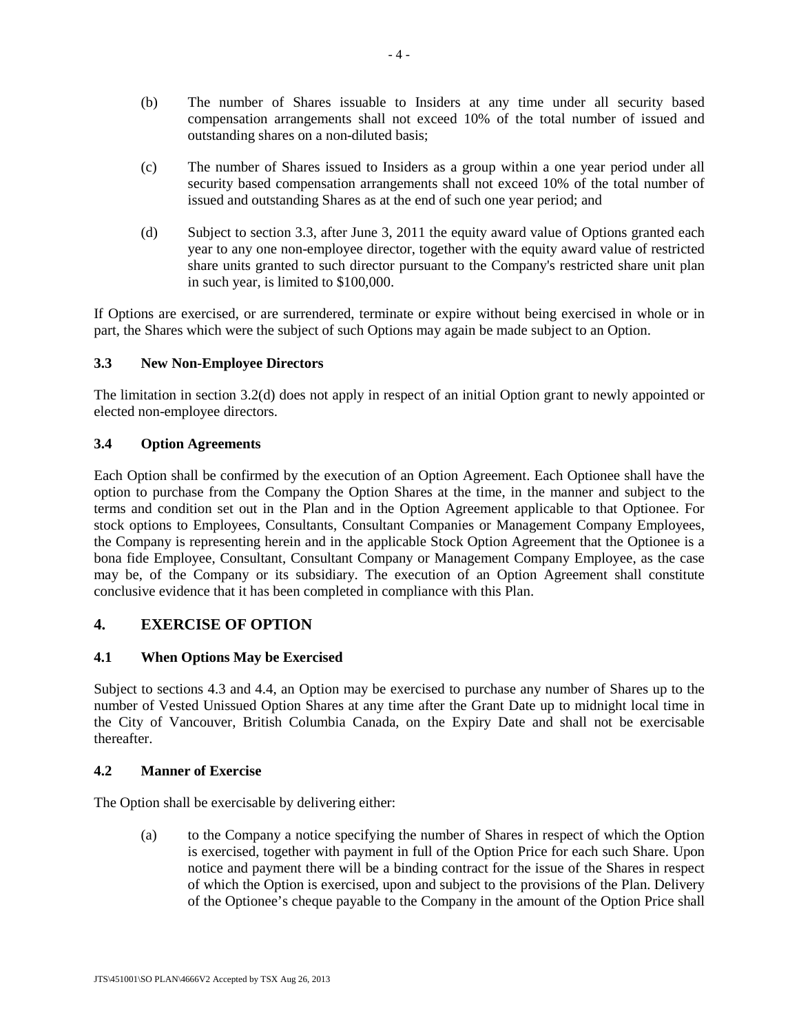(b) The number of Shares issuable to Insiders at any time under all security based compensation arrangements shall not exceed 10% of the total number of issued and outstanding shares on a non-diluted basis;

(c) The number of Shares issued to Insiders as a group within a one year period under all security based compensation arrangements shall not exceed 10% of the total number of issued and outstanding Shares as at the end of such one year period; and

(d) Subject to section 3.3, after June 3, 2011 the equity award value of Options granted each year to any one non-employee director, together with the equity award value of restricted share units granted to such director pursuant to the Company's restricted share unit plan in such year, is limited to $100,000.

If Options are exercised, or are surrendered, terminate or expire without being exercised in whole or in part, the Shares which were the subject of such Options may again be made subject to an Option.

### 3.3 New Non-Employee Directors

The limitation in section 3.2(d) does not apply in respect of an initial Option grant to newly appointed or elected non-employee directors.

### 3.4 Option Agreements

Each Option shall be confirmed by the execution of an Option Agreement. Each Optionee shall have the option to purchase from the Company the Option Shares at the time, in the manner and subject to the terms and condition set out in the Plan and in the Option Agreement applicable to that Optionee. For stock options to Employees, Consultants, Consultant Companies or Management Company Employees, the Company is representing herein and in the applicable Stock Option Agreement that the Optionee is a bona fide Employee, Consultant, Consultant Company or Management Company Employee, as the case may be, of the Company or its subsidiary. The execution of an Option Agreement shall constitute conclusive evidence that it has been completed in compliance with this Plan.

## 4. EXERCISE OF OPTION

### 4.1 When Options May be Exercised

Subject to sections 4.3 and 4.4, an Option may be exercised to purchase any number of Shares up to the number of Vested Unissued Option Shares at any time after the Grant Date up to midnight local time in the City of Vancouver, British Columbia Canada, on the Expiry Date and shall not be exercisable thereafter.

### 4.2 Manner of Exercise

The Option shall be exercisable by delivering either:

(a) to the Company a notice specifying the number of Shares in respect of which the Option is exercised, together with payment in full of the Option Price for each such Share. Upon notice and payment there will be a binding contract for the issue of the Shares in respect of which the Option is exercised, upon and subject to the provisions of the Plan. Delivery of the Optionee's cheque payable to the Company in the amount of the Option Price shall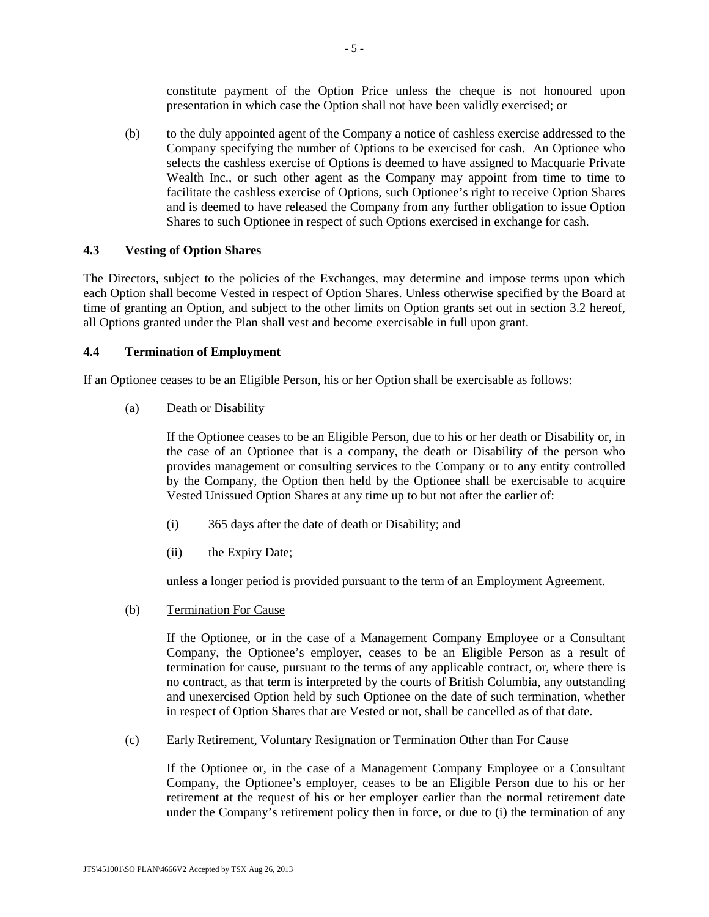constitute payment of the Option Price unless the cheque is not honoured upon presentation in which case the Option shall not have been validly exercised; or

(b) to the duly appointed agent of the Company a notice of cashless exercise addressed to the Company specifying the number of Options to be exercised for cash. An Optionee who selects the cashless exercise of Options is deemed to have assigned to Macquarie Private Wealth Inc., or such other agent as the Company may appoint from time to time to facilitate the cashless exercise of Options, such Optionee's right to receive Option Shares and is deemed to have released the Company from any further obligation to issue Option Shares to such Optionee in respect of such Options exercised in exchange for cash.

### 4.3 Vesting of Option Shares

The Directors, subject to the policies of the Exchanges, may determine and impose terms upon which each Option shall become Vested in respect of Option Shares. Unless otherwise specified by the Board at time of granting an Option, and subject to the other limits on Option grants set out in section 3.2 hereof, all Options granted under the Plan shall vest and become exercisable in full upon grant.

### 4.4 Termination of Employment

If an Optionee ceases to be an Eligible Person, his or her Option shall be exercisable as follows:

(a) Death or Disability

If the Optionee ceases to be an Eligible Person, due to his or her death or Disability or, in the case of an Optionee that is a company, the death or Disability of the person who provides management or consulting services to the Company or to any entity controlled by the Company, the Option then held by the Optionee shall be exercisable to acquire Vested Unissued Option Shares at any time up to but not after the earlier of:

(i) 365 days after the date of death or Disability; and

(ii) the Expiry Date;

unless a longer period is provided pursuant to the term of an Employment Agreement.

(b) Termination For Cause

If the Optionee, or in the case of a Management Company Employee or a Consultant Company, the Optionee's employer, ceases to be an Eligible Person as a result of termination for cause, pursuant to the terms of any applicable contract, or, where there is no contract, as that term is interpreted by the courts of British Columbia, any outstanding and unexercised Option held by such Optionee on the date of such termination, whether in respect of Option Shares that are Vested or not, shall be cancelled as of that date.

(c) Early Retirement, Voluntary Resignation or Termination Other than For Cause

If the Optionee or, in the case of a Management Company Employee or a Consultant Company, the Optionee's employer, ceases to be an Eligible Person due to his or her retirement at the request of his or her employer earlier than the normal retirement date under the Company's retirement policy then in force, or due to (i) the termination of any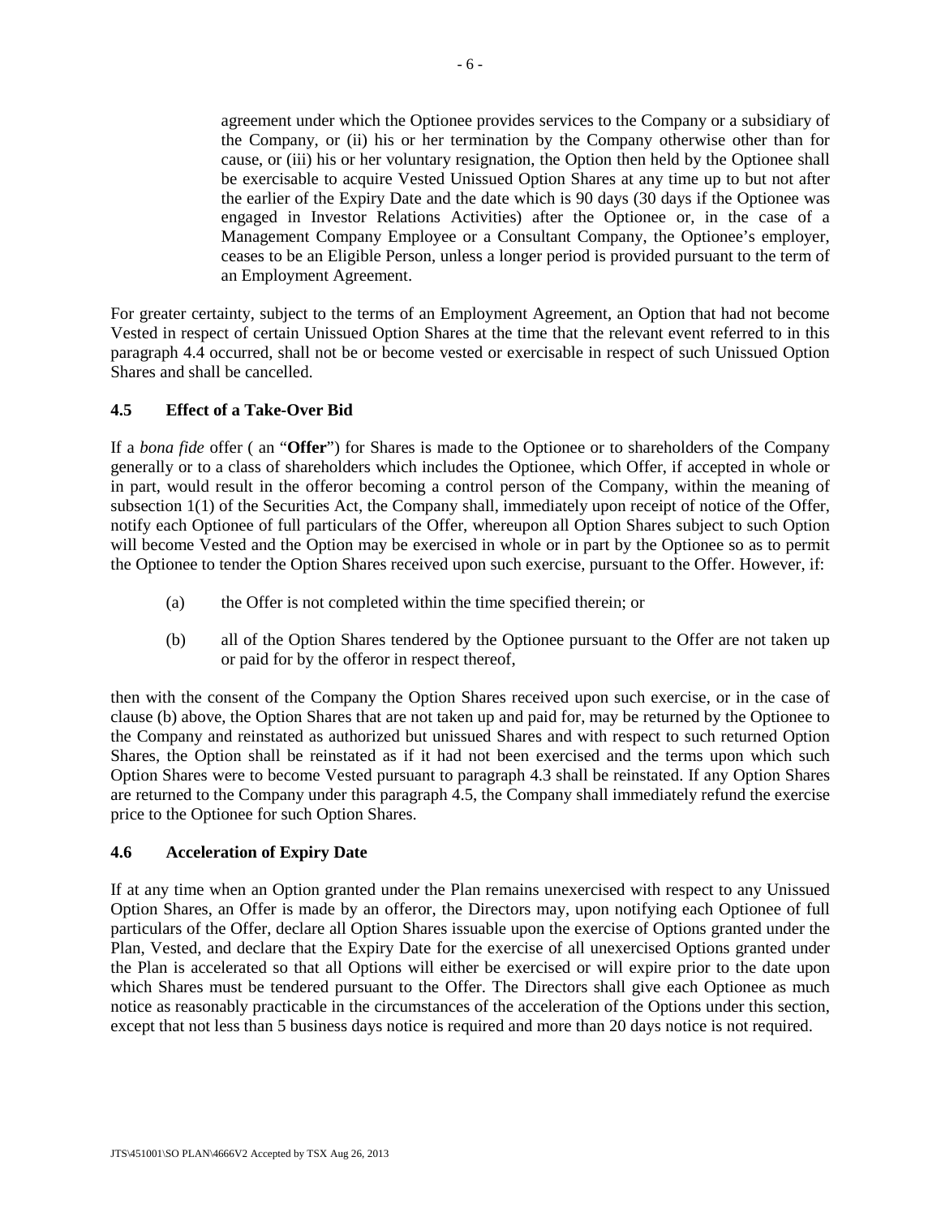agreement under which the Optionee provides services to the Company or a subsidiary of the Company, or (ii) his or her termination by the Company otherwise other than for cause, or (iii) his or her voluntary resignation, the Option then held by the Optionee shall be exercisable to acquire Vested Unissued Option Shares at any time up to but not after the earlier of the Expiry Date and the date which is 90 days (30 days if the Optionee was engaged in Investor Relations Activities) after the Optionee or, in the case of a Management Company Employee or a Consultant Company, the Optionee's employer, ceases to be an Eligible Person, unless a longer period is provided pursuant to the term of an Employment Agreement.

For greater certainty, subject to the terms of an Employment Agreement, an Option that had not become Vested in respect of certain Unissued Option Shares at the time that the relevant event referred to in this paragraph 4.4 occurred, shall not be or become vested or exercisable in respect of such Unissued Option Shares and shall be cancelled.

### 4.5 Effect of a Take-Over Bid

If a *bona fide* offer ( an "**Offer**") for Shares is made to the Optionee or to shareholders of the Company generally or to a class of shareholders which includes the Optionee, which Offer, if accepted in whole or in part, would result in the offeror becoming a control person of the Company, within the meaning of subsection 1(1) of the Securities Act, the Company shall, immediately upon receipt of notice of the Offer, notify each Optionee of full particulars of the Offer, whereupon all Option Shares subject to such Option will become Vested and the Option may be exercised in whole or in part by the Optionee so as to permit the Optionee to tender the Option Shares received upon such exercise, pursuant to the Offer. However, if:

(a) the Offer is not completed within the time specified therein; or

(b) all of the Option Shares tendered by the Optionee pursuant to the Offer are not taken up or paid for by the offeror in respect thereof,

then with the consent of the Company the Option Shares received upon such exercise, or in the case of clause (b) above, the Option Shares that are not taken up and paid for, may be returned by the Optionee to the Company and reinstated as authorized but unissued Shares and with respect to such returned Option Shares, the Option shall be reinstated as if it had not been exercised and the terms upon which such Option Shares were to become Vested pursuant to paragraph 4.3 shall be reinstated. If any Option Shares are returned to the Company under this paragraph 4.5, the Company shall immediately refund the exercise price to the Optionee for such Option Shares.

### 4.6 Acceleration of Expiry Date

If at any time when an Option granted under the Plan remains unexercised with respect to any Unissued Option Shares, an Offer is made by an offeror, the Directors may, upon notifying each Optionee of full particulars of the Offer, declare all Option Shares issuable upon the exercise of Options granted under the Plan, Vested, and declare that the Expiry Date for the exercise of all unexercised Options granted under the Plan is accelerated so that all Options will either be exercised or will expire prior to the date upon which Shares must be tendered pursuant to the Offer. The Directors shall give each Optionee as much notice as reasonably practicable in the circumstances of the acceleration of the Options under this section, except that not less than 5 business days notice is required and more than 20 days notice is not required.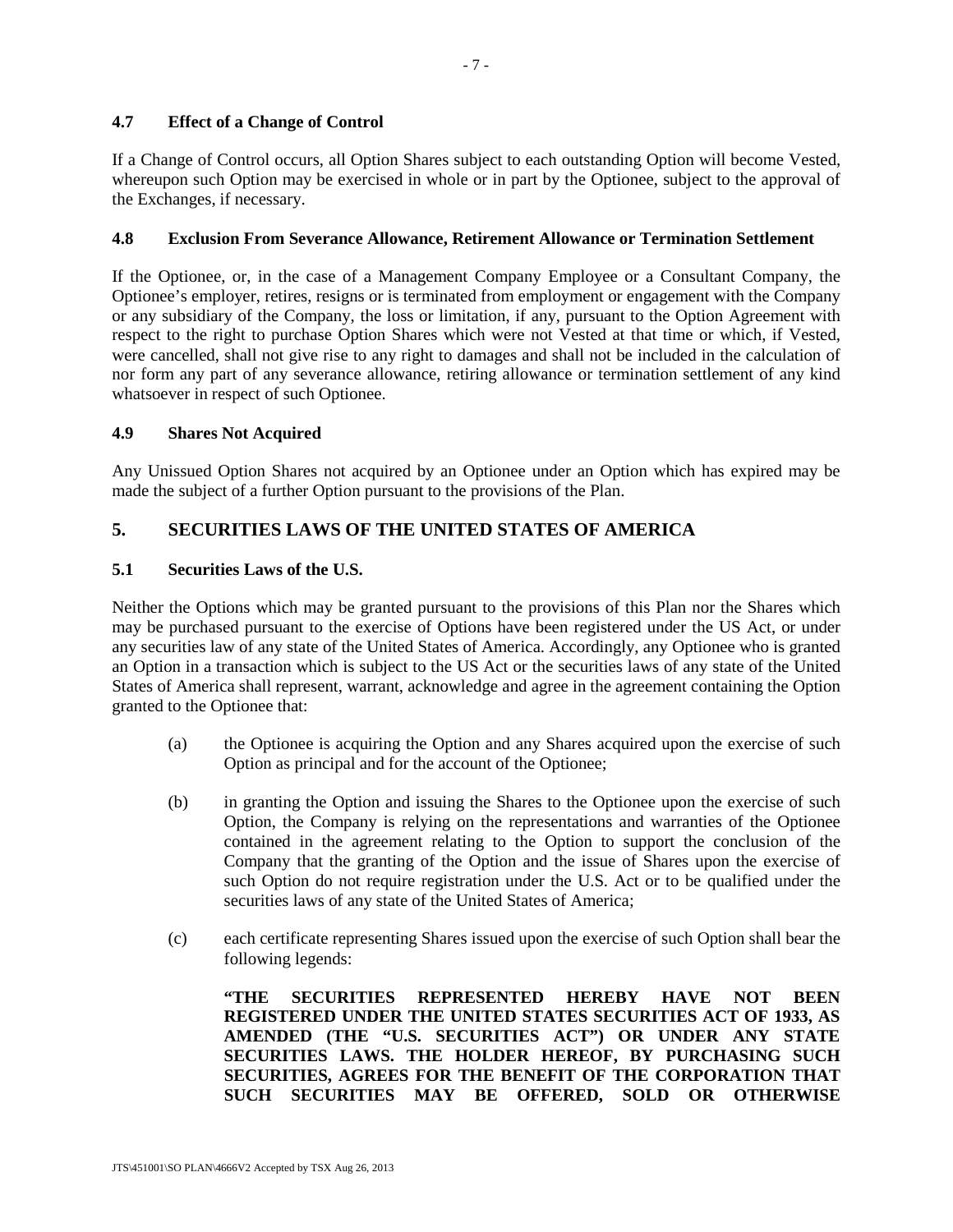### 4.7 Effect of a Change of Control

If a Change of Control occurs, all Option Shares subject to each outstanding Option will become Vested, whereupon such Option may be exercised in whole or in part by the Optionee, subject to the approval of the Exchanges, if necessary.

### 4.8 Exclusion From Severance Allowance, Retirement Allowance or Termination Settlement

If the Optionee, or, in the case of a Management Company Employee or a Consultant Company, the Optionee's employer, retires, resigns or is terminated from employment or engagement with the Company or any subsidiary of the Company, the loss or limitation, if any, pursuant to the Option Agreement with respect to the right to purchase Option Shares which were not Vested at that time or which, if Vested, were cancelled, shall not give rise to any right to damages and shall not be included in the calculation of nor form any part of any severance allowance, retiring allowance or termination settlement of any kind whatsoever in respect of such Optionee.

### 4.9 Shares Not Acquired

Any Unissued Option Shares not acquired by an Optionee under an Option which has expired may be made the subject of a further Option pursuant to the provisions of the Plan.

## 5. SECURITIES LAWS OF THE UNITED STATES OF AMERICA

### 5.1 Securities Laws of the U.S.

Neither the Options which may be granted pursuant to the provisions of this Plan nor the Shares which may be purchased pursuant to the exercise of Options have been registered under the US Act, or under any securities law of any state of the United States of America. Accordingly, any Optionee who is granted an Option in a transaction which is subject to the US Act or the securities laws of any state of the United States of America shall represent, warrant, acknowledge and agree in the agreement containing the Option granted to the Optionee that:

(a) the Optionee is acquiring the Option and any Shares acquired upon the exercise of such Option as principal and for the account of the Optionee;

(b) in granting the Option and issuing the Shares to the Optionee upon the exercise of such Option, the Company is relying on the representations and warranties of the Optionee contained in the agreement relating to the Option to support the conclusion of the Company that the granting of the Option and the issue of Shares upon the exercise of such Option do not require registration under the U.S. Act or to be qualified under the securities laws of any state of the United States of America;

(c) each certificate representing Shares issued upon the exercise of such Option shall bear the following legends:

**"THE SECURITIES REPRESENTED HEREBY HAVE NOT BEEN REGISTERED UNDER THE UNITED STATES SECURITIES ACT OF 1933, AS AMENDED (THE "U.S. SECURITIES ACT") OR UNDER ANY STATE SECURITIES LAWS. THE HOLDER HEREOF, BY PURCHASING SUCH SECURITIES, AGREES FOR THE BENEFIT OF THE CORPORATION THAT SUCH SECURITIES MAY BE OFFERED, SOLD OR OTHERWISE**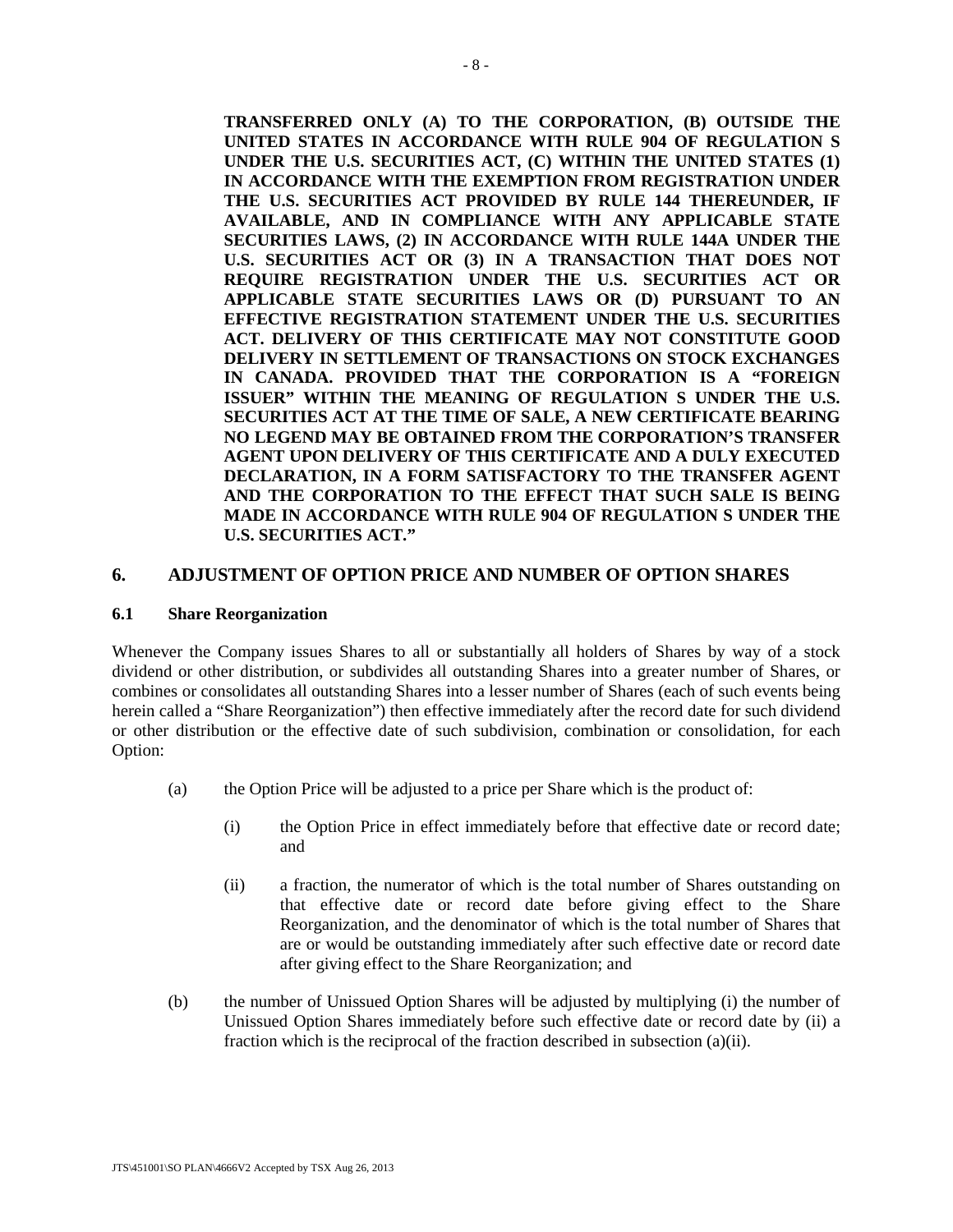**TRANSFERRED ONLY (A) TO THE CORPORATION, (B) OUTSIDE THE UNITED STATES IN ACCORDANCE WITH RULE 904 OF REGULATION S UNDER THE U.S. SECURITIES ACT, (C) WITHIN THE UNITED STATES (1) IN ACCORDANCE WITH THE EXEMPTION FROM REGISTRATION UNDER THE U.S. SECURITIES ACT PROVIDED BY RULE 144 THEREUNDER, IF AVAILABLE, AND IN COMPLIANCE WITH ANY APPLICABLE STATE SECURITIES LAWS, (2) IN ACCORDANCE WITH RULE 144A UNDER THE U.S. SECURITIES ACT OR (3) IN A TRANSACTION THAT DOES NOT REQUIRE REGISTRATION UNDER THE U.S. SECURITIES ACT OR APPLICABLE STATE SECURITIES LAWS OR (D) PURSUANT TO AN EFFECTIVE REGISTRATION STATEMENT UNDER THE U.S. SECURITIES ACT. DELIVERY OF THIS CERTIFICATE MAY NOT CONSTITUTE GOOD DELIVERY IN SETTLEMENT OF TRANSACTIONS ON STOCK EXCHANGES IN CANADA. PROVIDED THAT THE CORPORATION IS A "FOREIGN ISSUER" WITHIN THE MEANING OF REGULATION S UNDER THE U.S. SECURITIES ACT AT THE TIME OF SALE, A NEW CERTIFICATE BEARING NO LEGEND MAY BE OBTAINED FROM THE CORPORATION'S TRANSFER AGENT UPON DELIVERY OF THIS CERTIFICATE AND A DULY EXECUTED DECLARATION, IN A FORM SATISFACTORY TO THE TRANSFER AGENT AND THE CORPORATION TO THE EFFECT THAT SUCH SALE IS BEING MADE IN ACCORDANCE WITH RULE 904 OF REGULATION S UNDER THE U.S. SECURITIES ACT."**

## 6. ADJUSTMENT OF OPTION PRICE AND NUMBER OF OPTION SHARES

### 6.1 Share Reorganization

Whenever the Company issues Shares to all or substantially all holders of Shares by way of a stock dividend or other distribution, or subdivides all outstanding Shares into a greater number of Shares, or combines or consolidates all outstanding Shares into a lesser number of Shares (each of such events being herein called a "Share Reorganization") then effective immediately after the record date for such dividend or other distribution or the effective date of such subdivision, combination or consolidation, for each Option:

(a) the Option Price will be adjusted to a price per Share which is the product of:

  (i) the Option Price in effect immediately before that effective date or record date; and

  (ii) a fraction, the numerator of which is the total number of Shares outstanding on that effective date or record date before giving effect to the Share Reorganization, and the denominator of which is the total number of Shares that are or would be outstanding immediately after such effective date or record date after giving effect to the Share Reorganization; and

(b) the number of Unissued Option Shares will be adjusted by multiplying (i) the number of Unissued Option Shares immediately before such effective date or record date by (ii) a fraction which is the reciprocal of the fraction described in subsection (a)(ii).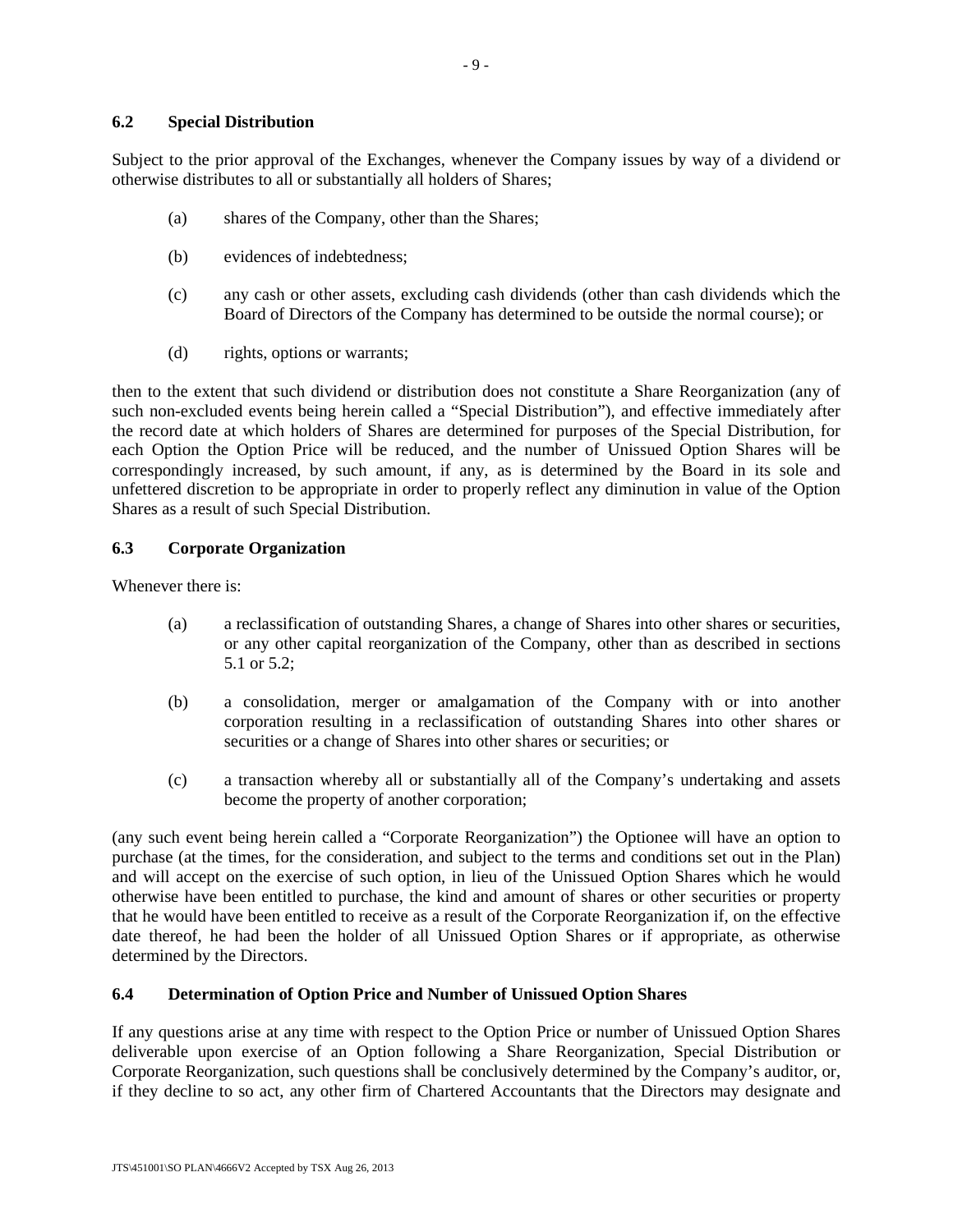### 6.2 Special Distribution

Subject to the prior approval of the Exchanges, whenever the Company issues by way of a dividend or otherwise distributes to all or substantially all holders of Shares;

(a) shares of the Company, other than the Shares;

(b) evidences of indebtedness;

(c) any cash or other assets, excluding cash dividends (other than cash dividends which the Board of Directors of the Company has determined to be outside the normal course); or

(d) rights, options or warrants;

then to the extent that such dividend or distribution does not constitute a Share Reorganization (any of such non-excluded events being herein called a "Special Distribution"), and effective immediately after the record date at which holders of Shares are determined for purposes of the Special Distribution, for each Option the Option Price will be reduced, and the number of Unissued Option Shares will be correspondingly increased, by such amount, if any, as is determined by the Board in its sole and unfettered discretion to be appropriate in order to properly reflect any diminution in value of the Option Shares as a result of such Special Distribution.

### 6.3 Corporate Organization

Whenever there is:

(a) a reclassification of outstanding Shares, a change of Shares into other shares or securities, or any other capital reorganization of the Company, other than as described in sections 5.1 or 5.2;

(b) a consolidation, merger or amalgamation of the Company with or into another corporation resulting in a reclassification of outstanding Shares into other shares or securities or a change of Shares into other shares or securities; or

(c) a transaction whereby all or substantially all of the Company's undertaking and assets become the property of another corporation;

(any such event being herein called a "Corporate Reorganization") the Optionee will have an option to purchase (at the times, for the consideration, and subject to the terms and conditions set out in the Plan) and will accept on the exercise of such option, in lieu of the Unissued Option Shares which he would otherwise have been entitled to purchase, the kind and amount of shares or other securities or property that he would have been entitled to receive as a result of the Corporate Reorganization if, on the effective date thereof, he had been the holder of all Unissued Option Shares or if appropriate, as otherwise determined by the Directors.

### 6.4 Determination of Option Price and Number of Unissued Option Shares

If any questions arise at any time with respect to the Option Price or number of Unissued Option Shares deliverable upon exercise of an Option following a Share Reorganization, Special Distribution or Corporate Reorganization, such questions shall be conclusively determined by the Company's auditor, or, if they decline to so act, any other firm of Chartered Accountants that the Directors may designate and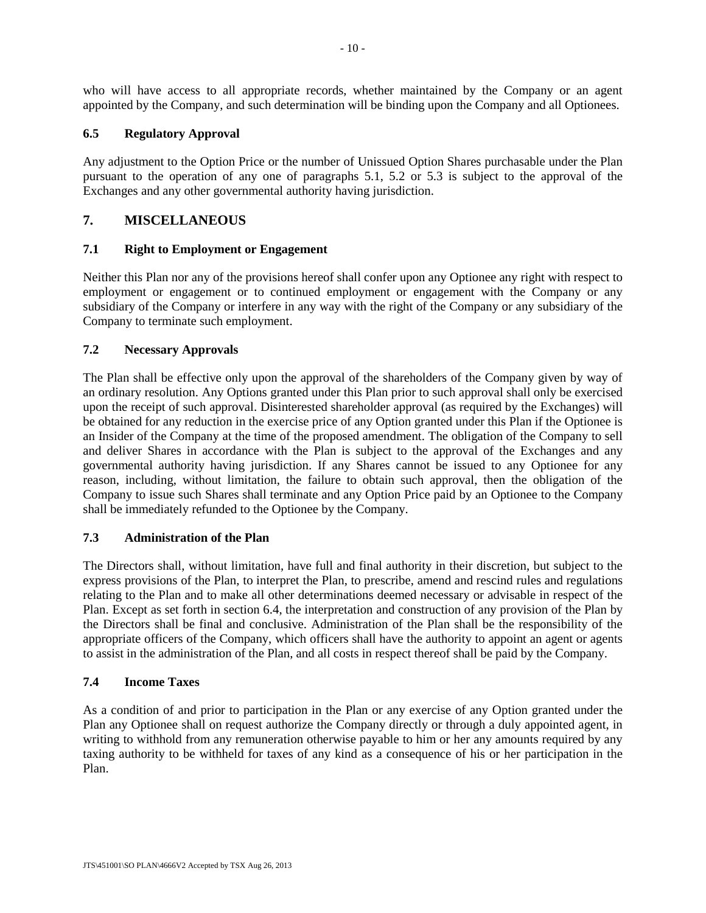who will have access to all appropriate records, whether maintained by the Company or an agent appointed by the Company, and such determination will be binding upon the Company and all Optionees.

### 6.5 Regulatory Approval

Any adjustment to the Option Price or the number of Unissued Option Shares purchasable under the Plan pursuant to the operation of any one of paragraphs 5.1, 5.2 or 5.3 is subject to the approval of the Exchanges and any other governmental authority having jurisdiction.

## 7. MISCELLANEOUS

### 7.1 Right to Employment or Engagement

Neither this Plan nor any of the provisions hereof shall confer upon any Optionee any right with respect to employment or engagement or to continued employment or engagement with the Company or any subsidiary of the Company or interfere in any way with the right of the Company or any subsidiary of the Company to terminate such employment.

### 7.2 Necessary Approvals

The Plan shall be effective only upon the approval of the shareholders of the Company given by way of an ordinary resolution. Any Options granted under this Plan prior to such approval shall only be exercised upon the receipt of such approval. Disinterested shareholder approval (as required by the Exchanges) will be obtained for any reduction in the exercise price of any Option granted under this Plan if the Optionee is an Insider of the Company at the time of the proposed amendment. The obligation of the Company to sell and deliver Shares in accordance with the Plan is subject to the approval of the Exchanges and any governmental authority having jurisdiction. If any Shares cannot be issued to any Optionee for any reason, including, without limitation, the failure to obtain such approval, then the obligation of the Company to issue such Shares shall terminate and any Option Price paid by an Optionee to the Company shall be immediately refunded to the Optionee by the Company.

### 7.3 Administration of the Plan

The Directors shall, without limitation, have full and final authority in their discretion, but subject to the express provisions of the Plan, to interpret the Plan, to prescribe, amend and rescind rules and regulations relating to the Plan and to make all other determinations deemed necessary or advisable in respect of the Plan. Except as set forth in section 6.4, the interpretation and construction of any provision of the Plan by the Directors shall be final and conclusive. Administration of the Plan shall be the responsibility of the appropriate officers of the Company, which officers shall have the authority to appoint an agent or agents to assist in the administration of the Plan, and all costs in respect thereof shall be paid by the Company.

### 7.4 Income Taxes

As a condition of and prior to participation in the Plan or any exercise of any Option granted under the Plan any Optionee shall on request authorize the Company directly or through a duly appointed agent, in writing to withhold from any remuneration otherwise payable to him or her any amounts required by any taxing authority to be withheld for taxes of any kind as a consequence of his or her participation in the Plan.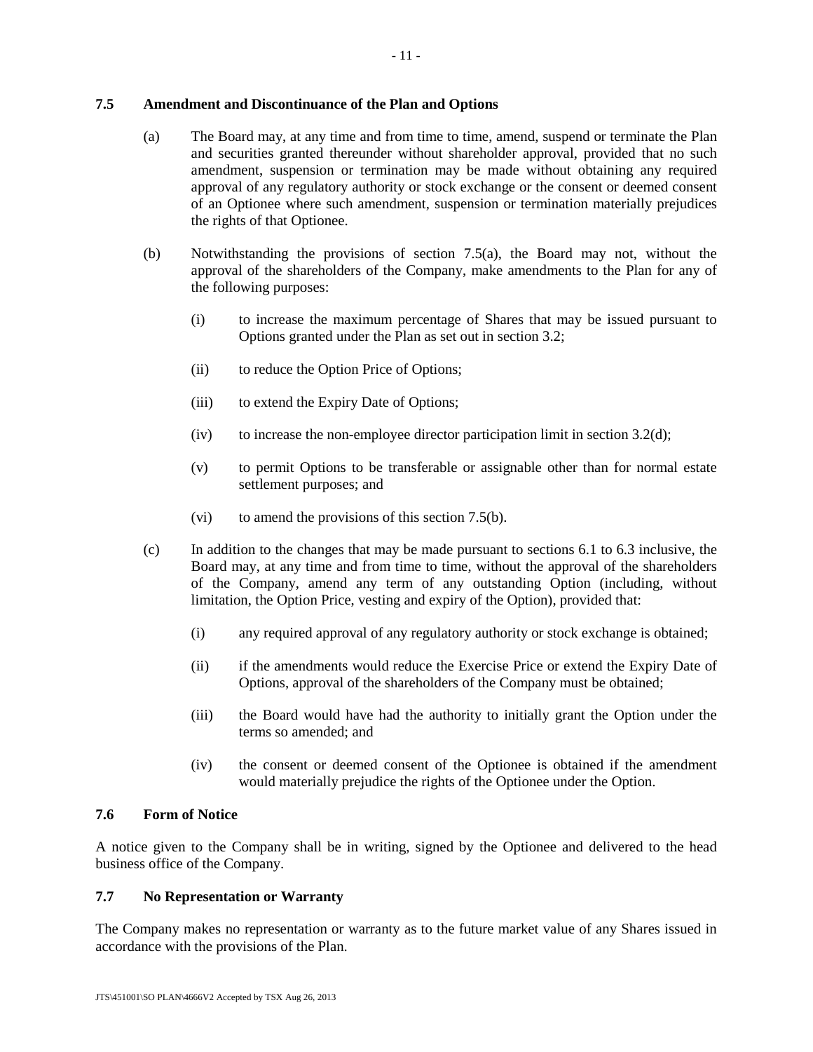### 7.5 Amendment and Discontinuance of the Plan and Options

(a) The Board may, at any time and from time to time, amend, suspend or terminate the Plan and securities granted thereunder without shareholder approval, provided that no such amendment, suspension or termination may be made without obtaining any required approval of any regulatory authority or stock exchange or the consent or deemed consent of an Optionee where such amendment, suspension or termination materially prejudices the rights of that Optionee.

(b) Notwithstanding the provisions of section 7.5(a), the Board may not, without the approval of the shareholders of the Company, make amendments to the Plan for any of the following purposes:

(i) to increase the maximum percentage of Shares that may be issued pursuant to Options granted under the Plan as set out in section 3.2;

(ii) to reduce the Option Price of Options;

(iii) to extend the Expiry Date of Options;

(iv) to increase the non-employee director participation limit in section 3.2(d);

(v) to permit Options to be transferable or assignable other than for normal estate settlement purposes; and

(vi) to amend the provisions of this section 7.5(b).

(c) In addition to the changes that may be made pursuant to sections 6.1 to 6.3 inclusive, the Board may, at any time and from time to time, without the approval of the shareholders of the Company, amend any term of any outstanding Option (including, without limitation, the Option Price, vesting and expiry of the Option), provided that:

(i) any required approval of any regulatory authority or stock exchange is obtained;

(ii) if the amendments would reduce the Exercise Price or extend the Expiry Date of Options, approval of the shareholders of the Company must be obtained;

(iii) the Board would have had the authority to initially grant the Option under the terms so amended; and

(iv) the consent or deemed consent of the Optionee is obtained if the amendment would materially prejudice the rights of the Optionee under the Option.

### 7.6 Form of Notice

A notice given to the Company shall be in writing, signed by the Optionee and delivered to the head business office of the Company.

### 7.7 No Representation or Warranty

The Company makes no representation or warranty as to the future market value of any Shares issued in accordance with the provisions of the Plan.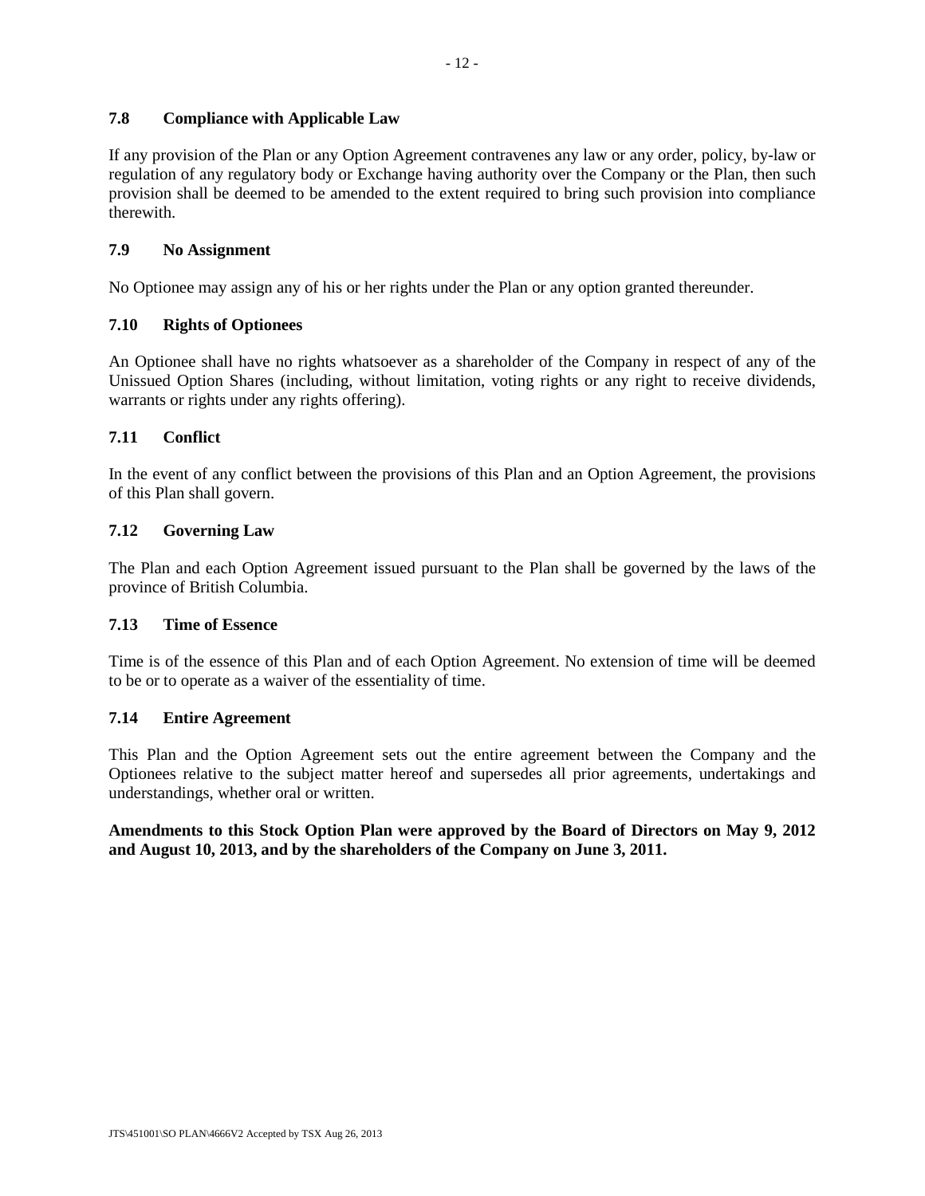### 7.8 Compliance with Applicable Law

If any provision of the Plan or any Option Agreement contravenes any law or any order, policy, by-law or regulation of any regulatory body or Exchange having authority over the Company or the Plan, then such provision shall be deemed to be amended to the extent required to bring such provision into compliance therewith.

### 7.9 No Assignment

No Optionee may assign any of his or her rights under the Plan or any option granted thereunder.

### 7.10 Rights of Optionees

An Optionee shall have no rights whatsoever as a shareholder of the Company in respect of any of the Unissued Option Shares (including, without limitation, voting rights or any right to receive dividends, warrants or rights under any rights offering).

### 7.11 Conflict

In the event of any conflict between the provisions of this Plan and an Option Agreement, the provisions of this Plan shall govern.

### 7.12 Governing Law

The Plan and each Option Agreement issued pursuant to the Plan shall be governed by the laws of the province of British Columbia.

### 7.13 Time of Essence

Time is of the essence of this Plan and of each Option Agreement. No extension of time will be deemed to be or to operate as a waiver of the essentiality of time.

### 7.14 Entire Agreement

This Plan and the Option Agreement sets out the entire agreement between the Company and the Optionees relative to the subject matter hereof and supersedes all prior agreements, undertakings and understandings, whether oral or written.

**Amendments to this Stock Option Plan were approved by the Board of Directors on May 9, 2012 and August 10, 2013, and by the shareholders of the Company on June 3, 2011.**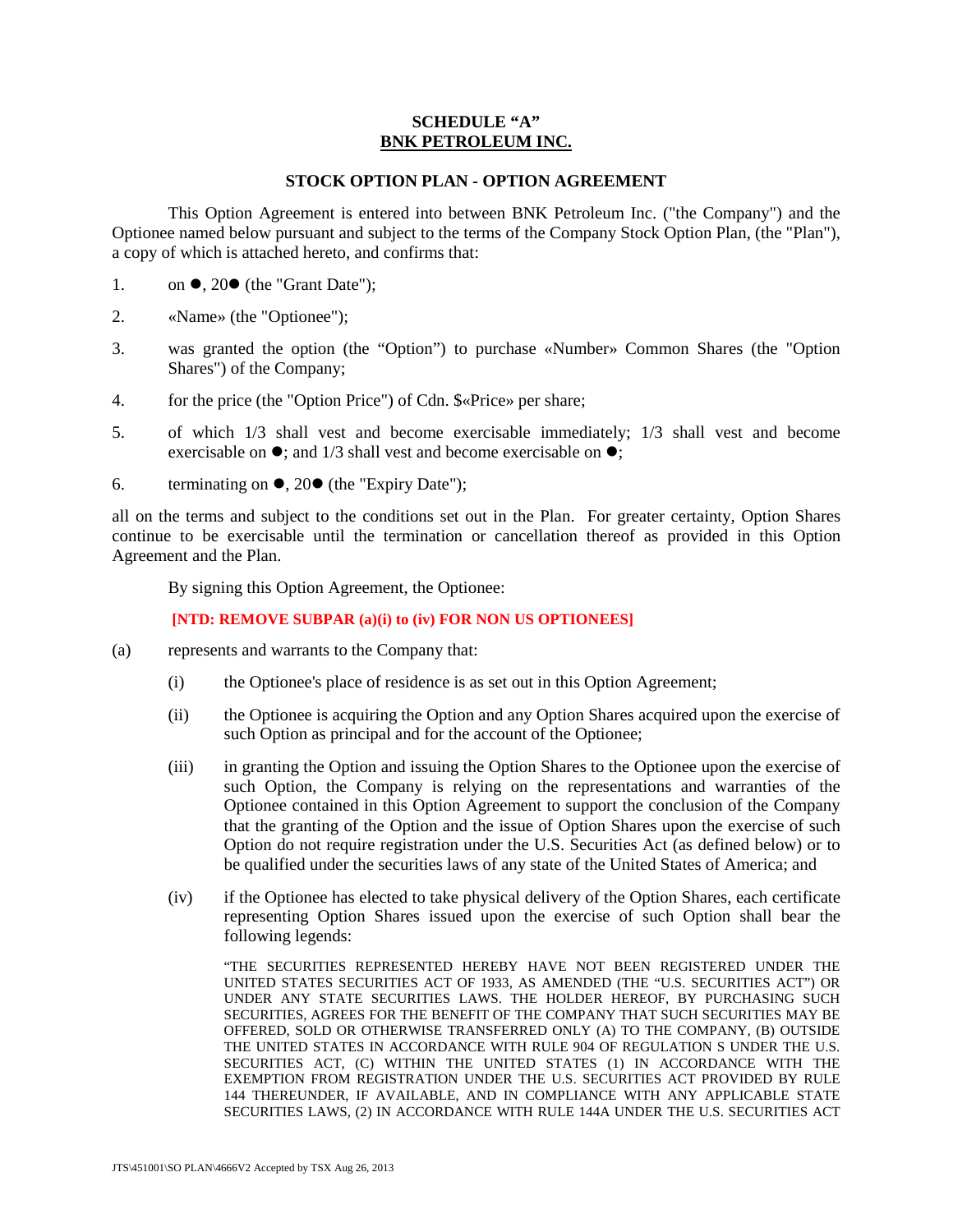**SCHEDULE "A"**
**BNK PETROLEUM INC.**

**STOCK OPTION PLAN - OPTION AGREEMENT**

This Option Agreement is entered into between BNK Petroleum Inc. ("the Company") and the Optionee named below pursuant and subject to the terms of the Company Stock Option Plan, (the "Plan"), a copy of which is attached hereto, and confirms that:

1. on ●, 20● (the "Grant Date");
2. «Name» (the "Optionee");
3. was granted the option (the "Option") to purchase «Number» Common Shares (the "Option Shares") of the Company;
4. for the price (the "Option Price") of Cdn. $«Price» per share;
5. of which 1/3 shall vest and become exercisable immediately; 1/3 shall vest and become exercisable on ●; and 1/3 shall vest and become exercisable on ●;
6. terminating on ●, 20● (the "Expiry Date");

all on the terms and subject to the conditions set out in the Plan. For greater certainty, Option Shares continue to be exercisable until the termination or cancellation thereof as provided in this Option Agreement and the Plan.

By signing this Option Agreement, the Optionee:

**[NTD: REMOVE SUBPAR (a)(i) to (iv) FOR NON US OPTIONEES]**

(a) represents and warrants to the Company that:

(i) the Optionee's place of residence is as set out in this Option Agreement;

(ii) the Optionee is acquiring the Option and any Option Shares acquired upon the exercise of such Option as principal and for the account of the Optionee;

(iii) in granting the Option and issuing the Option Shares to the Optionee upon the exercise of such Option, the Company is relying on the representations and warranties of the Optionee contained in this Option Agreement to support the conclusion of the Company that the granting of the Option and the issue of Option Shares upon the exercise of such Option do not require registration under the U.S. Securities Act (as defined below) or to be qualified under the securities laws of any state of the United States of America; and

(iv) if the Optionee has elected to take physical delivery of the Option Shares, each certificate representing Option Shares issued upon the exercise of such Option shall bear the following legends:

"THE SECURITIES REPRESENTED HEREBY HAVE NOT BEEN REGISTERED UNDER THE UNITED STATES SECURITIES ACT OF 1933, AS AMENDED (THE "U.S. SECURITIES ACT") OR UNDER ANY STATE SECURITIES LAWS. THE HOLDER HEREOF, BY PURCHASING SUCH SECURITIES, AGREES FOR THE BENEFIT OF THE COMPANY THAT SUCH SECURITIES MAY BE OFFERED, SOLD OR OTHERWISE TRANSFERRED ONLY (A) TO THE COMPANY, (B) OUTSIDE THE UNITED STATES IN ACCORDANCE WITH RULE 904 OF REGULATION S UNDER THE U.S. SECURITIES ACT, (C) WITHIN THE UNITED STATES (1) IN ACCORDANCE WITH THE EXEMPTION FROM REGISTRATION UNDER THE U.S. SECURITIES ACT PROVIDED BY RULE 144 THEREUNDER, IF AVAILABLE, AND IN COMPLIANCE WITH ANY APPLICABLE STATE SECURITIES LAWS, (2) IN ACCORDANCE WITH RULE 144A UNDER THE U.S. SECURITIES ACT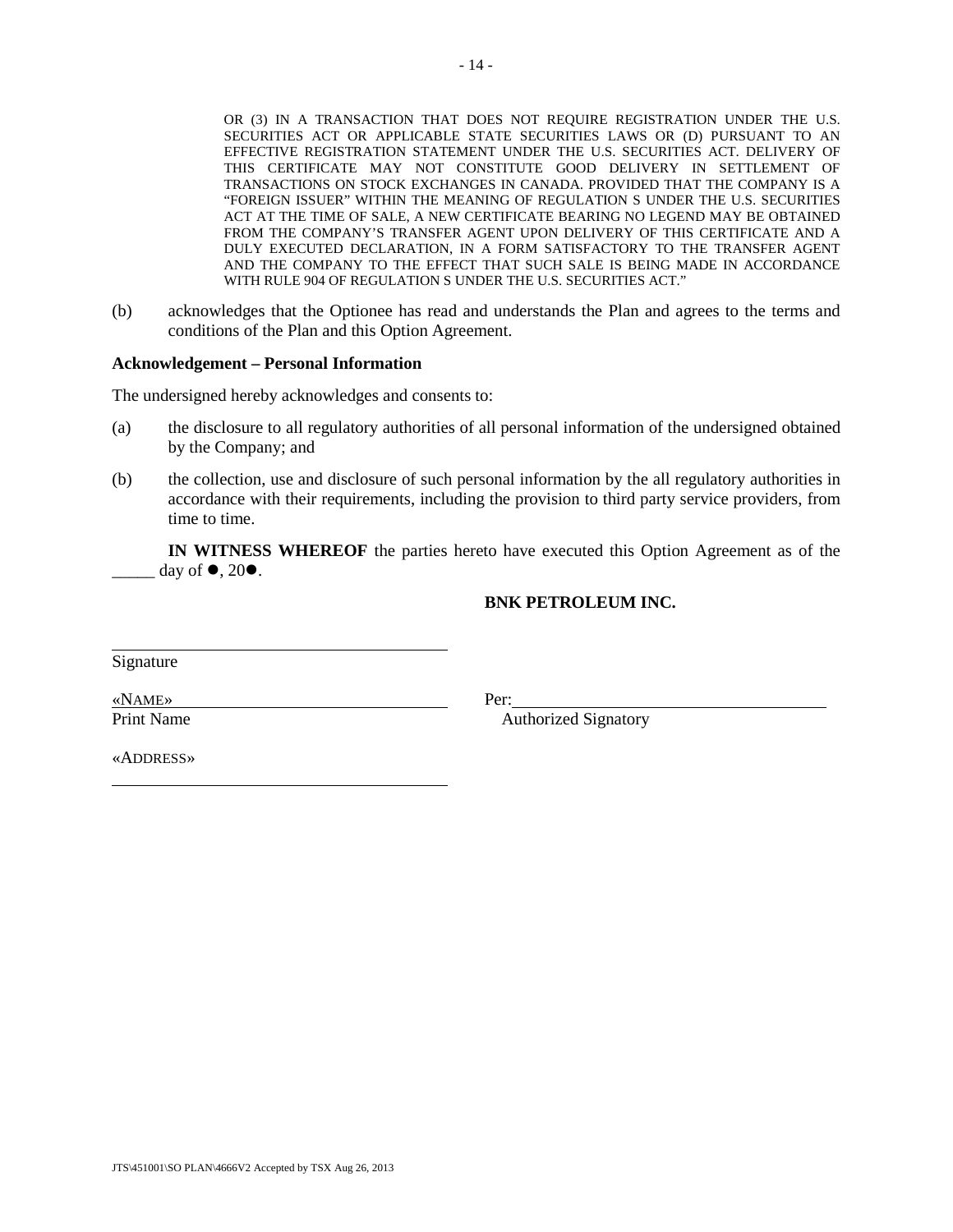OR (3) IN A TRANSACTION THAT DOES NOT REQUIRE REGISTRATION UNDER THE U.S. SECURITIES ACT OR APPLICABLE STATE SECURITIES LAWS OR (D) PURSUANT TO AN EFFECTIVE REGISTRATION STATEMENT UNDER THE U.S. SECURITIES ACT. DELIVERY OF THIS CERTIFICATE MAY NOT CONSTITUTE GOOD DELIVERY IN SETTLEMENT OF TRANSACTIONS ON STOCK EXCHANGES IN CANADA. PROVIDED THAT THE COMPANY IS A "FOREIGN ISSUER" WITHIN THE MEANING OF REGULATION S UNDER THE U.S. SECURITIES ACT AT THE TIME OF SALE, A NEW CERTIFICATE BEARING NO LEGEND MAY BE OBTAINED FROM THE COMPANY'S TRANSFER AGENT UPON DELIVERY OF THIS CERTIFICATE AND A DULY EXECUTED DECLARATION, IN A FORM SATISFACTORY TO THE TRANSFER AGENT AND THE COMPANY TO THE EFFECT THAT SUCH SALE IS BEING MADE IN ACCORDANCE WITH RULE 904 OF REGULATION S UNDER THE U.S. SECURITIES ACT."

(b) acknowledges that the Optionee has read and understands the Plan and agrees to the terms and conditions of the Plan and this Option Agreement.

**Acknowledgement – Personal Information**

The undersigned hereby acknowledges and consents to:

(a) the disclosure to all regulatory authorities of all personal information of the undersigned obtained by the Company; and

(b) the collection, use and disclosure of such personal information by the all regulatory authorities in accordance with their requirements, including the provision to third party service providers, from time to time.

**IN WITNESS WHEREOF** the parties hereto have executed this Option Agreement as of the _____ day of ●, 20●.

**BNK PETROLEUM INC.**

Signature

«NAME»
Print Name

Per: ______________________
Authorized Signatory

«ADDRESS»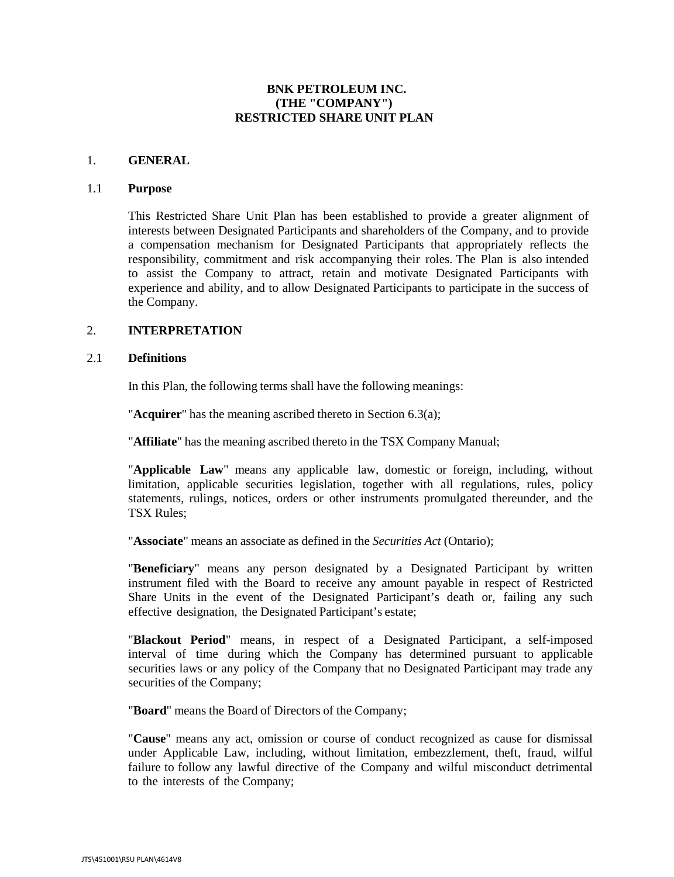# BNK PETROLEUM INC.
# (THE "COMPANY")
# RESTRICTED SHARE UNIT PLAN

## 1. GENERAL

### 1.1 Purpose

This Restricted Share Unit Plan has been established to provide a greater alignment of interests between Designated Participants and shareholders of the Company, and to provide a compensation mechanism for Designated Participants that appropriately reflects the responsibility, commitment and risk accompanying their roles. The Plan is also intended to assist the Company to attract, retain and motivate Designated Participants with experience and ability, and to allow Designated Participants to participate in the success of the Company.

## 2. INTERPRETATION

### 2.1 Definitions

In this Plan, the following terms shall have the following meanings:

"**Acquirer**" has the meaning ascribed thereto in Section 6.3(a);

"**Affiliate**" has the meaning ascribed thereto in the TSX Company Manual;

"**Applicable Law**" means any applicable law, domestic or foreign, including, without limitation, applicable securities legislation, together with all regulations, rules, policy statements, rulings, notices, orders or other instruments promulgated thereunder, and the TSX Rules;

"**Associate**" means an associate as defined in the *Securities Act* (Ontario);

"**Beneficiary**" means any person designated by a Designated Participant by written instrument filed with the Board to receive any amount payable in respect of Restricted Share Units in the event of the Designated Participant's death or, failing any such effective designation, the Designated Participant's estate;

"**Blackout Period**" means, in respect of a Designated Participant, a self-imposed interval of time during which the Company has determined pursuant to applicable securities laws or any policy of the Company that no Designated Participant may trade any securities of the Company;

"**Board**" means the Board of Directors of the Company;

"**Cause**" means any act, omission or course of conduct recognized as cause for dismissal under Applicable Law, including, without limitation, embezzlement, theft, fraud, wilful failure to follow any lawful directive of the Company and wilful misconduct detrimental to the interests of the Company;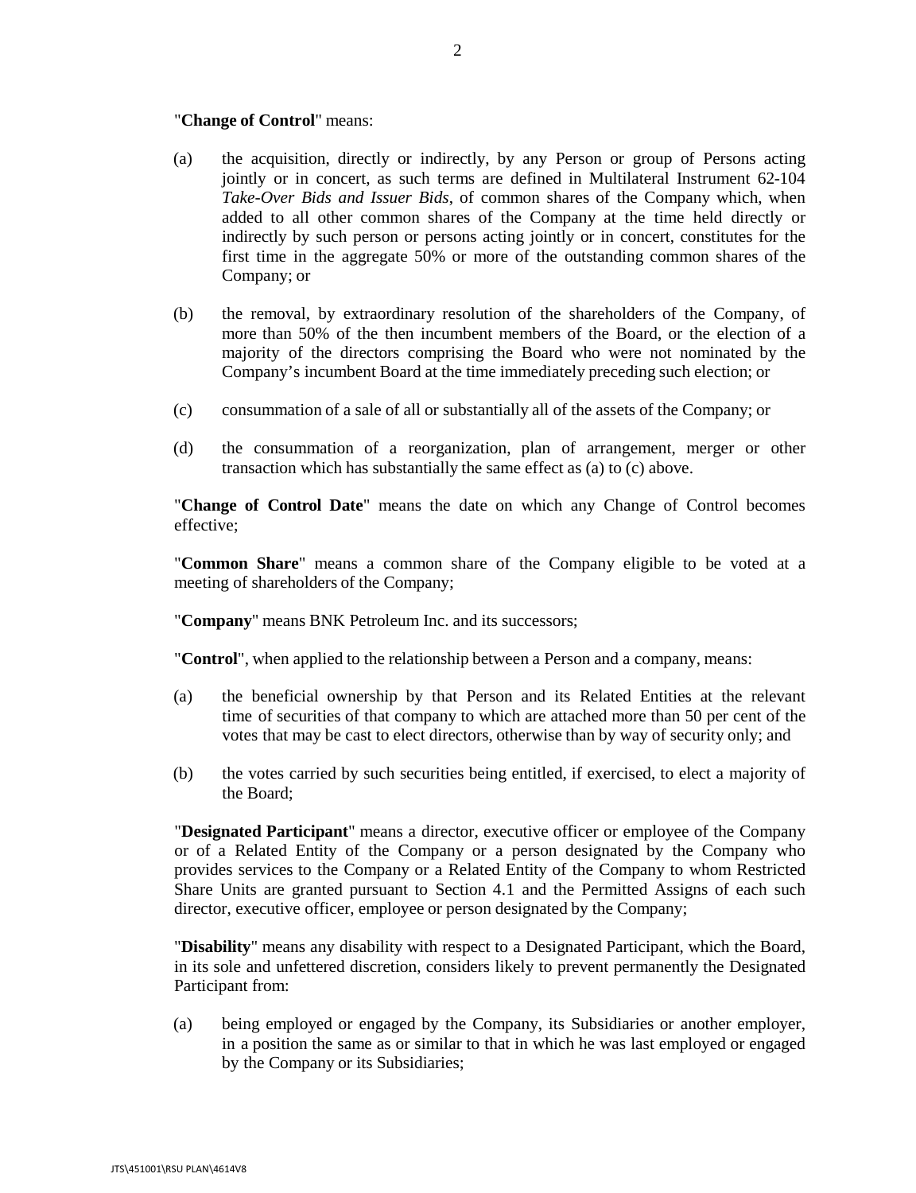"**Change of Control**" means:

(a) the acquisition, directly or indirectly, by any Person or group of Persons acting jointly or in concert, as such terms are defined in Multilateral Instrument 62-104 *Take-Over Bids and Issuer Bids*, of common shares of the Company which, when added to all other common shares of the Company at the time held directly or indirectly by such person or persons acting jointly or in concert, constitutes for the first time in the aggregate 50% or more of the outstanding common shares of the Company; or

(b) the removal, by extraordinary resolution of the shareholders of the Company, of more than 50% of the then incumbent members of the Board, or the election of a majority of the directors comprising the Board who were not nominated by the Company's incumbent Board at the time immediately preceding such election; or

(c) consummation of a sale of all or substantially all of the assets of the Company; or

(d) the consummation of a reorganization, plan of arrangement, merger or other transaction which has substantially the same effect as (a) to (c) above.

"**Change of Control Date**" means the date on which any Change of Control becomes effective;

"**Common Share**" means a common share of the Company eligible to be voted at a meeting of shareholders of the Company;

"**Company**" means BNK Petroleum Inc. and its successors;

"**Control**", when applied to the relationship between a Person and a company, means:

(a) the beneficial ownership by that Person and its Related Entities at the relevant time of securities of that company to which are attached more than 50 per cent of the votes that may be cast to elect directors, otherwise than by way of security only; and

(b) the votes carried by such securities being entitled, if exercised, to elect a majority of the Board;

"**Designated Participant**" means a director, executive officer or employee of the Company or of a Related Entity of the Company or a person designated by the Company who provides services to the Company or a Related Entity of the Company to whom Restricted Share Units are granted pursuant to Section 4.1 and the Permitted Assigns of each such director, executive officer, employee or person designated by the Company;

"**Disability**" means any disability with respect to a Designated Participant, which the Board, in its sole and unfettered discretion, considers likely to prevent permanently the Designated Participant from:

(a) being employed or engaged by the Company, its Subsidiaries or another employer, in a position the same as or similar to that in which he was last employed or engaged by the Company or its Subsidiaries;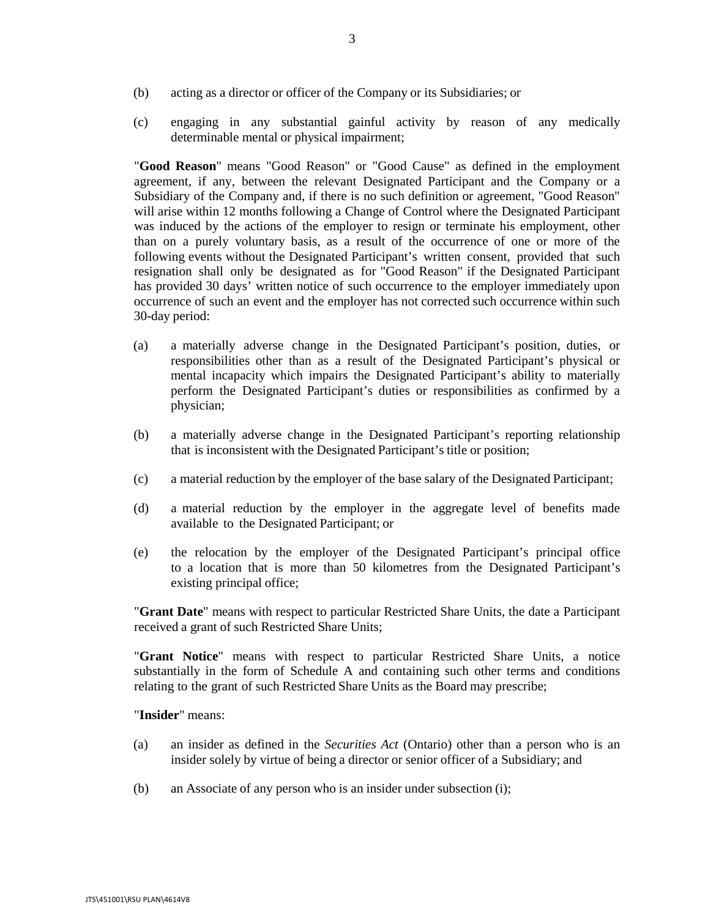(b) acting as a director or officer of the Company or its Subsidiaries; or

(c) engaging in any substantial gainful activity by reason of any medically determinable mental or physical impairment;

"**Good Reason**" means "Good Reason" or "Good Cause" as defined in the employment agreement, if any, between the relevant Designated Participant and the Company or a Subsidiary of the Company and, if there is no such definition or agreement, "Good Reason" will arise within 12 months following a Change of Control where the Designated Participant was induced by the actions of the employer to resign or terminate his employment, other than on a purely voluntary basis, as a result of the occurrence of one or more of the following events without the Designated Participant's written consent, provided that such resignation shall only be designated as for "Good Reason" if the Designated Participant has provided 30 days' written notice of such occurrence to the employer immediately upon occurrence of such an event and the employer has not corrected such occurrence within such 30-day period:

(a) a materially adverse change in the Designated Participant's position, duties, or responsibilities other than as a result of the Designated Participant's physical or mental incapacity which impairs the Designated Participant's ability to materially perform the Designated Participant's duties or responsibilities as confirmed by a physician;

(b) a materially adverse change in the Designated Participant's reporting relationship that is inconsistent with the Designated Participant's title or position;

(c) a material reduction by the employer of the base salary of the Designated Participant;

(d) a material reduction by the employer in the aggregate level of benefits made available to the Designated Participant; or

(e) the relocation by the employer of the Designated Participant's principal office to a location that is more than 50 kilometres from the Designated Participant's existing principal office;

"**Grant Date**" means with respect to particular Restricted Share Units, the date a Participant received a grant of such Restricted Share Units;

"**Grant Notice**" means with respect to particular Restricted Share Units, a notice substantially in the form of Schedule A and containing such other terms and conditions relating to the grant of such Restricted Share Units as the Board may prescribe;

"**Insider**" means:

(a) an insider as defined in the *Securities Act* (Ontario) other than a person who is an insider solely by virtue of being a director or senior officer of a Subsidiary; and

(b) an Associate of any person who is an insider under subsection (i);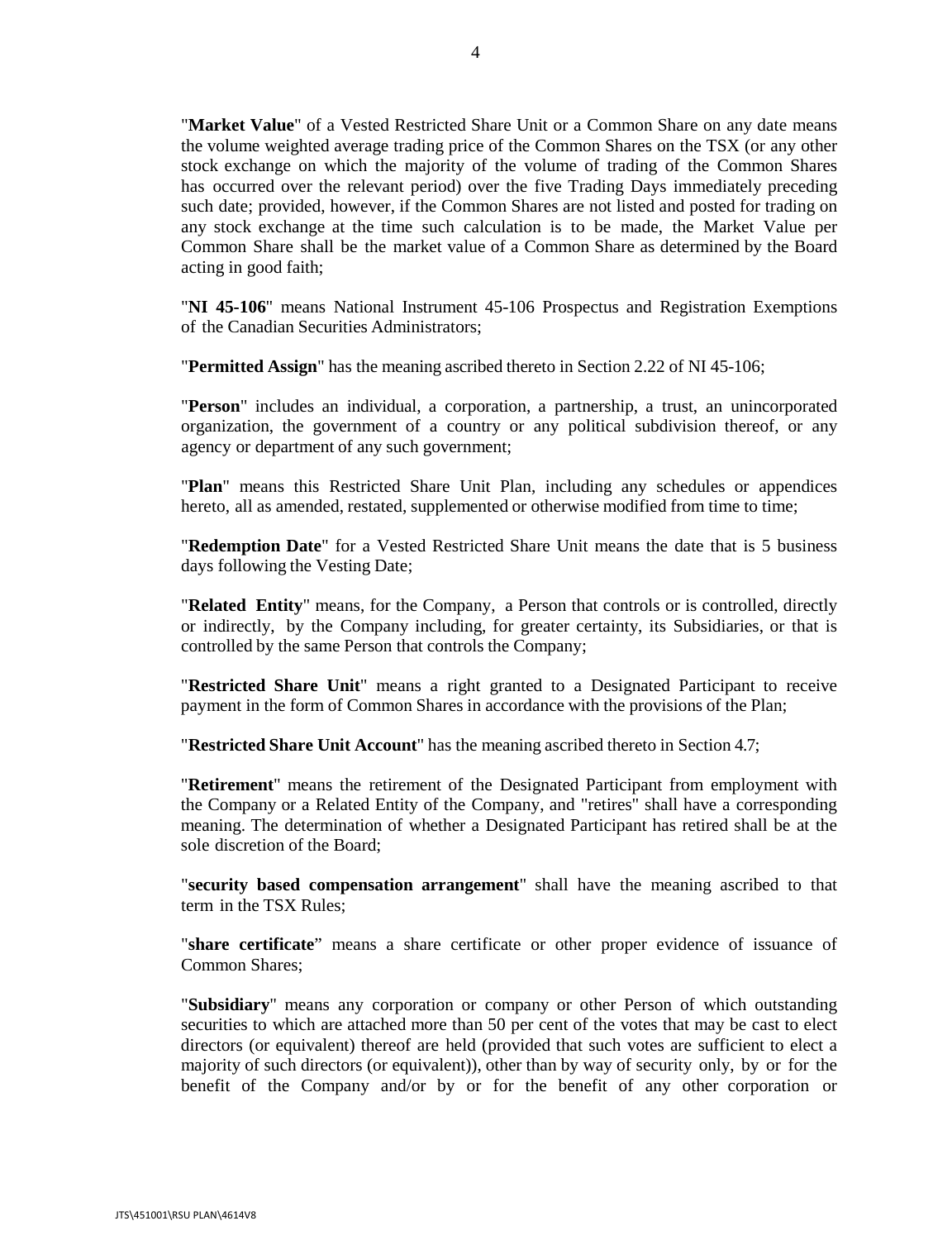"**Market Value**" of a Vested Restricted Share Unit or a Common Share on any date means the volume weighted average trading price of the Common Shares on the TSX (or any other stock exchange on which the majority of the volume of trading of the Common Shares has occurred over the relevant period) over the five Trading Days immediately preceding such date; provided, however, if the Common Shares are not listed and posted for trading on any stock exchange at the time such calculation is to be made, the Market Value per Common Share shall be the market value of a Common Share as determined by the Board acting in good faith;

"**NI 45-106**" means National Instrument 45-106 Prospectus and Registration Exemptions of the Canadian Securities Administrators;

"**Permitted Assign**" has the meaning ascribed thereto in Section 2.22 of NI 45-106;

"**Person**" includes an individual, a corporation, a partnership, a trust, an unincorporated organization, the government of a country or any political subdivision thereof, or any agency or department of any such government;

"**Plan**" means this Restricted Share Unit Plan, including any schedules or appendices hereto, all as amended, restated, supplemented or otherwise modified from time to time;

"**Redemption Date**" for a Vested Restricted Share Unit means the date that is 5 business days following the Vesting Date;

"**Related Entity**" means, for the Company, a Person that controls or is controlled, directly or indirectly, by the Company including, for greater certainty, its Subsidiaries, or that is controlled by the same Person that controls the Company;

"**Restricted Share Unit**" means a right granted to a Designated Participant to receive payment in the form of Common Shares in accordance with the provisions of the Plan;

"**Restricted Share Unit Account**" has the meaning ascribed thereto in Section 4.7;

"**Retirement**" means the retirement of the Designated Participant from employment with the Company or a Related Entity of the Company, and "retires" shall have a corresponding meaning. The determination of whether a Designated Participant has retired shall be at the sole discretion of the Board;

"**security based compensation arrangement**" shall have the meaning ascribed to that term in the TSX Rules;

"**share certificate**" means a share certificate or other proper evidence of issuance of Common Shares;

"**Subsidiary**" means any corporation or company or other Person of which outstanding securities to which are attached more than 50 per cent of the votes that may be cast to elect directors (or equivalent) thereof are held (provided that such votes are sufficient to elect a majority of such directors (or equivalent)), other than by way of security only, by or for the benefit of the Company and/or by or for the benefit of any other corporation or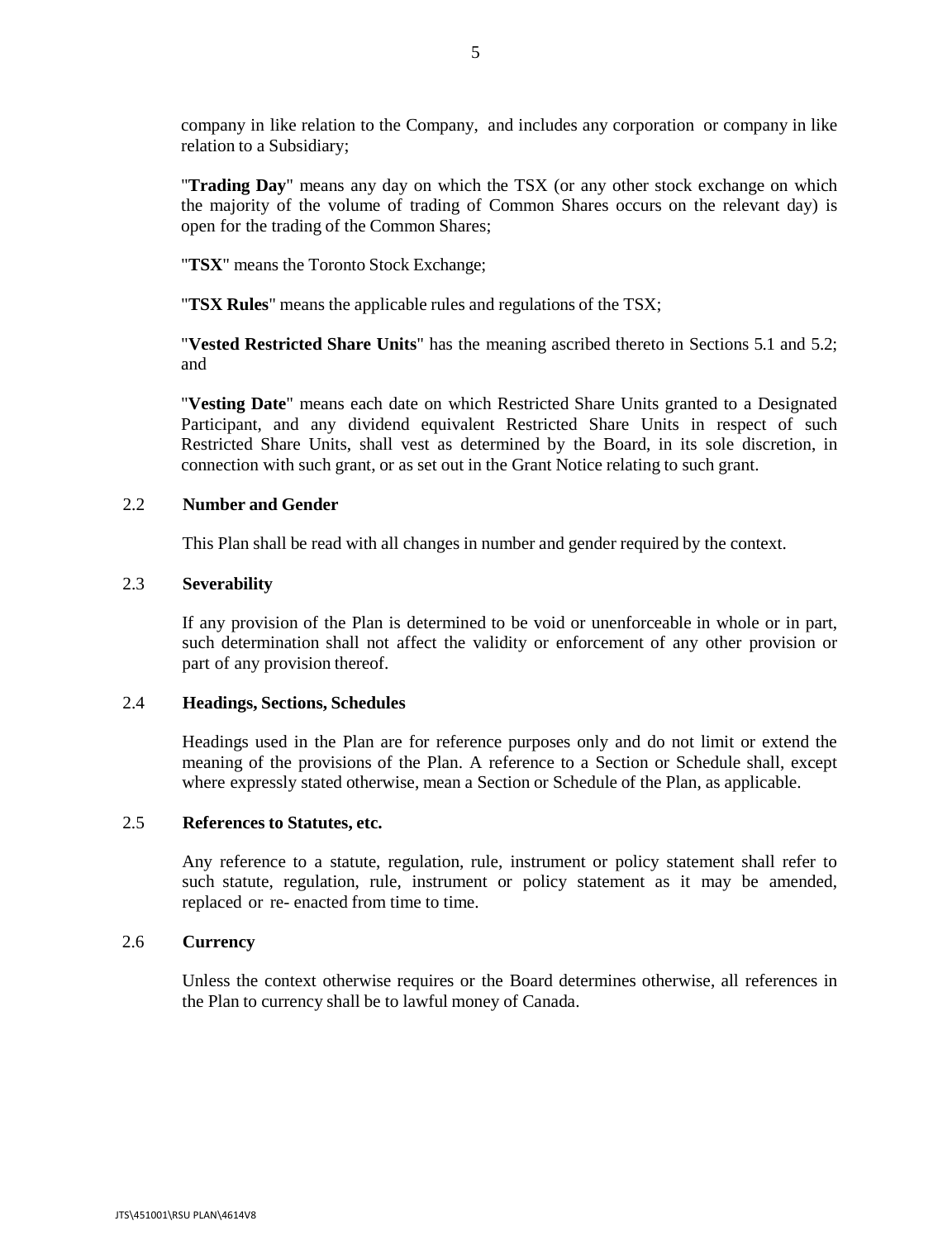company in like relation to the Company, and includes any corporation or company in like relation to a Subsidiary;

"**Trading Day**" means any day on which the TSX (or any other stock exchange on which the majority of the volume of trading of Common Shares occurs on the relevant day) is open for the trading of the Common Shares;

"**TSX**" means the Toronto Stock Exchange;

"**TSX Rules**" means the applicable rules and regulations of the TSX;

"**Vested Restricted Share Units**" has the meaning ascribed thereto in Sections 5.1 and 5.2; and

"**Vesting Date**" means each date on which Restricted Share Units granted to a Designated Participant, and any dividend equivalent Restricted Share Units in respect of such Restricted Share Units, shall vest as determined by the Board, in its sole discretion, in connection with such grant, or as set out in the Grant Notice relating to such grant.

### 2.2 Number and Gender

This Plan shall be read with all changes in number and gender required by the context.

### 2.3 Severability

If any provision of the Plan is determined to be void or unenforceable in whole or in part, such determination shall not affect the validity or enforcement of any other provision or part of any provision thereof.

### 2.4 Headings, Sections, Schedules

Headings used in the Plan are for reference purposes only and do not limit or extend the meaning of the provisions of the Plan. A reference to a Section or Schedule shall, except where expressly stated otherwise, mean a Section or Schedule of the Plan, as applicable.

### 2.5 References to Statutes, etc.

Any reference to a statute, regulation, rule, instrument or policy statement shall refer to such statute, regulation, rule, instrument or policy statement as it may be amended, replaced or re- enacted from time to time.

### 2.6 Currency

Unless the context otherwise requires or the Board determines otherwise, all references in the Plan to currency shall be to lawful money of Canada.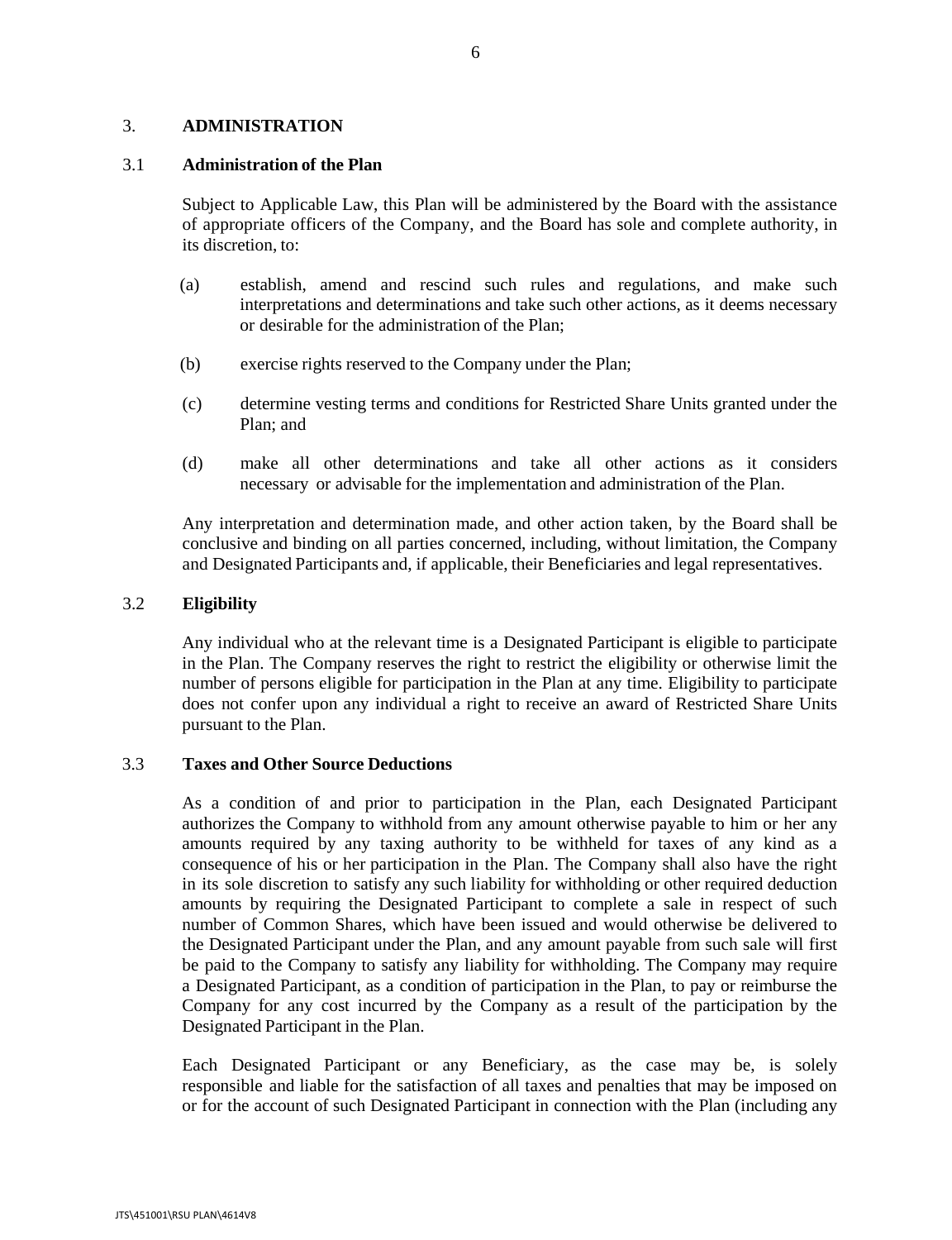## 3. ADMINISTRATION

### 3.1 Administration of the Plan

Subject to Applicable Law, this Plan will be administered by the Board with the assistance of appropriate officers of the Company, and the Board has sole and complete authority, in its discretion, to:

(a) establish, amend and rescind such rules and regulations, and make such interpretations and determinations and take such other actions, as it deems necessary or desirable for the administration of the Plan;

(b) exercise rights reserved to the Company under the Plan;

(c) determine vesting terms and conditions for Restricted Share Units granted under the Plan; and

(d) make all other determinations and take all other actions as it considers necessary or advisable for the implementation and administration of the Plan.

Any interpretation and determination made, and other action taken, by the Board shall be conclusive and binding on all parties concerned, including, without limitation, the Company and Designated Participants and, if applicable, their Beneficiaries and legal representatives.

### 3.2 Eligibility

Any individual who at the relevant time is a Designated Participant is eligible to participate in the Plan. The Company reserves the right to restrict the eligibility or otherwise limit the number of persons eligible for participation in the Plan at any time. Eligibility to participate does not confer upon any individual a right to receive an award of Restricted Share Units pursuant to the Plan.

### 3.3 Taxes and Other Source Deductions

As a condition of and prior to participation in the Plan, each Designated Participant authorizes the Company to withhold from any amount otherwise payable to him or her any amounts required by any taxing authority to be withheld for taxes of any kind as a consequence of his or her participation in the Plan. The Company shall also have the right in its sole discretion to satisfy any such liability for withholding or other required deduction amounts by requiring the Designated Participant to complete a sale in respect of such number of Common Shares, which have been issued and would otherwise be delivered to the Designated Participant under the Plan, and any amount payable from such sale will first be paid to the Company to satisfy any liability for withholding. The Company may require a Designated Participant, as a condition of participation in the Plan, to pay or reimburse the Company for any cost incurred by the Company as a result of the participation by the Designated Participant in the Plan.

Each Designated Participant or any Beneficiary, as the case may be, is solely responsible and liable for the satisfaction of all taxes and penalties that may be imposed on or for the account of such Designated Participant in connection with the Plan (including any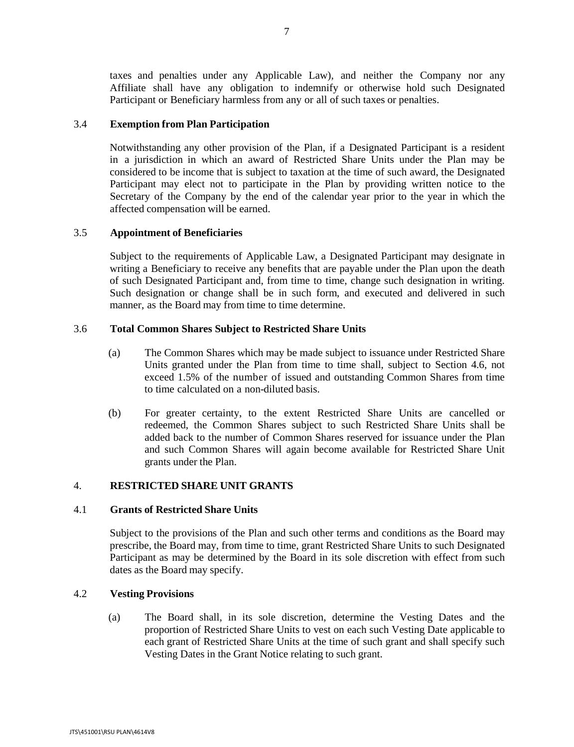taxes and penalties under any Applicable Law), and neither the Company nor any Affiliate shall have any obligation to indemnify or otherwise hold such Designated Participant or Beneficiary harmless from any or all of such taxes or penalties.

### 3.4 Exemption from Plan Participation

Notwithstanding any other provision of the Plan, if a Designated Participant is a resident in a jurisdiction in which an award of Restricted Share Units under the Plan may be considered to be income that is subject to taxation at the time of such award, the Designated Participant may elect not to participate in the Plan by providing written notice to the Secretary of the Company by the end of the calendar year prior to the year in which the affected compensation will be earned.

### 3.5 Appointment of Beneficiaries

Subject to the requirements of Applicable Law, a Designated Participant may designate in writing a Beneficiary to receive any benefits that are payable under the Plan upon the death of such Designated Participant and, from time to time, change such designation in writing. Such designation or change shall be in such form, and executed and delivered in such manner, as the Board may from time to time determine.

### 3.6 Total Common Shares Subject to Restricted Share Units

(a) The Common Shares which may be made subject to issuance under Restricted Share Units granted under the Plan from time to time shall, subject to Section 4.6, not exceed 1.5% of the number of issued and outstanding Common Shares from time to time calculated on a non-diluted basis.

(b) For greater certainty, to the extent Restricted Share Units are cancelled or redeemed, the Common Shares subject to such Restricted Share Units shall be added back to the number of Common Shares reserved for issuance under the Plan and such Common Shares will again become available for Restricted Share Unit grants under the Plan.

## 4. RESTRICTED SHARE UNIT GRANTS

### 4.1 Grants of Restricted Share Units

Subject to the provisions of the Plan and such other terms and conditions as the Board may prescribe, the Board may, from time to time, grant Restricted Share Units to such Designated Participant as may be determined by the Board in its sole discretion with effect from such dates as the Board may specify.

### 4.2 Vesting Provisions

(a) The Board shall, in its sole discretion, determine the Vesting Dates and the proportion of Restricted Share Units to vest on each such Vesting Date applicable to each grant of Restricted Share Units at the time of such grant and shall specify such Vesting Dates in the Grant Notice relating to such grant.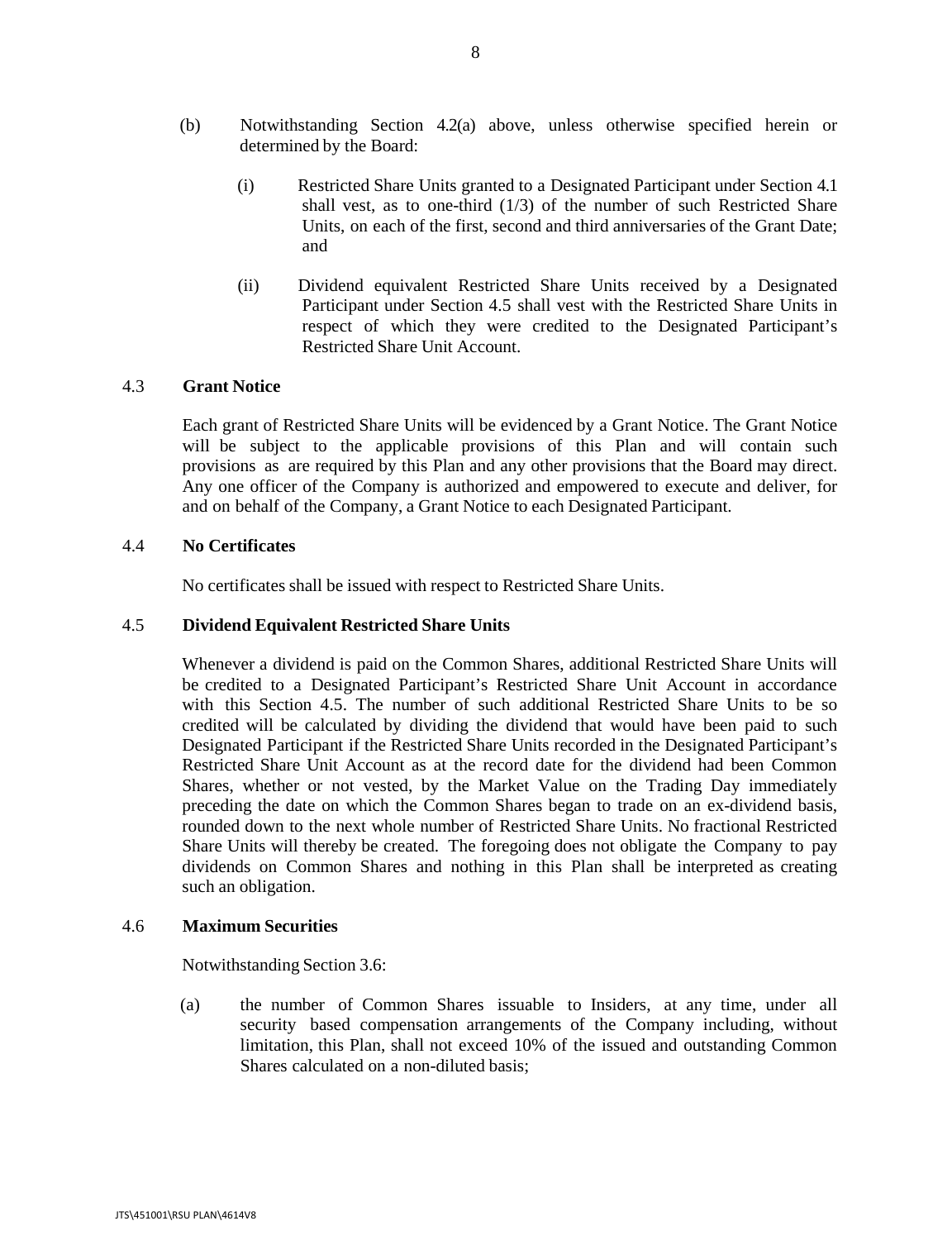(b) Notwithstanding Section 4.2(a) above, unless otherwise specified herein or determined by the Board:

(i) Restricted Share Units granted to a Designated Participant under Section 4.1 shall vest, as to one-third (1/3) of the number of such Restricted Share Units, on each of the first, second and third anniversaries of the Grant Date; and

(ii) Dividend equivalent Restricted Share Units received by a Designated Participant under Section 4.5 shall vest with the Restricted Share Units in respect of which they were credited to the Designated Participant's Restricted Share Unit Account.

### 4.3 Grant Notice

Each grant of Restricted Share Units will be evidenced by a Grant Notice. The Grant Notice will be subject to the applicable provisions of this Plan and will contain such provisions as are required by this Plan and any other provisions that the Board may direct. Any one officer of the Company is authorized and empowered to execute and deliver, for and on behalf of the Company, a Grant Notice to each Designated Participant.

### 4.4 No Certificates

No certificates shall be issued with respect to Restricted Share Units.

### 4.5 Dividend Equivalent Restricted Share Units

Whenever a dividend is paid on the Common Shares, additional Restricted Share Units will be credited to a Designated Participant's Restricted Share Unit Account in accordance with this Section 4.5. The number of such additional Restricted Share Units to be so credited will be calculated by dividing the dividend that would have been paid to such Designated Participant if the Restricted Share Units recorded in the Designated Participant's Restricted Share Unit Account as at the record date for the dividend had been Common Shares, whether or not vested, by the Market Value on the Trading Day immediately preceding the date on which the Common Shares began to trade on an ex-dividend basis, rounded down to the next whole number of Restricted Share Units. No fractional Restricted Share Units will thereby be created. The foregoing does not obligate the Company to pay dividends on Common Shares and nothing in this Plan shall be interpreted as creating such an obligation.

### 4.6 Maximum Securities

Notwithstanding Section 3.6:

(a) the number of Common Shares issuable to Insiders, at any time, under all security based compensation arrangements of the Company including, without limitation, this Plan, shall not exceed 10% of the issued and outstanding Common Shares calculated on a non-diluted basis;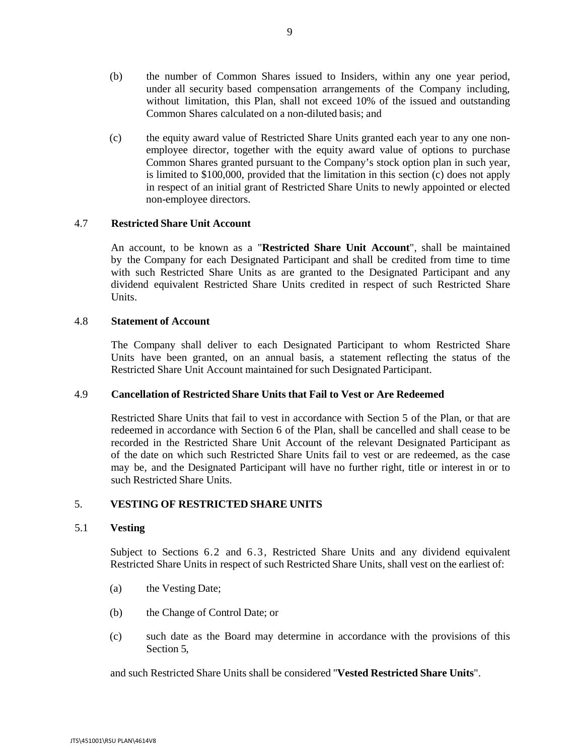(b) the number of Common Shares issued to Insiders, within any one year period, under all security based compensation arrangements of the Company including, without limitation, this Plan, shall not exceed 10% of the issued and outstanding Common Shares calculated on a non-diluted basis; and

(c) the equity award value of Restricted Share Units granted each year to any one non-employee director, together with the equity award value of options to purchase Common Shares granted pursuant to the Company's stock option plan in such year, is limited to $100,000, provided that the limitation in this section (c) does not apply in respect of an initial grant of Restricted Share Units to newly appointed or elected non-employee directors.

### 4.7 Restricted Share Unit Account

An account, to be known as a "**Restricted Share Unit Account**", shall be maintained by the Company for each Designated Participant and shall be credited from time to time with such Restricted Share Units as are granted to the Designated Participant and any dividend equivalent Restricted Share Units credited in respect of such Restricted Share Units.

### 4.8 Statement of Account

The Company shall deliver to each Designated Participant to whom Restricted Share Units have been granted, on an annual basis, a statement reflecting the status of the Restricted Share Unit Account maintained for such Designated Participant.

### 4.9 Cancellation of Restricted Share Units that Fail to Vest or Are Redeemed

Restricted Share Units that fail to vest in accordance with Section 5 of the Plan, or that are redeemed in accordance with Section 6 of the Plan, shall be cancelled and shall cease to be recorded in the Restricted Share Unit Account of the relevant Designated Participant as of the date on which such Restricted Share Units fail to vest or are redeemed, as the case may be, and the Designated Participant will have no further right, title or interest in or to such Restricted Share Units.

## 5. VESTING OF RESTRICTED SHARE UNITS

### 5.1 Vesting

Subject to Sections 6.2 and 6.3, Restricted Share Units and any dividend equivalent Restricted Share Units in respect of such Restricted Share Units, shall vest on the earliest of:

(a) the Vesting Date;

(b) the Change of Control Date; or

(c) such date as the Board may determine in accordance with the provisions of this Section 5,

and such Restricted Share Units shall be considered "**Vested Restricted Share Units**".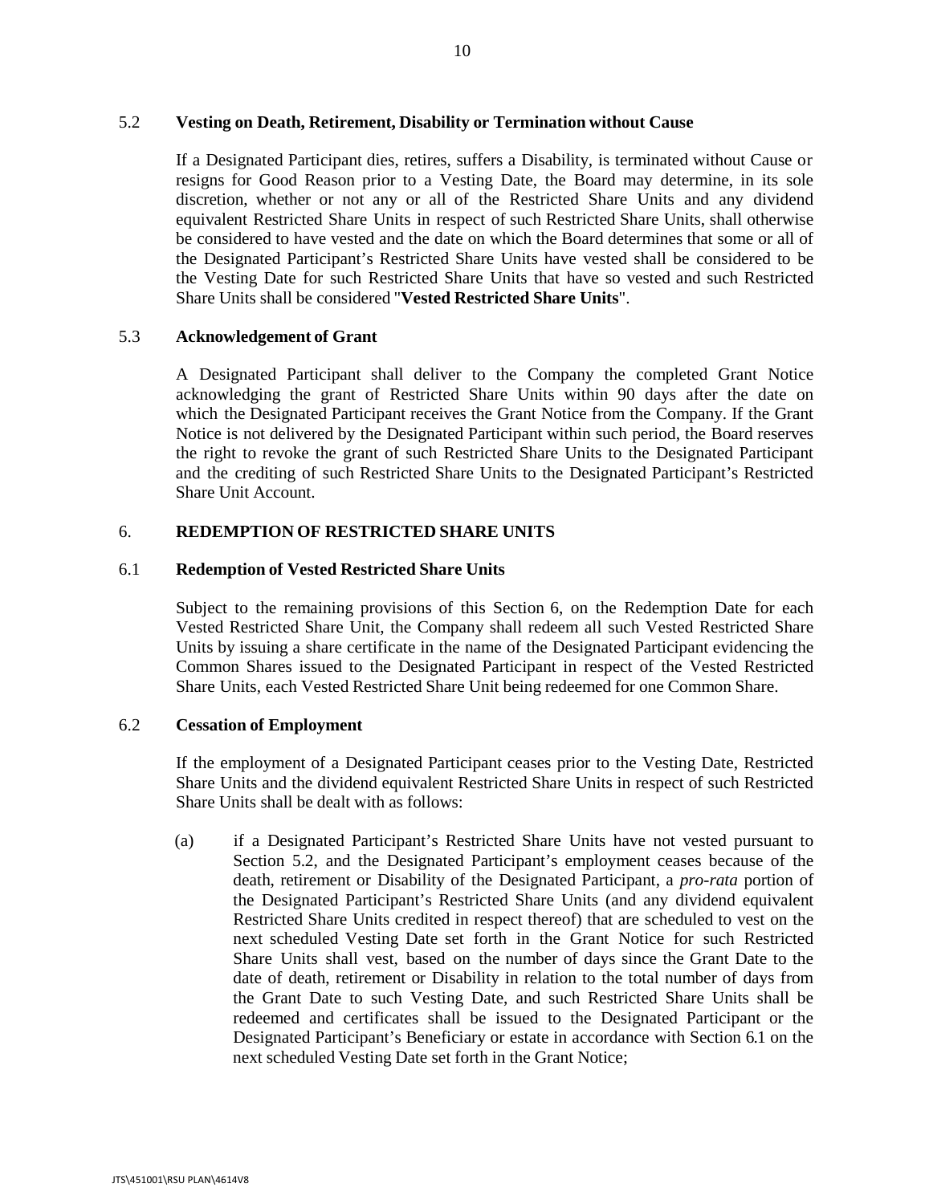5.2 **Vesting on Death, Retirement, Disability or Termination without Cause**

If a Designated Participant dies, retires, suffers a Disability, is terminated without Cause or resigns for Good Reason prior to a Vesting Date, the Board may determine, in its sole discretion, whether or not any or all of the Restricted Share Units and any dividend equivalent Restricted Share Units in respect of such Restricted Share Units, shall otherwise be considered to have vested and the date on which the Board determines that some or all of the Designated Participant's Restricted Share Units have vested shall be considered to be the Vesting Date for such Restricted Share Units that have so vested and such Restricted Share Units shall be considered "**Vested Restricted Share Units**".

5.3 **Acknowledgement of Grant**

A Designated Participant shall deliver to the Company the completed Grant Notice acknowledging the grant of Restricted Share Units within 90 days after the date on which the Designated Participant receives the Grant Notice from the Company. If the Grant Notice is not delivered by the Designated Participant within such period, the Board reserves the right to revoke the grant of such Restricted Share Units to the Designated Participant and the crediting of such Restricted Share Units to the Designated Participant's Restricted Share Unit Account.

## 6. REDEMPTION OF RESTRICTED SHARE UNITS

6.1 **Redemption of Vested Restricted Share Units**

Subject to the remaining provisions of this Section 6, on the Redemption Date for each Vested Restricted Share Unit, the Company shall redeem all such Vested Restricted Share Units by issuing a share certificate in the name of the Designated Participant evidencing the Common Shares issued to the Designated Participant in respect of the Vested Restricted Share Units, each Vested Restricted Share Unit being redeemed for one Common Share.

6.2 **Cessation of Employment**

If the employment of a Designated Participant ceases prior to the Vesting Date, Restricted Share Units and the dividend equivalent Restricted Share Units in respect of such Restricted Share Units shall be dealt with as follows:

(a) if a Designated Participant's Restricted Share Units have not vested pursuant to Section 5.2, and the Designated Participant's employment ceases because of the death, retirement or Disability of the Designated Participant, a *pro-rata* portion of the Designated Participant's Restricted Share Units (and any dividend equivalent Restricted Share Units credited in respect thereof) that are scheduled to vest on the next scheduled Vesting Date set forth in the Grant Notice for such Restricted Share Units shall vest, based on the number of days since the Grant Date to the date of death, retirement or Disability in relation to the total number of days from the Grant Date to such Vesting Date, and such Restricted Share Units shall be redeemed and certificates shall be issued to the Designated Participant or the Designated Participant's Beneficiary or estate in accordance with Section 6.1 on the next scheduled Vesting Date set forth in the Grant Notice;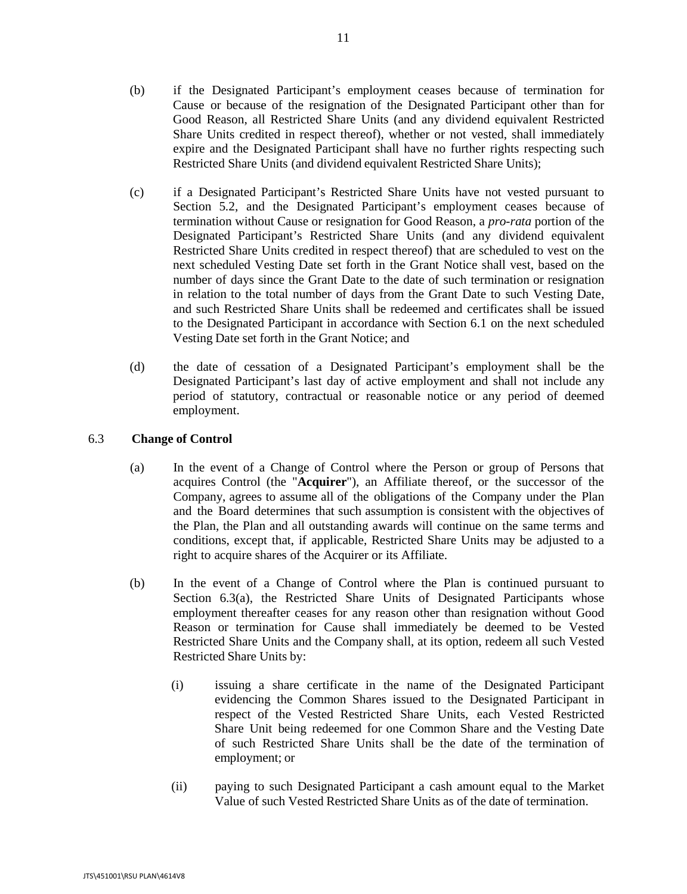(b) if the Designated Participant's employment ceases because of termination for Cause or because of the resignation of the Designated Participant other than for Good Reason, all Restricted Share Units (and any dividend equivalent Restricted Share Units credited in respect thereof), whether or not vested, shall immediately expire and the Designated Participant shall have no further rights respecting such Restricted Share Units (and dividend equivalent Restricted Share Units);

(c) if a Designated Participant's Restricted Share Units have not vested pursuant to Section 5.2, and the Designated Participant's employment ceases because of termination without Cause or resignation for Good Reason, a *pro-rata* portion of the Designated Participant's Restricted Share Units (and any dividend equivalent Restricted Share Units credited in respect thereof) that are scheduled to vest on the next scheduled Vesting Date set forth in the Grant Notice shall vest, based on the number of days since the Grant Date to the date of such termination or resignation in relation to the total number of days from the Grant Date to such Vesting Date, and such Restricted Share Units shall be redeemed and certificates shall be issued to the Designated Participant in accordance with Section 6.1 on the next scheduled Vesting Date set forth in the Grant Notice; and

(d) the date of cessation of a Designated Participant's employment shall be the Designated Participant's last day of active employment and shall not include any period of statutory, contractual or reasonable notice or any period of deemed employment.

### 6.3 Change of Control

(a) In the event of a Change of Control where the Person or group of Persons that acquires Control (the "**Acquirer**"), an Affiliate thereof, or the successor of the Company, agrees to assume all of the obligations of the Company under the Plan and the Board determines that such assumption is consistent with the objectives of the Plan, the Plan and all outstanding awards will continue on the same terms and conditions, except that, if applicable, Restricted Share Units may be adjusted to a right to acquire shares of the Acquirer or its Affiliate.

(b) In the event of a Change of Control where the Plan is continued pursuant to Section 6.3(a), the Restricted Share Units of Designated Participants whose employment thereafter ceases for any reason other than resignation without Good Reason or termination for Cause shall immediately be deemed to be Vested Restricted Share Units and the Company shall, at its option, redeem all such Vested Restricted Share Units by:

(i) issuing a share certificate in the name of the Designated Participant evidencing the Common Shares issued to the Designated Participant in respect of the Vested Restricted Share Units, each Vested Restricted Share Unit being redeemed for one Common Share and the Vesting Date of such Restricted Share Units shall be the date of the termination of employment; or

(ii) paying to such Designated Participant a cash amount equal to the Market Value of such Vested Restricted Share Units as of the date of termination.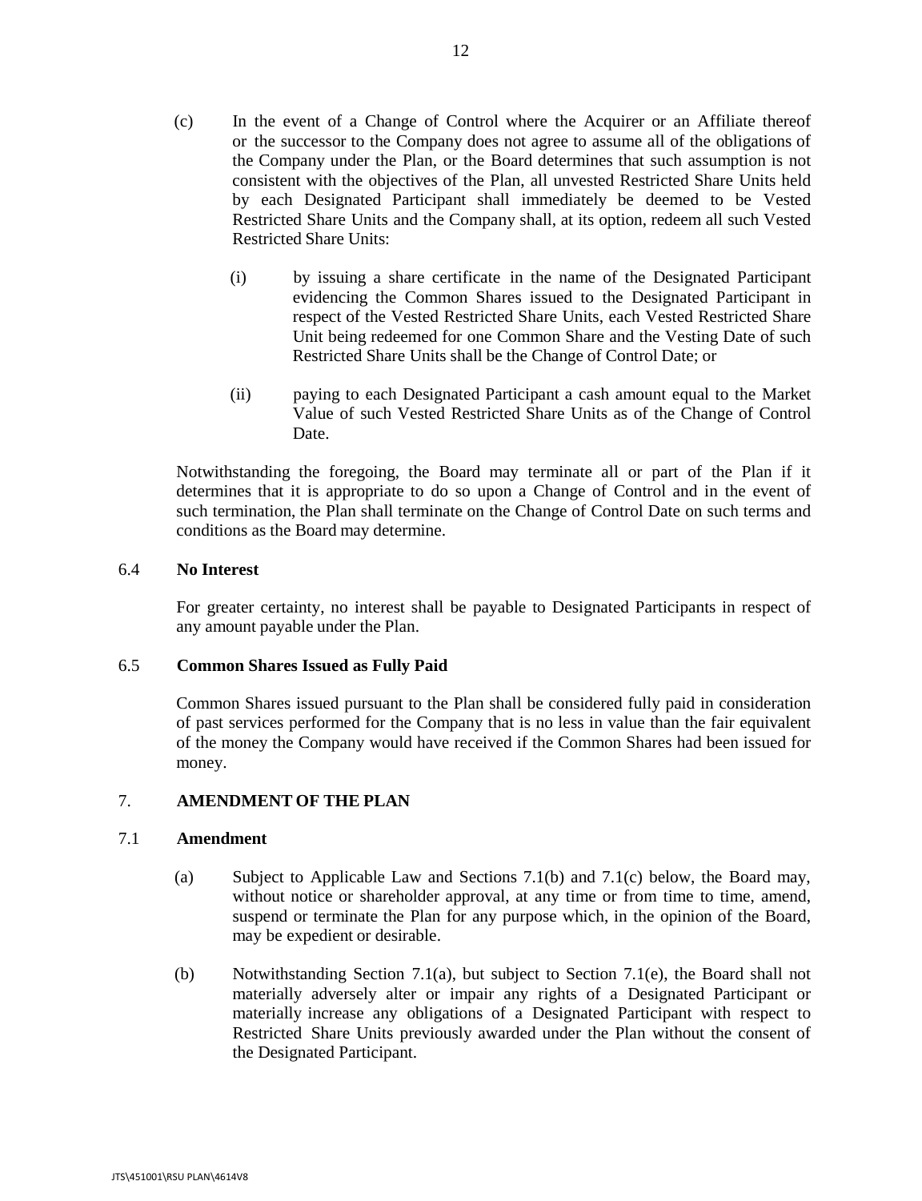(c) In the event of a Change of Control where the Acquirer or an Affiliate thereof or the successor to the Company does not agree to assume all of the obligations of the Company under the Plan, or the Board determines that such assumption is not consistent with the objectives of the Plan, all unvested Restricted Share Units held by each Designated Participant shall immediately be deemed to be Vested Restricted Share Units and the Company shall, at its option, redeem all such Vested Restricted Share Units:

  (i) by issuing a share certificate in the name of the Designated Participant evidencing the Common Shares issued to the Designated Participant in respect of the Vested Restricted Share Units, each Vested Restricted Share Unit being redeemed for one Common Share and the Vesting Date of such Restricted Share Units shall be the Change of Control Date; or

  (ii) paying to each Designated Participant a cash amount equal to the Market Value of such Vested Restricted Share Units as of the Change of Control Date.

Notwithstanding the foregoing, the Board may terminate all or part of the Plan if it determines that it is appropriate to do so upon a Change of Control and in the event of such termination, the Plan shall terminate on the Change of Control Date on such terms and conditions as the Board may determine.

### 6.4 **No Interest**

For greater certainty, no interest shall be payable to Designated Participants in respect of any amount payable under the Plan.

### 6.5 **Common Shares Issued as Fully Paid**

Common Shares issued pursuant to the Plan shall be considered fully paid in consideration of past services performed for the Company that is no less in value than the fair equivalent of the money the Company would have received if the Common Shares had been issued for money.

## 7. **AMENDMENT OF THE PLAN**

### 7.1 **Amendment**

(a) Subject to Applicable Law and Sections 7.1(b) and 7.1(c) below, the Board may, without notice or shareholder approval, at any time or from time to time, amend, suspend or terminate the Plan for any purpose which, in the opinion of the Board, may be expedient or desirable.

(b) Notwithstanding Section 7.1(a), but subject to Section 7.1(e), the Board shall not materially adversely alter or impair any rights of a Designated Participant or materially increase any obligations of a Designated Participant with respect to Restricted Share Units previously awarded under the Plan without the consent of the Designated Participant.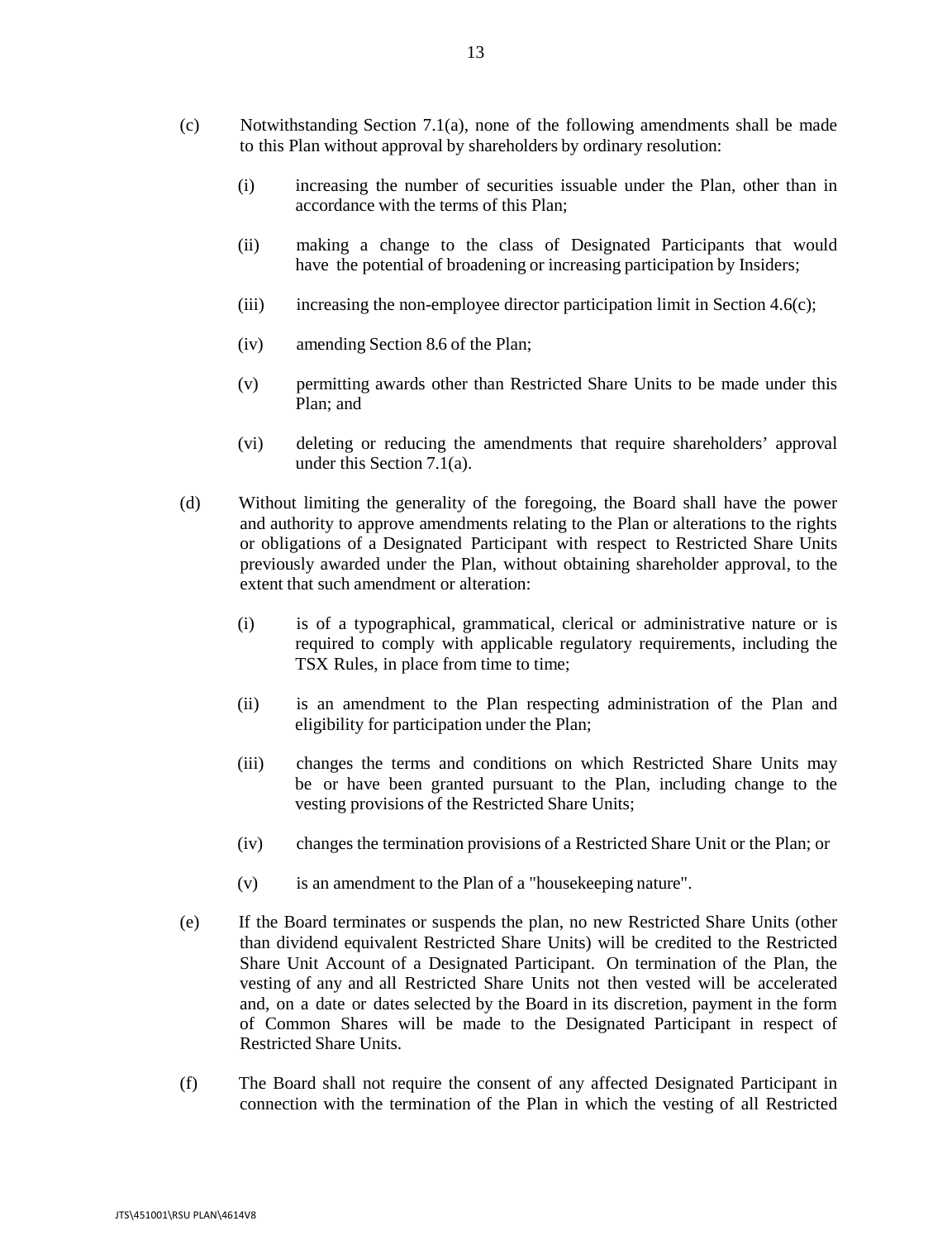(c) Notwithstanding Section 7.1(a), none of the following amendments shall be made to this Plan without approval by shareholders by ordinary resolution:

(i) increasing the number of securities issuable under the Plan, other than in accordance with the terms of this Plan;

(ii) making a change to the class of Designated Participants that would have the potential of broadening or increasing participation by Insiders;

(iii) increasing the non-employee director participation limit in Section 4.6(c);

(iv) amending Section 8.6 of the Plan;

(v) permitting awards other than Restricted Share Units to be made under this Plan; and

(vi) deleting or reducing the amendments that require shareholders' approval under this Section 7.1(a).

(d) Without limiting the generality of the foregoing, the Board shall have the power and authority to approve amendments relating to the Plan or alterations to the rights or obligations of a Designated Participant with respect to Restricted Share Units previously awarded under the Plan, without obtaining shareholder approval, to the extent that such amendment or alteration:

(i) is of a typographical, grammatical, clerical or administrative nature or is required to comply with applicable regulatory requirements, including the TSX Rules, in place from time to time;

(ii) is an amendment to the Plan respecting administration of the Plan and eligibility for participation under the Plan;

(iii) changes the terms and conditions on which Restricted Share Units may be or have been granted pursuant to the Plan, including change to the vesting provisions of the Restricted Share Units;

(iv) changes the termination provisions of a Restricted Share Unit or the Plan; or

(v) is an amendment to the Plan of a "housekeeping nature".

(e) If the Board terminates or suspends the plan, no new Restricted Share Units (other than dividend equivalent Restricted Share Units) will be credited to the Restricted Share Unit Account of a Designated Participant. On termination of the Plan, the vesting of any and all Restricted Share Units not then vested will be accelerated and, on a date or dates selected by the Board in its discretion, payment in the form of Common Shares will be made to the Designated Participant in respect of Restricted Share Units.

(f) The Board shall not require the consent of any affected Designated Participant in connection with the termination of the Plan in which the vesting of all Restricted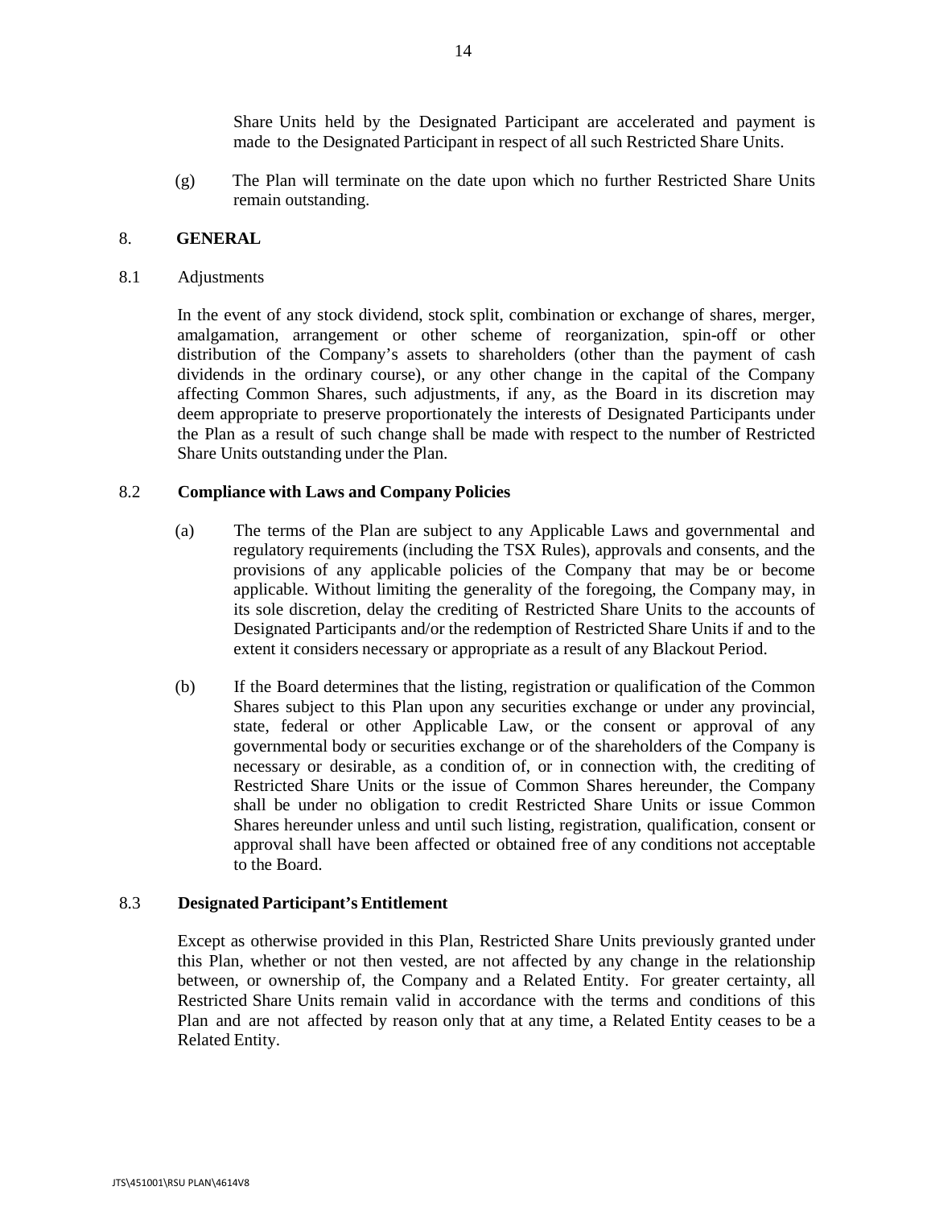Share Units held by the Designated Participant are accelerated and payment is made to the Designated Participant in respect of all such Restricted Share Units.

(g) The Plan will terminate on the date upon which no further Restricted Share Units remain outstanding.

## 8. GENERAL

### 8.1 Adjustments

In the event of any stock dividend, stock split, combination or exchange of shares, merger, amalgamation, arrangement or other scheme of reorganization, spin-off or other distribution of the Company's assets to shareholders (other than the payment of cash dividends in the ordinary course), or any other change in the capital of the Company affecting Common Shares, such adjustments, if any, as the Board in its discretion may deem appropriate to preserve proportionately the interests of Designated Participants under the Plan as a result of such change shall be made with respect to the number of Restricted Share Units outstanding under the Plan.

### 8.2 Compliance with Laws and Company Policies

(a) The terms of the Plan are subject to any Applicable Laws and governmental and regulatory requirements (including the TSX Rules), approvals and consents, and the provisions of any applicable policies of the Company that may be or become applicable. Without limiting the generality of the foregoing, the Company may, in its sole discretion, delay the crediting of Restricted Share Units to the accounts of Designated Participants and/or the redemption of Restricted Share Units if and to the extent it considers necessary or appropriate as a result of any Blackout Period.

(b) If the Board determines that the listing, registration or qualification of the Common Shares subject to this Plan upon any securities exchange or under any provincial, state, federal or other Applicable Law, or the consent or approval of any governmental body or securities exchange or of the shareholders of the Company is necessary or desirable, as a condition of, or in connection with, the crediting of Restricted Share Units or the issue of Common Shares hereunder, the Company shall be under no obligation to credit Restricted Share Units or issue Common Shares hereunder unless and until such listing, registration, qualification, consent or approval shall have been affected or obtained free of any conditions not acceptable to the Board.

### 8.3 Designated Participant's Entitlement

Except as otherwise provided in this Plan, Restricted Share Units previously granted under this Plan, whether or not then vested, are not affected by any change in the relationship between, or ownership of, the Company and a Related Entity. For greater certainty, all Restricted Share Units remain valid in accordance with the terms and conditions of this Plan and are not affected by reason only that at any time, a Related Entity ceases to be a Related Entity.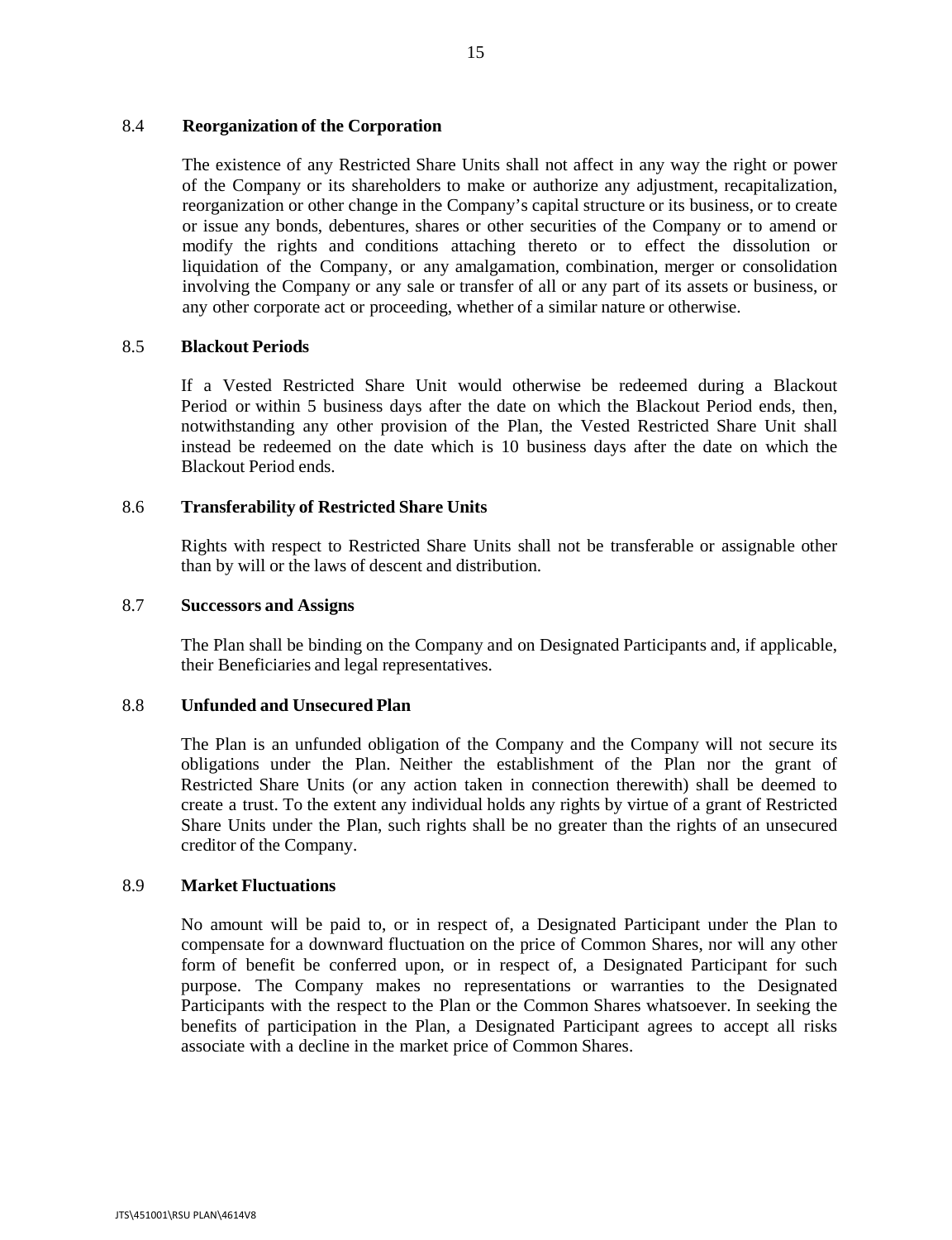### 8.4 Reorganization of the Corporation

The existence of any Restricted Share Units shall not affect in any way the right or power of the Company or its shareholders to make or authorize any adjustment, recapitalization, reorganization or other change in the Company's capital structure or its business, or to create or issue any bonds, debentures, shares or other securities of the Company or to amend or modify the rights and conditions attaching thereto or to effect the dissolution or liquidation of the Company, or any amalgamation, combination, merger or consolidation involving the Company or any sale or transfer of all or any part of its assets or business, or any other corporate act or proceeding, whether of a similar nature or otherwise.

### 8.5 Blackout Periods

If a Vested Restricted Share Unit would otherwise be redeemed during a Blackout Period or within 5 business days after the date on which the Blackout Period ends, then, notwithstanding any other provision of the Plan, the Vested Restricted Share Unit shall instead be redeemed on the date which is 10 business days after the date on which the Blackout Period ends.

### 8.6 Transferability of Restricted Share Units

Rights with respect to Restricted Share Units shall not be transferable or assignable other than by will or the laws of descent and distribution.

### 8.7 Successors and Assigns

The Plan shall be binding on the Company and on Designated Participants and, if applicable, their Beneficiaries and legal representatives.

### 8.8 Unfunded and Unsecured Plan

The Plan is an unfunded obligation of the Company and the Company will not secure its obligations under the Plan. Neither the establishment of the Plan nor the grant of Restricted Share Units (or any action taken in connection therewith) shall be deemed to create a trust. To the extent any individual holds any rights by virtue of a grant of Restricted Share Units under the Plan, such rights shall be no greater than the rights of an unsecured creditor of the Company.

### 8.9 Market Fluctuations

No amount will be paid to, or in respect of, a Designated Participant under the Plan to compensate for a downward fluctuation on the price of Common Shares, nor will any other form of benefit be conferred upon, or in respect of, a Designated Participant for such purpose. The Company makes no representations or warranties to the Designated Participants with the respect to the Plan or the Common Shares whatsoever. In seeking the benefits of participation in the Plan, a Designated Participant agrees to accept all risks associate with a decline in the market price of Common Shares.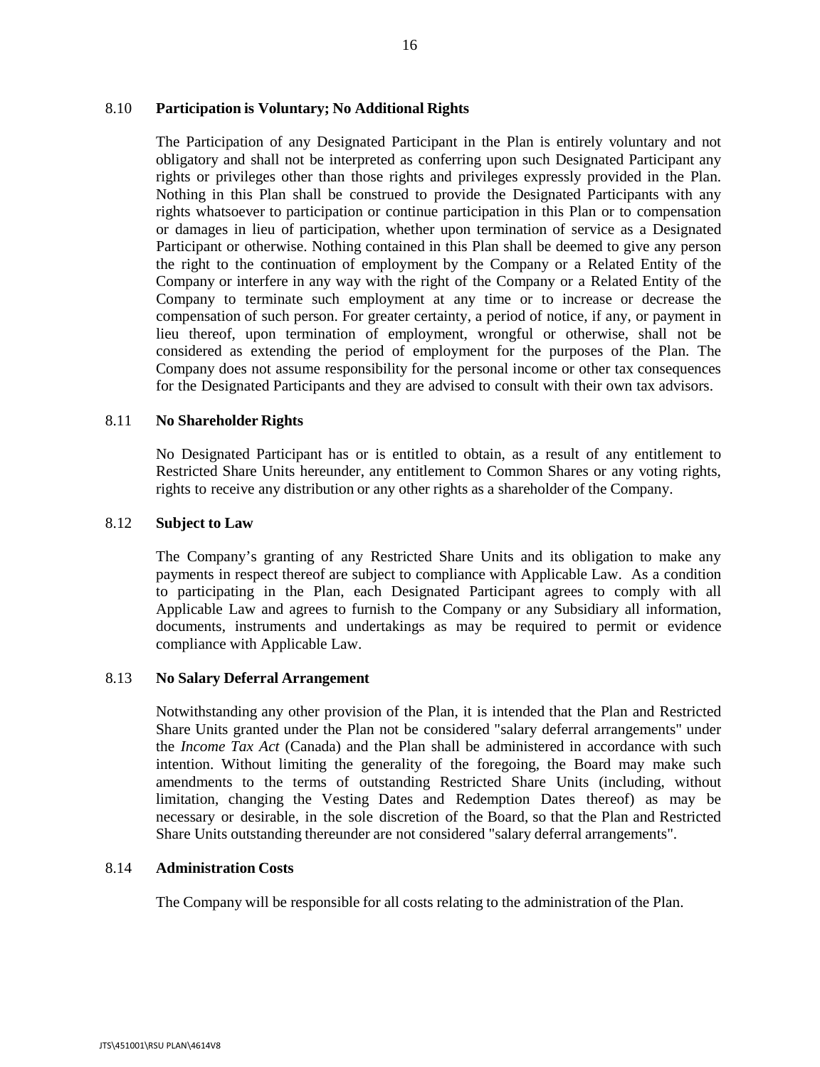### 8.10 **Participation is Voluntary; No Additional Rights**

The Participation of any Designated Participant in the Plan is entirely voluntary and not obligatory and shall not be interpreted as conferring upon such Designated Participant any rights or privileges other than those rights and privileges expressly provided in the Plan. Nothing in this Plan shall be construed to provide the Designated Participants with any rights whatsoever to participation or continue participation in this Plan or to compensation or damages in lieu of participation, whether upon termination of service as a Designated Participant or otherwise. Nothing contained in this Plan shall be deemed to give any person the right to the continuation of employment by the Company or a Related Entity of the Company or interfere in any way with the right of the Company or a Related Entity of the Company to terminate such employment at any time or to increase or decrease the compensation of such person. For greater certainty, a period of notice, if any, or payment in lieu thereof, upon termination of employment, wrongful or otherwise, shall not be considered as extending the period of employment for the purposes of the Plan. The Company does not assume responsibility for the personal income or other tax consequences for the Designated Participants and they are advised to consult with their own tax advisors.

### 8.11 **No Shareholder Rights**

No Designated Participant has or is entitled to obtain, as a result of any entitlement to Restricted Share Units hereunder, any entitlement to Common Shares or any voting rights, rights to receive any distribution or any other rights as a shareholder of the Company.

### 8.12 **Subject to Law**

The Company's granting of any Restricted Share Units and its obligation to make any payments in respect thereof are subject to compliance with Applicable Law. As a condition to participating in the Plan, each Designated Participant agrees to comply with all Applicable Law and agrees to furnish to the Company or any Subsidiary all information, documents, instruments and undertakings as may be required to permit or evidence compliance with Applicable Law.

### 8.13 **No Salary Deferral Arrangement**

Notwithstanding any other provision of the Plan, it is intended that the Plan and Restricted Share Units granted under the Plan not be considered "salary deferral arrangements" under the *Income Tax Act* (Canada) and the Plan shall be administered in accordance with such intention. Without limiting the generality of the foregoing, the Board may make such amendments to the terms of outstanding Restricted Share Units (including, without limitation, changing the Vesting Dates and Redemption Dates thereof) as may be necessary or desirable, in the sole discretion of the Board, so that the Plan and Restricted Share Units outstanding thereunder are not considered "salary deferral arrangements".

### 8.14 **Administration Costs**

The Company will be responsible for all costs relating to the administration of the Plan.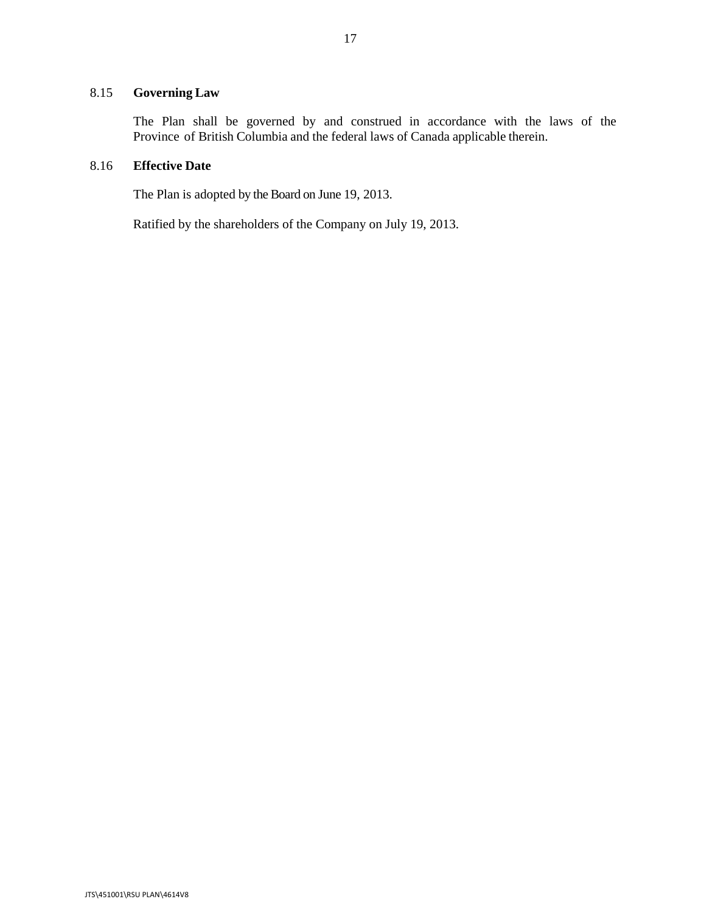### 8.15 **Governing Law**

The Plan shall be governed by and construed in accordance with the laws of the Province of British Columbia and the federal laws of Canada applicable therein.

### 8.16 **Effective Date**

The Plan is adopted by the Board on June 19, 2013.

Ratified by the shareholders of the Company on July 19, 2013.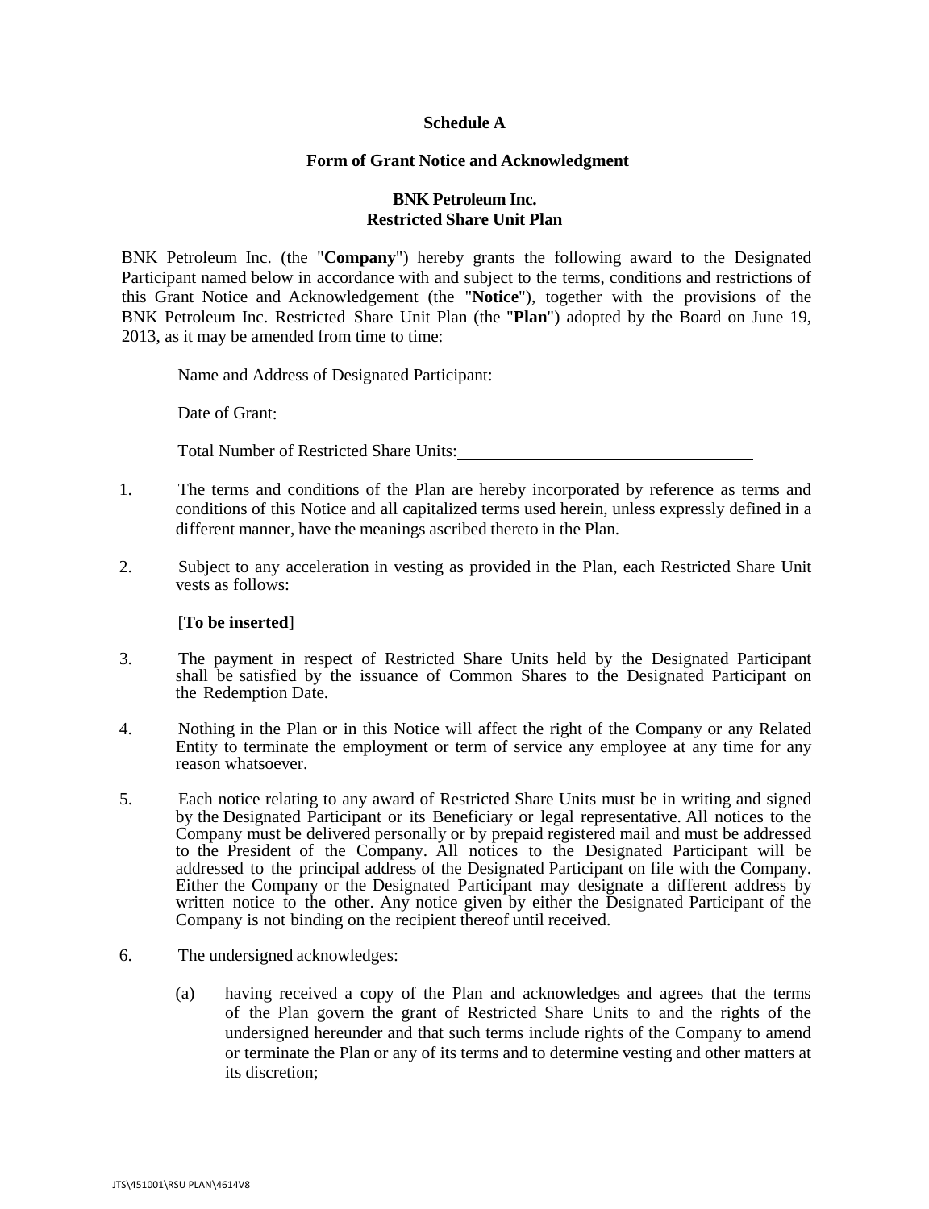**Schedule A**

**Form of Grant Notice and Acknowledgment**

**BNK Petroleum Inc.**
**Restricted Share Unit Plan**

BNK Petroleum Inc. (the "**Company**") hereby grants the following award to the Designated Participant named below in accordance with and subject to the terms, conditions and restrictions of this Grant Notice and Acknowledgement (the "**Notice**"), together with the provisions of the BNK Petroleum Inc. Restricted Share Unit Plan (the "**Plan**") adopted by the Board on June 19, 2013, as it may be amended from time to time:

Name and Address of Designated Participant: ______________________________

Date of Grant: ______________________________

Total Number of Restricted Share Units: ______________________________

1. The terms and conditions of the Plan are hereby incorporated by reference as terms and conditions of this Notice and all capitalized terms used herein, unless expressly defined in a different manner, have the meanings ascribed thereto in the Plan.

2. Subject to any acceleration in vesting as provided in the Plan, each Restricted Share Unit vests as follows:

   [**To be inserted**]

3. The payment in respect of Restricted Share Units held by the Designated Participant shall be satisfied by the issuance of Common Shares to the Designated Participant on the Redemption Date.

4. Nothing in the Plan or in this Notice will affect the right of the Company or any Related Entity to terminate the employment or term of service any employee at any time for any reason whatsoever.

5. Each notice relating to any award of Restricted Share Units must be in writing and signed by the Designated Participant or its Beneficiary or legal representative. All notices to the Company must be delivered personally or by prepaid registered mail and must be addressed to the President of the Company. All notices to the Designated Participant will be addressed to the principal address of the Designated Participant on file with the Company. Either the Company or the Designated Participant may designate a different address by written notice to the other. Any notice given by either the Designated Participant of the Company is not binding on the recipient thereof until received.

6. The undersigned acknowledges:

   (a) having received a copy of the Plan and acknowledges and agrees that the terms of the Plan govern the grant of Restricted Share Units to and the rights of the undersigned hereunder and that such terms include rights of the Company to amend or terminate the Plan or any of its terms and to determine vesting and other matters at its discretion;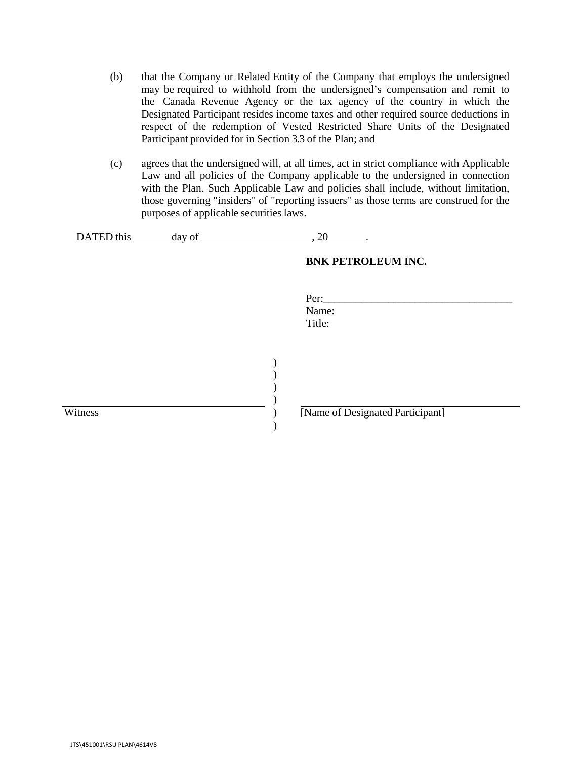(b) that the Company or Related Entity of the Company that employs the undersigned may be required to withhold from the undersigned's compensation and remit to the Canada Revenue Agency or the tax agency of the country in which the Designated Participant resides income taxes and other required source deductions in respect of the redemption of Vested Restricted Share Units of the Designated Participant provided for in Section 3.3 of the Plan; and

(c) agrees that the undersigned will, at all times, act in strict compliance with Applicable Law and all policies of the Company applicable to the undersigned in connection with the Plan. Such Applicable Law and policies shall include, without limitation, those governing "insiders" of "reporting issuers" as those terms are construed for the purposes of applicable securities laws.

DATED this _______ day of ____________________, 20_______.

**BNK PETROLEUM INC.**

Per:___________________________________
Name:
Title:

| | | |
|---|---|---|
| ________________________________ | ) | ________________________________ |
| Witness | ) | [Name of Designated Participant] |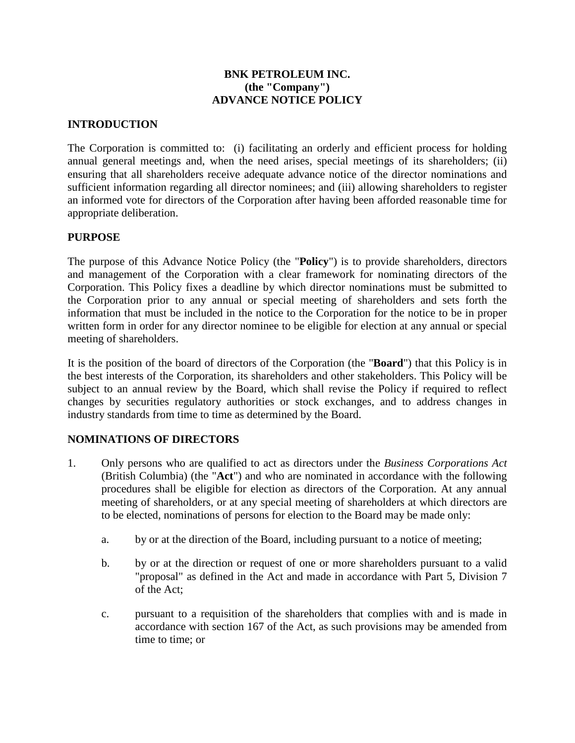**BNK PETROLEUM INC.**
**(the "Company")**
**ADVANCE NOTICE POLICY**

## INTRODUCTION

The Corporation is committed to: (i) facilitating an orderly and efficient process for holding annual general meetings and, when the need arises, special meetings of its shareholders; (ii) ensuring that all shareholders receive adequate advance notice of the director nominations and sufficient information regarding all director nominees; and (iii) allowing shareholders to register an informed vote for directors of the Corporation after having been afforded reasonable time for appropriate deliberation.

## PURPOSE

The purpose of this Advance Notice Policy (the "**Policy**") is to provide shareholders, directors and management of the Corporation with a clear framework for nominating directors of the Corporation. This Policy fixes a deadline by which director nominations must be submitted to the Corporation prior to any annual or special meeting of shareholders and sets forth the information that must be included in the notice to the Corporation for the notice to be in proper written form in order for any director nominee to be eligible for election at any annual or special meeting of shareholders.

It is the position of the board of directors of the Corporation (the "**Board**") that this Policy is in the best interests of the Corporation, its shareholders and other stakeholders. This Policy will be subject to an annual review by the Board, which shall revise the Policy if required to reflect changes by securities regulatory authorities or stock exchanges, and to address changes in industry standards from time to time as determined by the Board.

## NOMINATIONS OF DIRECTORS

1. Only persons who are qualified to act as directors under the *Business Corporations Act* (British Columbia) (the "**Act**") and who are nominated in accordance with the following procedures shall be eligible for election as directors of the Corporation. At any annual meeting of shareholders, or at any special meeting of shareholders at which directors are to be elected, nominations of persons for election to the Board may be made only:

   a. by or at the direction of the Board, including pursuant to a notice of meeting;

   b. by or at the direction or request of one or more shareholders pursuant to a valid "proposal" as defined in the Act and made in accordance with Part 5, Division 7 of the Act;

   c. pursuant to a requisition of the shareholders that complies with and is made in accordance with section 167 of the Act, as such provisions may be amended from time to time; or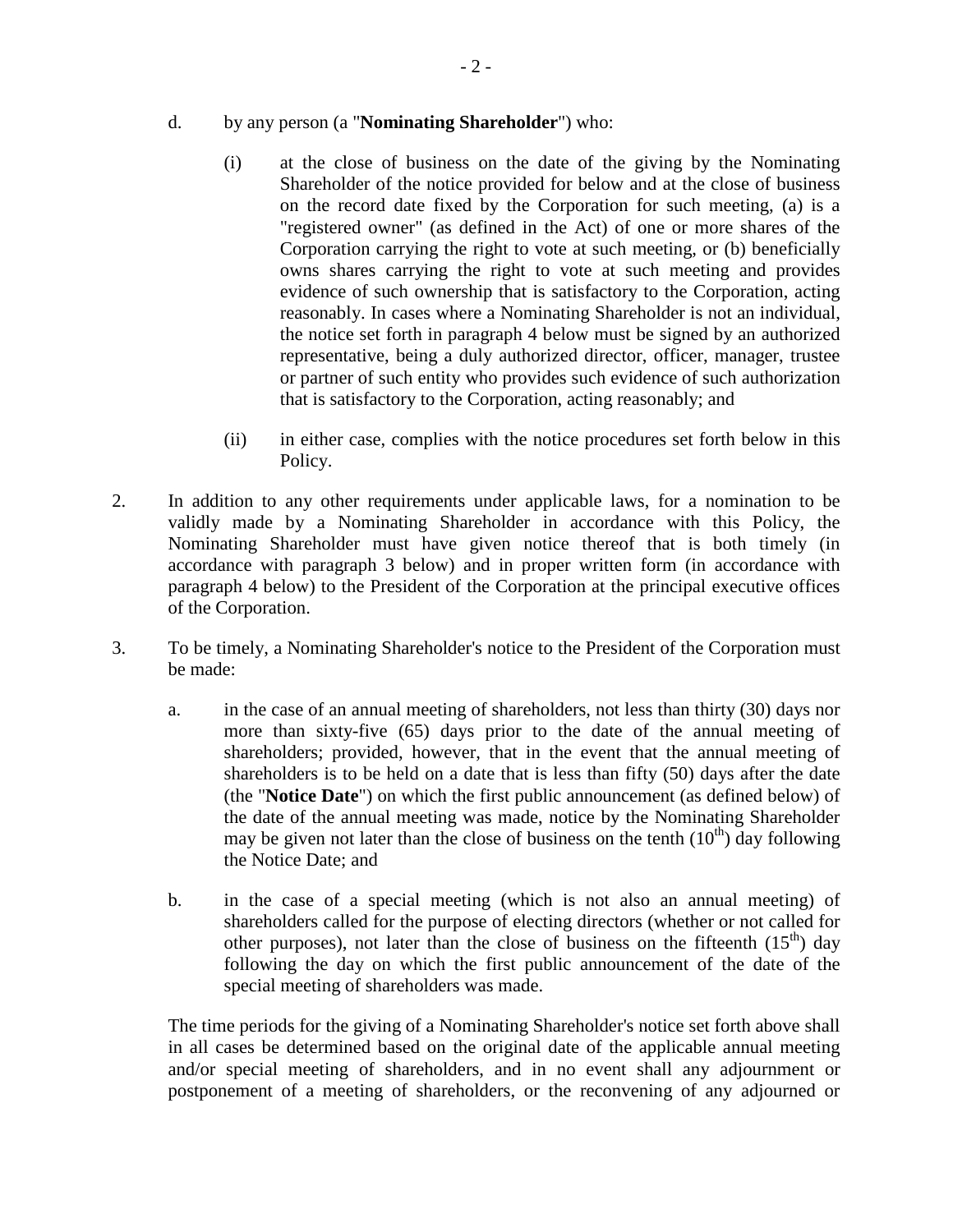d. by any person (a "**Nominating Shareholder**") who:

   (i) at the close of business on the date of the giving by the Nominating Shareholder of the notice provided for below and at the close of business on the record date fixed by the Corporation for such meeting, (a) is a "registered owner" (as defined in the Act) of one or more shares of the Corporation carrying the right to vote at such meeting, or (b) beneficially owns shares carrying the right to vote at such meeting and provides evidence of such ownership that is satisfactory to the Corporation, acting reasonably. In cases where a Nominating Shareholder is not an individual, the notice set forth in paragraph 4 below must be signed by an authorized representative, being a duly authorized director, officer, manager, trustee or partner of such entity who provides such evidence of such authorization that is satisfactory to the Corporation, acting reasonably; and

   (ii) in either case, complies with the notice procedures set forth below in this Policy.

2. In addition to any other requirements under applicable laws, for a nomination to be validly made by a Nominating Shareholder in accordance with this Policy, the Nominating Shareholder must have given notice thereof that is both timely (in accordance with paragraph 3 below) and in proper written form (in accordance with paragraph 4 below) to the President of the Corporation at the principal executive offices of the Corporation.

3. To be timely, a Nominating Shareholder's notice to the President of the Corporation must be made:

   a. in the case of an annual meeting of shareholders, not less than thirty (30) days nor more than sixty-five (65) days prior to the date of the annual meeting of shareholders; provided, however, that in the event that the annual meeting of shareholders is to be held on a date that is less than fifty (50) days after the date (the "**Notice Date**") on which the first public announcement (as defined below) of the date of the annual meeting was made, notice by the Nominating Shareholder may be given not later than the close of business on the tenth (10th) day following the Notice Date; and

   b. in the case of a special meeting (which is not also an annual meeting) of shareholders called for the purpose of electing directors (whether or not called for other purposes), not later than the close of business on the fifteenth (15th) day following the day on which the first public announcement of the date of the special meeting of shareholders was made.

   The time periods for the giving of a Nominating Shareholder's notice set forth above shall in all cases be determined based on the original date of the applicable annual meeting and/or special meeting of shareholders, and in no event shall any adjournment or postponement of a meeting of shareholders, or the reconvening of any adjourned or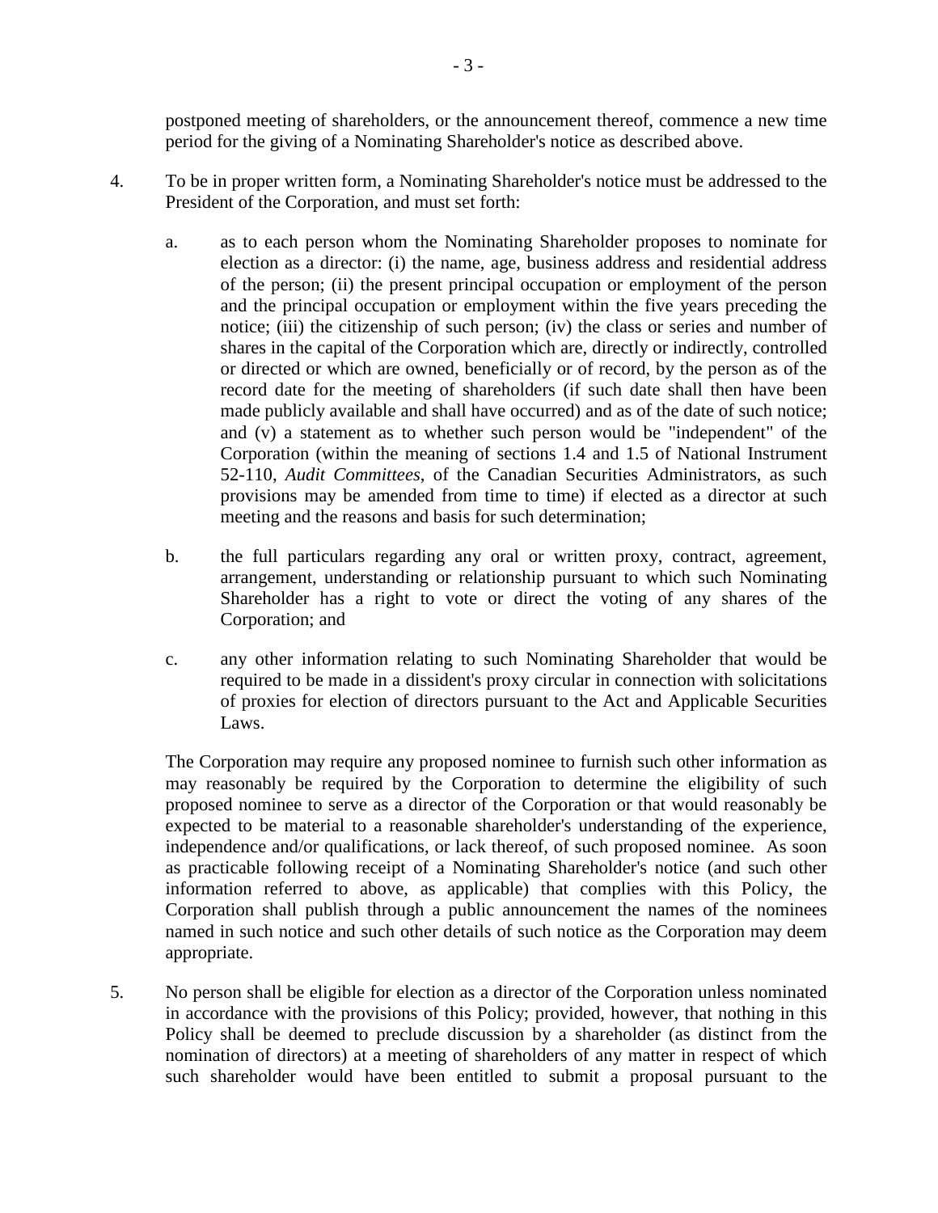postponed meeting of shareholders, or the announcement thereof, commence a new time period for the giving of a Nominating Shareholder's notice as described above.

4. To be in proper written form, a Nominating Shareholder's notice must be addressed to the President of the Corporation, and must set forth:

   a. as to each person whom the Nominating Shareholder proposes to nominate for election as a director: (i) the name, age, business address and residential address of the person; (ii) the present principal occupation or employment of the person and the principal occupation or employment within the five years preceding the notice; (iii) the citizenship of such person; (iv) the class or series and number of shares in the capital of the Corporation which are, directly or indirectly, controlled or directed or which are owned, beneficially or of record, by the person as of the record date for the meeting of shareholders (if such date shall then have been made publicly available and shall have occurred) and as of the date of such notice; and (v) a statement as to whether such person would be "independent" of the Corporation (within the meaning of sections 1.4 and 1.5 of National Instrument 52-110, *Audit Committees*, of the Canadian Securities Administrators, as such provisions may be amended from time to time) if elected as a director at such meeting and the reasons and basis for such determination;

   b. the full particulars regarding any oral or written proxy, contract, agreement, arrangement, understanding or relationship pursuant to which such Nominating Shareholder has a right to vote or direct the voting of any shares of the Corporation; and

   c. any other information relating to such Nominating Shareholder that would be required to be made in a dissident's proxy circular in connection with solicitations of proxies for election of directors pursuant to the Act and Applicable Securities Laws.

   The Corporation may require any proposed nominee to furnish such other information as may reasonably be required by the Corporation to determine the eligibility of such proposed nominee to serve as a director of the Corporation or that would reasonably be expected to be material to a reasonable shareholder's understanding of the experience, independence and/or qualifications, or lack thereof, of such proposed nominee. As soon as practicable following receipt of a Nominating Shareholder's notice (and such other information referred to above, as applicable) that complies with this Policy, the Corporation shall publish through a public announcement the names of the nominees named in such notice and such other details of such notice as the Corporation may deem appropriate.

5. No person shall be eligible for election as a director of the Corporation unless nominated in accordance with the provisions of this Policy; provided, however, that nothing in this Policy shall be deemed to preclude discussion by a shareholder (as distinct from the nomination of directors) at a meeting of shareholders of any matter in respect of which such shareholder would have been entitled to submit a proposal pursuant to the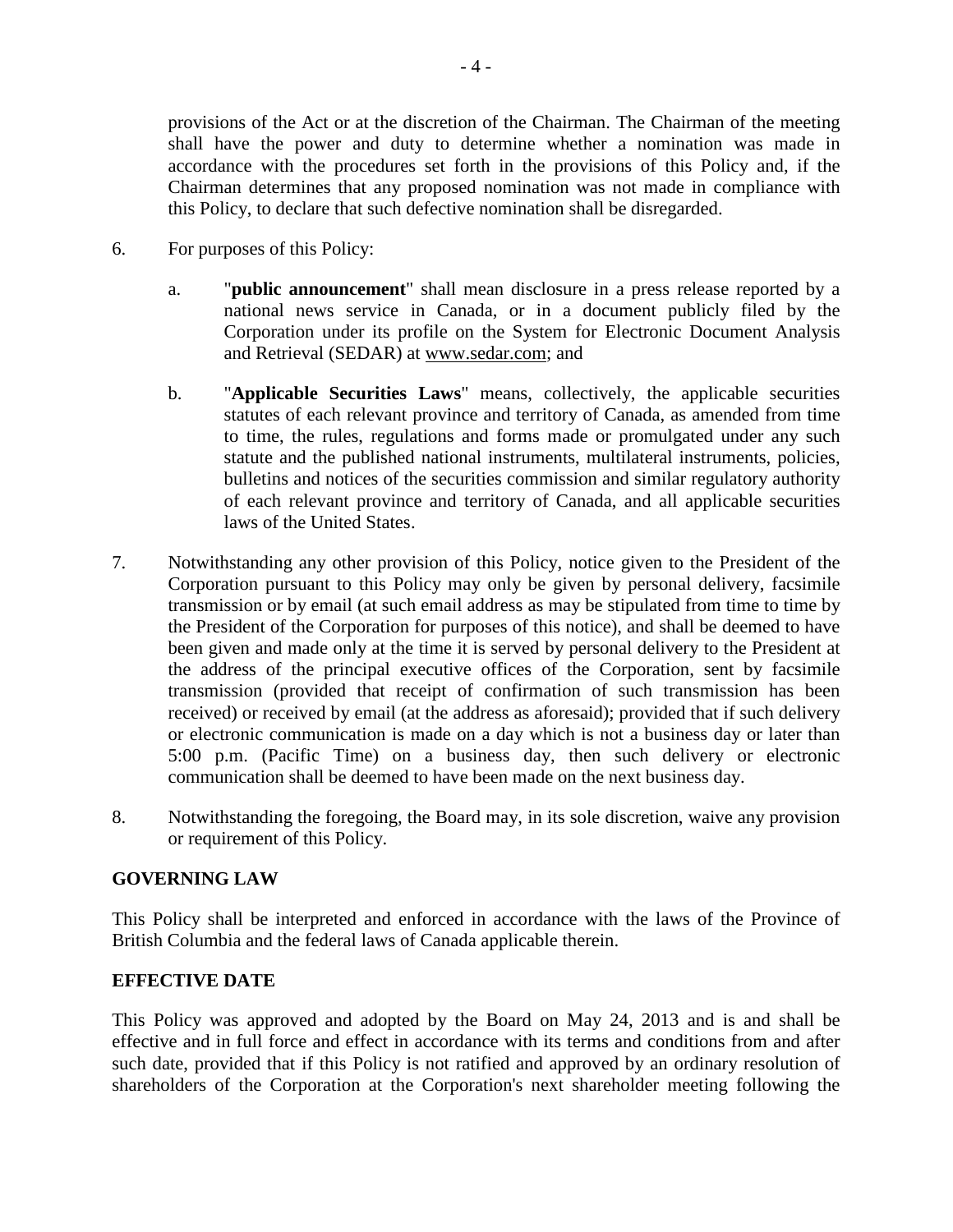provisions of the Act or at the discretion of the Chairman. The Chairman of the meeting shall have the power and duty to determine whether a nomination was made in accordance with the procedures set forth in the provisions of this Policy and, if the Chairman determines that any proposed nomination was not made in compliance with this Policy, to declare that such defective nomination shall be disregarded.

6. For purposes of this Policy:

   a. "**public announcement**" shall mean disclosure in a press release reported by a national news service in Canada, or in a document publicly filed by the Corporation under its profile on the System for Electronic Document Analysis and Retrieval (SEDAR) at www.sedar.com; and

   b. "**Applicable Securities Laws**" means, collectively, the applicable securities statutes of each relevant province and territory of Canada, as amended from time to time, the rules, regulations and forms made or promulgated under any such statute and the published national instruments, multilateral instruments, policies, bulletins and notices of the securities commission and similar regulatory authority of each relevant province and territory of Canada, and all applicable securities laws of the United States.

7. Notwithstanding any other provision of this Policy, notice given to the President of the Corporation pursuant to this Policy may only be given by personal delivery, facsimile transmission or by email (at such email address as may be stipulated from time to time by the President of the Corporation for purposes of this notice), and shall be deemed to have been given and made only at the time it is served by personal delivery to the President at the address of the principal executive offices of the Corporation, sent by facsimile transmission (provided that receipt of confirmation of such transmission has been received) or received by email (at the address as aforesaid); provided that if such delivery or electronic communication is made on a day which is not a business day or later than 5:00 p.m. (Pacific Time) on a business day, then such delivery or electronic communication shall be deemed to have been made on the next business day.

8. Notwithstanding the foregoing, the Board may, in its sole discretion, waive any provision or requirement of this Policy.

**GOVERNING LAW**

This Policy shall be interpreted and enforced in accordance with the laws of the Province of British Columbia and the federal laws of Canada applicable therein.

**EFFECTIVE DATE**

This Policy was approved and adopted by the Board on May 24, 2013 and is and shall be effective and in full force and effect in accordance with its terms and conditions from and after such date, provided that if this Policy is not ratified and approved by an ordinary resolution of shareholders of the Corporation at the Corporation's next shareholder meeting following the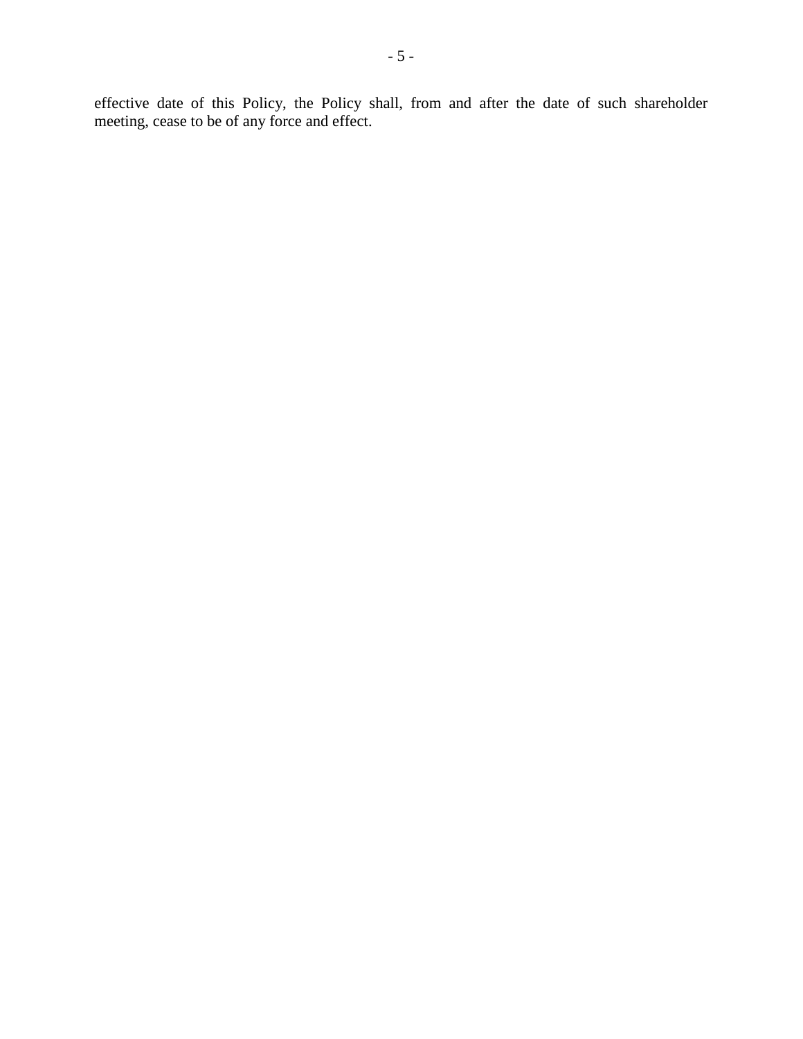effective date of this Policy, the Policy shall, from and after the date of such shareholder meeting, cease to be of any force and effect.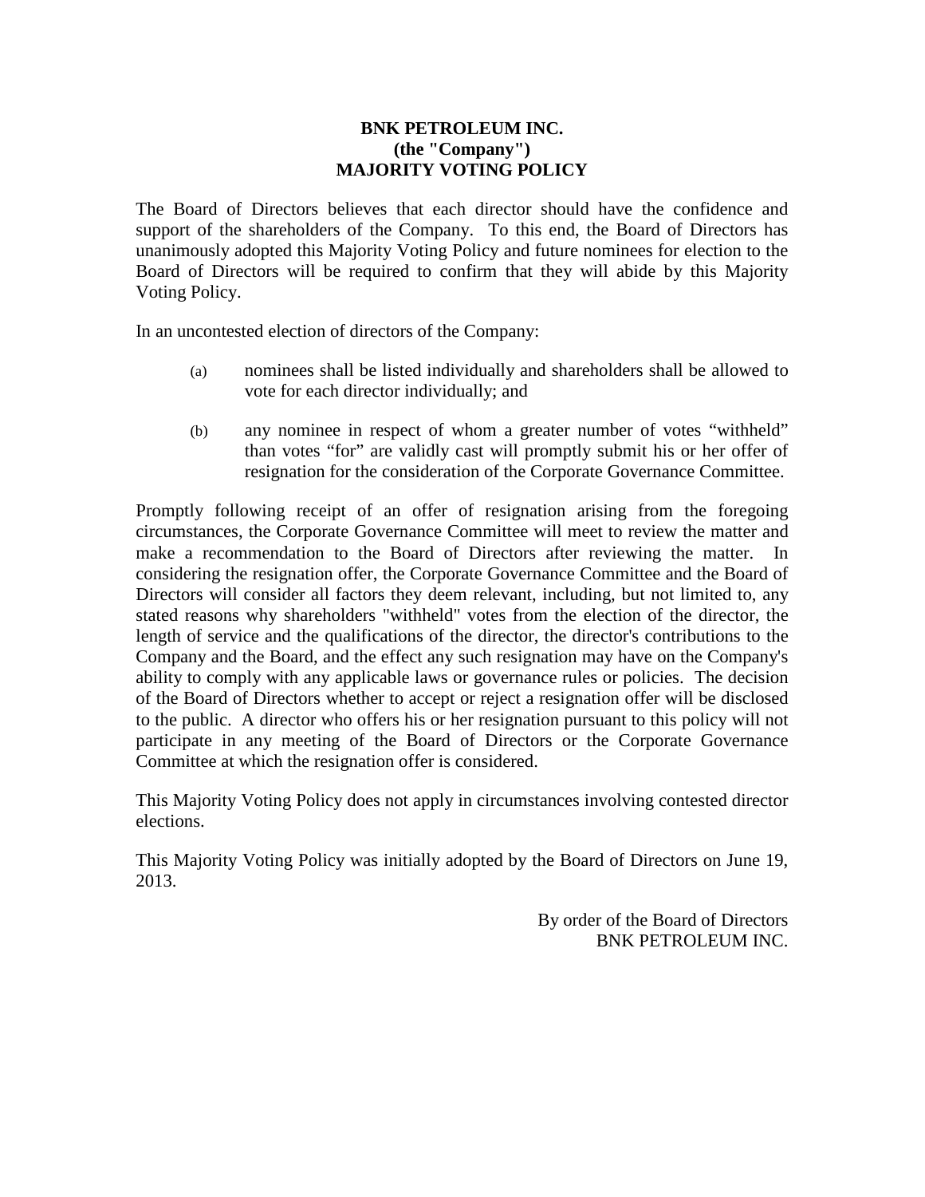**BNK PETROLEUM INC.**
**(the "Company")**
**MAJORITY VOTING POLICY**

The Board of Directors believes that each director should have the confidence and support of the shareholders of the Company. To this end, the Board of Directors has unanimously adopted this Majority Voting Policy and future nominees for election to the Board of Directors will be required to confirm that they will abide by this Majority Voting Policy.

In an uncontested election of directors of the Company:

(a) nominees shall be listed individually and shareholders shall be allowed to vote for each director individually; and

(b) any nominee in respect of whom a greater number of votes "withheld" than votes "for" are validly cast will promptly submit his or her offer of resignation for the consideration of the Corporate Governance Committee.

Promptly following receipt of an offer of resignation arising from the foregoing circumstances, the Corporate Governance Committee will meet to review the matter and make a recommendation to the Board of Directors after reviewing the matter. In considering the resignation offer, the Corporate Governance Committee and the Board of Directors will consider all factors they deem relevant, including, but not limited to, any stated reasons why shareholders "withheld" votes from the election of the director, the length of service and the qualifications of the director, the director's contributions to the Company and the Board, and the effect any such resignation may have on the Company's ability to comply with any applicable laws or governance rules or policies. The decision of the Board of Directors whether to accept or reject a resignation offer will be disclosed to the public. A director who offers his or her resignation pursuant to this policy will not participate in any meeting of the Board of Directors or the Corporate Governance Committee at which the resignation offer is considered.

This Majority Voting Policy does not apply in circumstances involving contested director elections.

This Majority Voting Policy was initially adopted by the Board of Directors on June 19, 2013.

By order of the Board of Directors
BNK PETROLEUM INC.